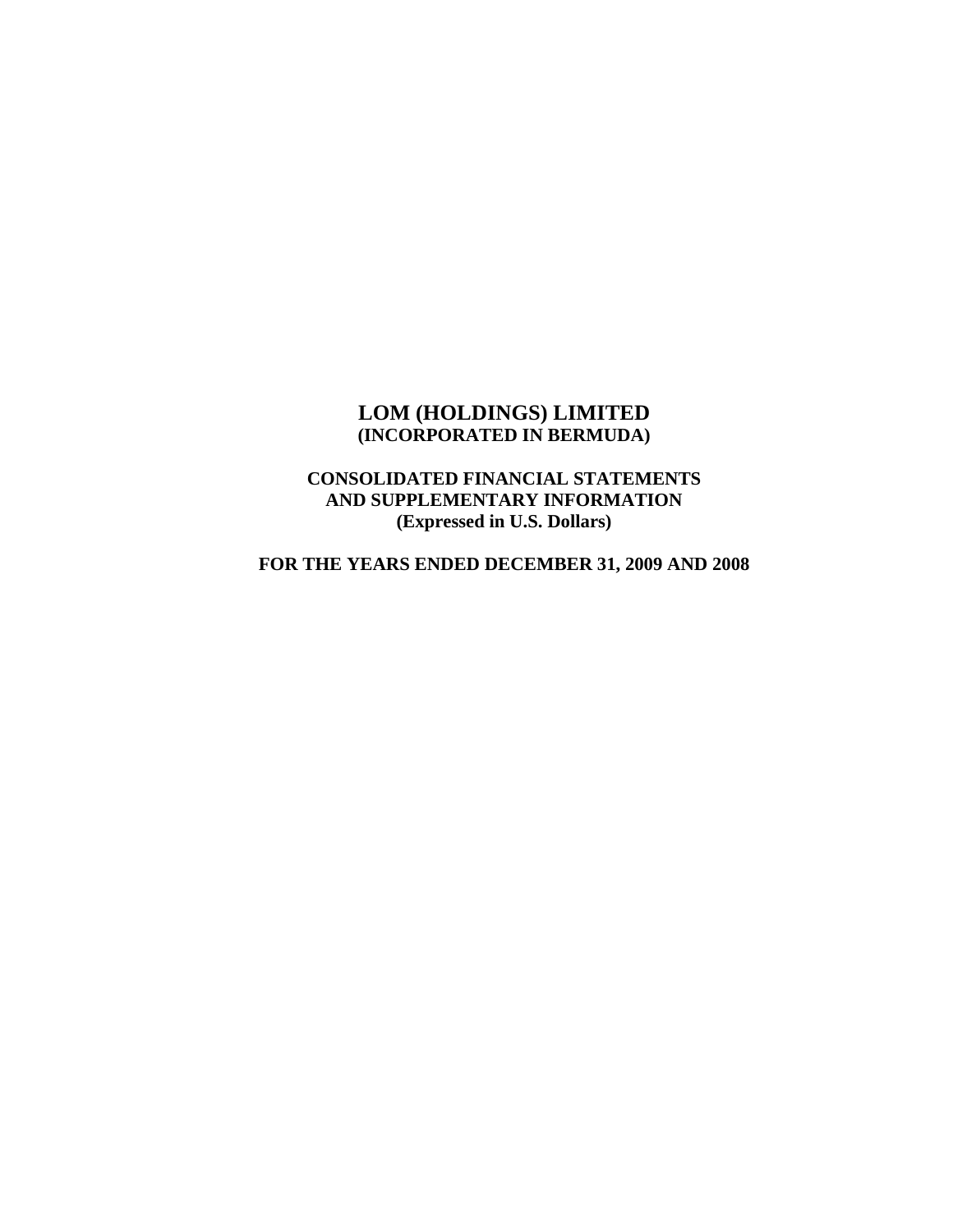# LOM (HOLDINGS) LIMITED
**(INCORPORATED IN BERMUDA)**

**CONSOLIDATED FINANCIAL STATEMENTS**
**AND SUPPLEMENTARY INFORMATION**
**(Expressed in U.S. Dollars)**

**FOR THE YEARS ENDED DECEMBER 31, 2009 AND 2008**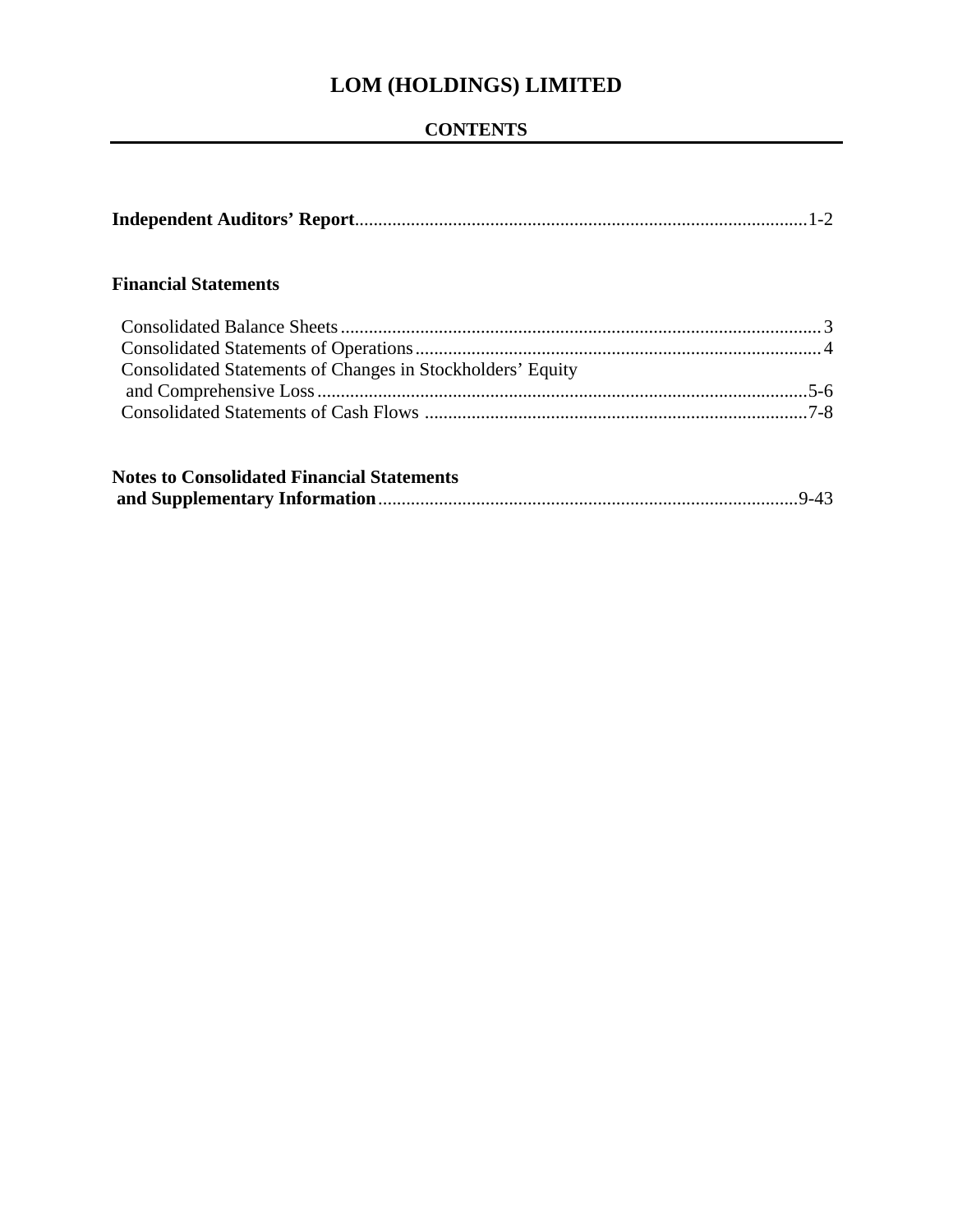# LOM (HOLDINGS) LIMITED

## CONTENTS

| | |
|---|---|
| **Independent Auditors' Report** | 1-2 |
| **Financial Statements** | |
| Consolidated Balance Sheets | 3 |
| Consolidated Statements of Operations | 4 |
| Consolidated Statements of Changes in Stockholders' Equity and Comprehensive Loss | 5-6 |
| Consolidated Statements of Cash Flows | 7-8 |
| **Notes to Consolidated Financial Statements and Supplementary Information** | 9-43 |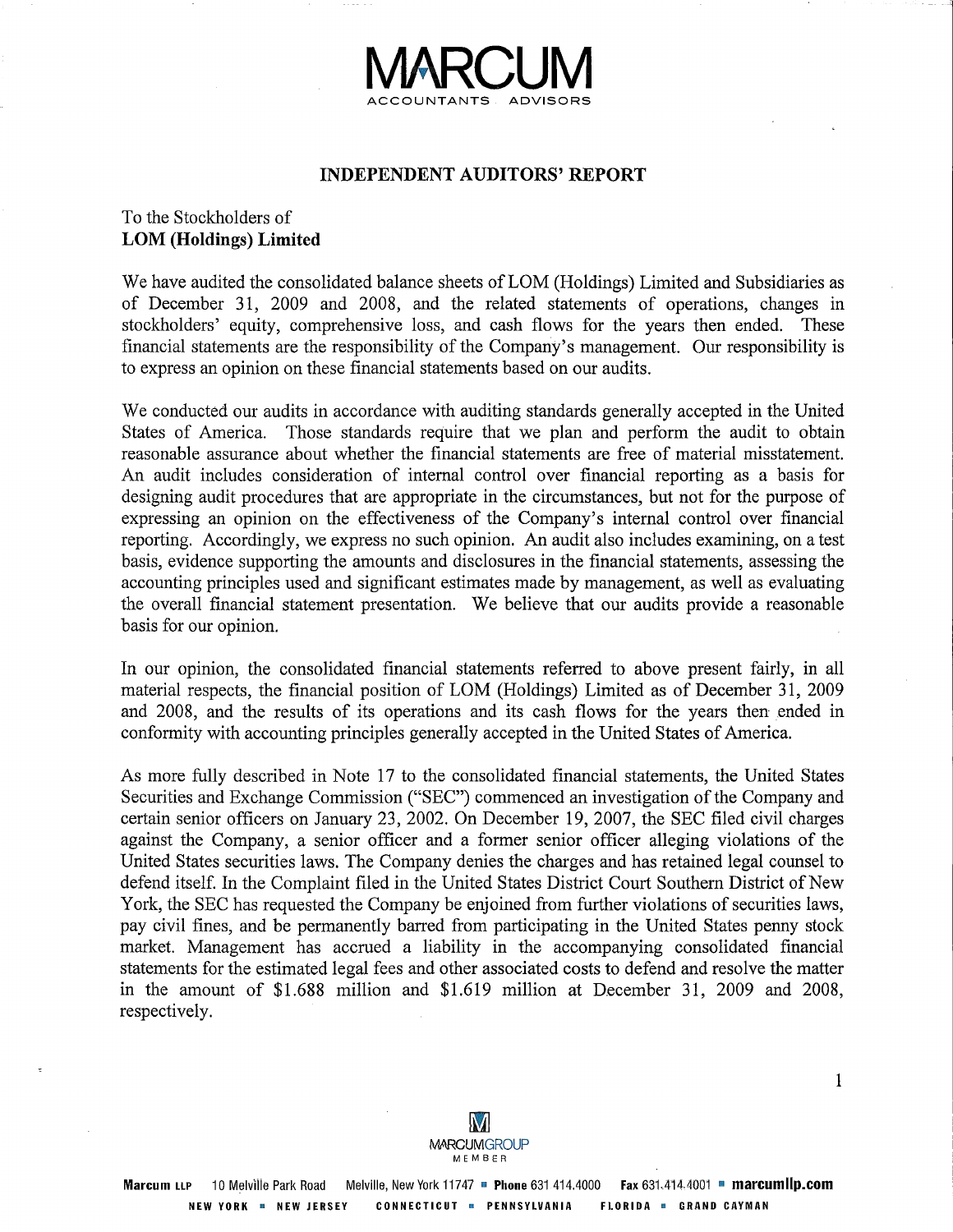# INDEPENDENT AUDITORS' REPORT

To the Stockholders of
**LOM (Holdings) Limited**

We have audited the consolidated balance sheets of LOM (Holdings) Limited and Subsidiaries as of December 31, 2009 and 2008, and the related statements of operations, changes in stockholders' equity, comprehensive loss, and cash flows for the years then ended. These financial statements are the responsibility of the Company's management. Our responsibility is to express an opinion on these financial statements based on our audits.

We conducted our audits in accordance with auditing standards generally accepted in the United States of America. Those standards require that we plan and perform the audit to obtain reasonable assurance about whether the financial statements are free of material misstatement. An audit includes consideration of internal control over financial reporting as a basis for designing audit procedures that are appropriate in the circumstances, but not for the purpose of expressing an opinion on the effectiveness of the Company's internal control over financial reporting. Accordingly, we express no such opinion. An audit also includes examining, on a test basis, evidence supporting the amounts and disclosures in the financial statements, assessing the accounting principles used and significant estimates made by management, as well as evaluating the overall financial statement presentation. We believe that our audits provide a reasonable basis for our opinion.

In our opinion, the consolidated financial statements referred to above present fairly, in all material respects, the financial position of LOM (Holdings) Limited as of December 31, 2009 and 2008, and the results of its operations and its cash flows for the years then ended in conformity with accounting principles generally accepted in the United States of America.

As more fully described in Note 17 to the consolidated financial statements, the United States Securities and Exchange Commission ("SEC") commenced an investigation of the Company and certain senior officers on January 23, 2002. On December 19, 2007, the SEC filed civil charges against the Company, a senior officer and a former senior officer alleging violations of the United States securities laws. The Company denies the charges and has retained legal counsel to defend itself. In the Complaint filed in the United States District Court Southern District of New York, the SEC has requested the Company be enjoined from further violations of securities laws, pay civil fines, and be permanently barred from participating in the United States penny stock market. Management has accrued a liability in the accompanying consolidated financial statements for the estimated legal fees and other associated costs to defend and resolve the matter in the amount of $1.688 million and $1.619 million at December 31, 2009 and 2008, respectively.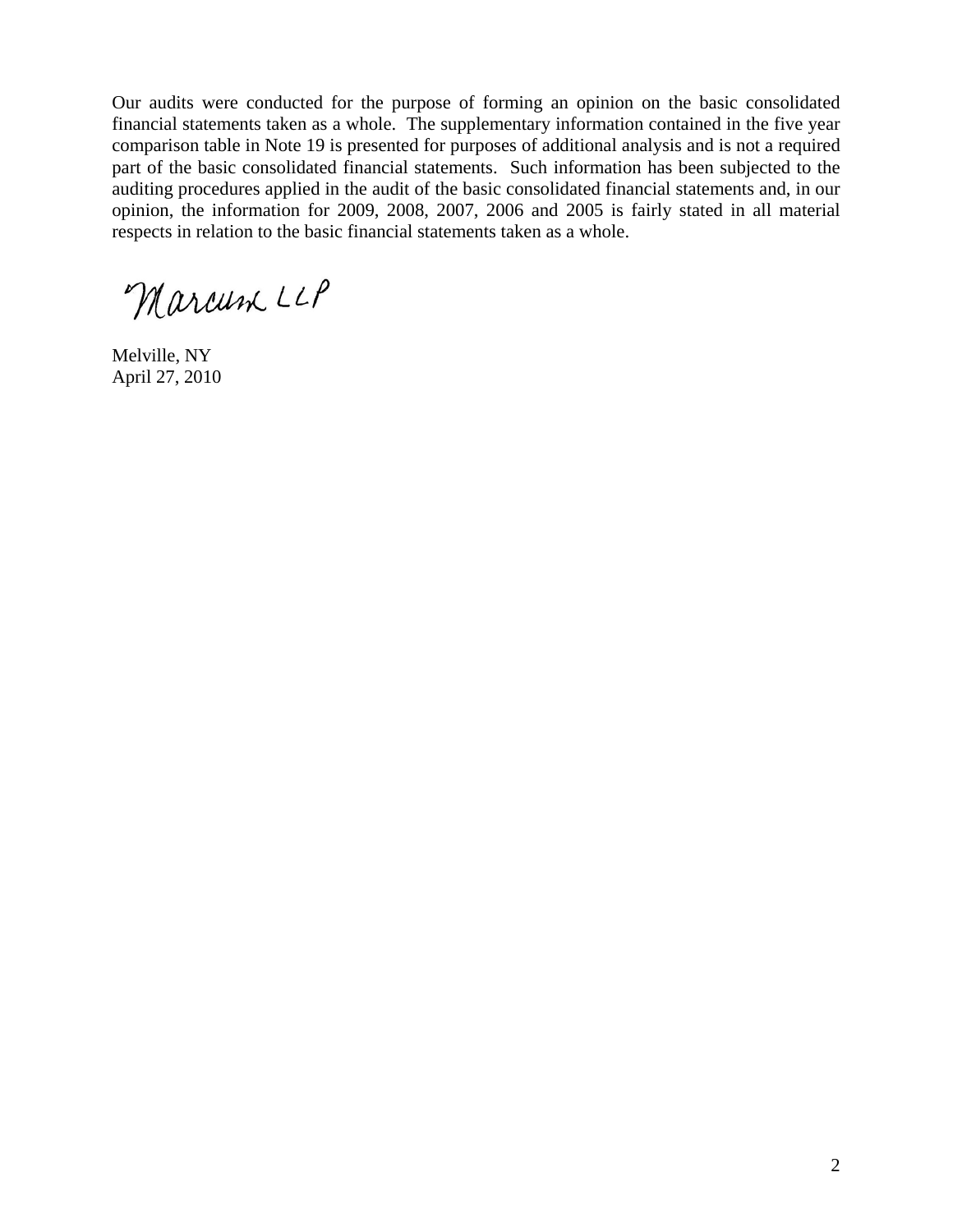Our audits were conducted for the purpose of forming an opinion on the basic consolidated financial statements taken as a whole. The supplementary information contained in the five year comparison table in Note 19 is presented for purposes of additional analysis and is not a required part of the basic consolidated financial statements. Such information has been subjected to the auditing procedures applied in the audit of the basic consolidated financial statements and, in our opinion, the information for 2009, 2008, 2007, 2006 and 2005 is fairly stated in all material respects in relation to the basic financial statements taken as a whole.

Marcum LLP

Melville, NY
April 27, 2010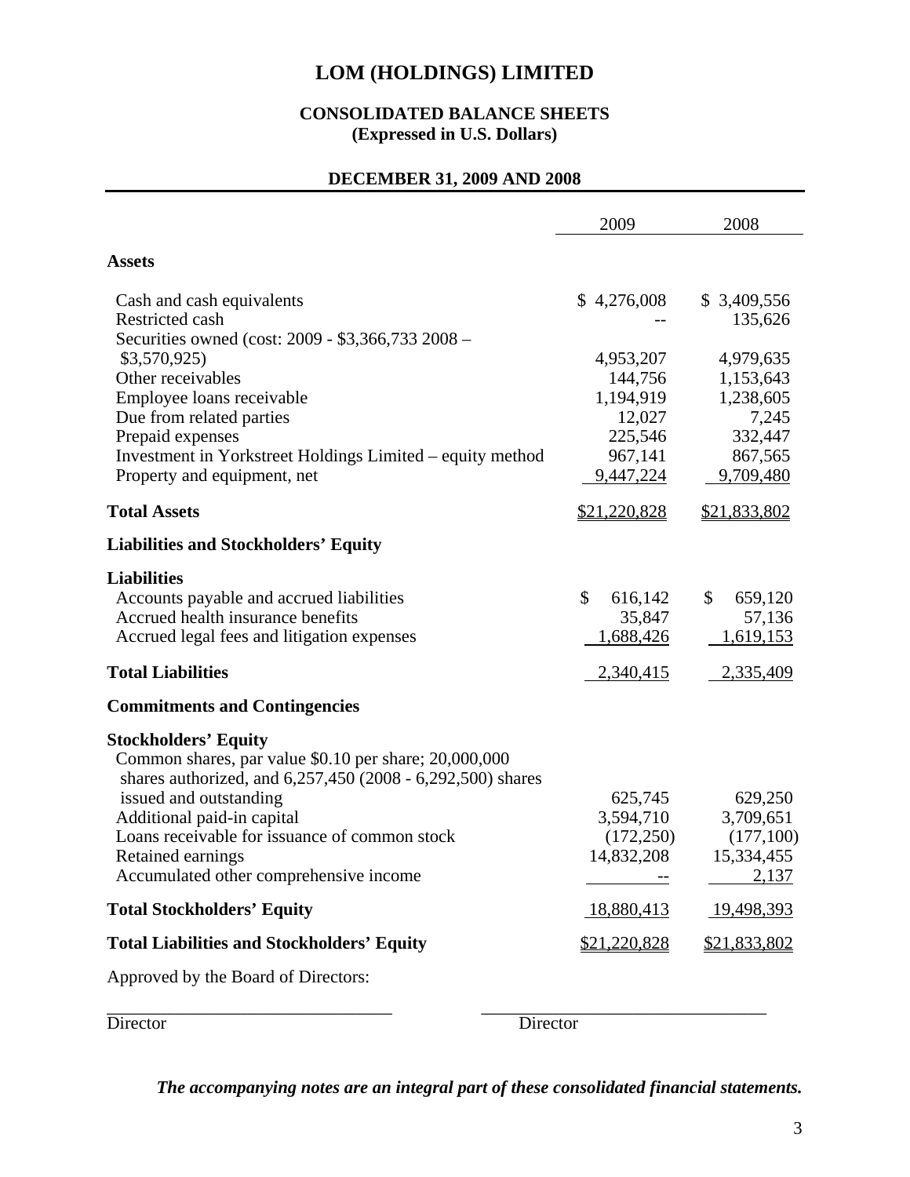# LOM (HOLDINGS) LIMITED

## CONSOLIDATED BALANCE SHEETS
### (Expressed in U.S. Dollars)

### DECEMBER 31, 2009 AND 2008

| | 2009 | 2008 |
|---|---|---|
| **Assets** | | |
| Cash and cash equivalents | $ 4,276,008 | $ 3,409,556 |
| Restricted cash | -- | 135,626 |
| Securities owned (cost: 2009 - $3,366,733 2008 – $3,570,925) | 4,953,207 | 4,979,635 |
| Other receivables | 144,756 | 1,153,643 |
| Employee loans receivable | 1,194,919 | 1,238,605 |
| Due from related parties | 12,027 | 7,245 |
| Prepaid expenses | 225,546 | 332,447 |
| Investment in Yorkstreet Holdings Limited – equity method | 967,141 | 867,565 |
| Property and equipment, net | 9,447,224 | 9,709,480 |
| **Total Assets** | $21,220,828 | $21,833,802 |
| **Liabilities and Stockholders' Equity** | | |
| **Liabilities** | | |
| Accounts payable and accrued liabilities | $ 616,142 | $ 659,120 |
| Accrued health insurance benefits | 35,847 | 57,136 |
| Accrued legal fees and litigation expenses | 1,688,426 | 1,619,153 |
| **Total Liabilities** | 2,340,415 | 2,335,409 |
| **Commitments and Contingencies** | | |
| **Stockholders' Equity** | | |
| Common shares, par value $0.10 per share; 20,000,000 shares authorized, and 6,257,450 (2008 - 6,292,500) shares issued and outstanding | 625,745 | 629,250 |
| Additional paid-in capital | 3,594,710 | 3,709,651 |
| Loans receivable for issuance of common stock | (172,250) | (177,100) |
| Retained earnings | 14,832,208 | 15,334,455 |
| Accumulated other comprehensive income | -- | 2,137 |
| **Total Stockholders' Equity** | 18,880,413 | 19,498,393 |
| **Total Liabilities and Stockholders' Equity** | $21,220,828 | $21,833,802 |

Approved by the Board of Directors:

\_\_\_\_\_\_\_\_\_\_\_\_\_\_\_\_\_\_\_\_\_\_\_\_\_\_\_\_\_\_ \_\_\_\_\_\_\_\_\_\_\_\_\_\_\_\_\_\_\_\_\_\_\_\_\_\_\_\_\_\_

Director Director

*The accompanying notes are an integral part of these consolidated financial statements.*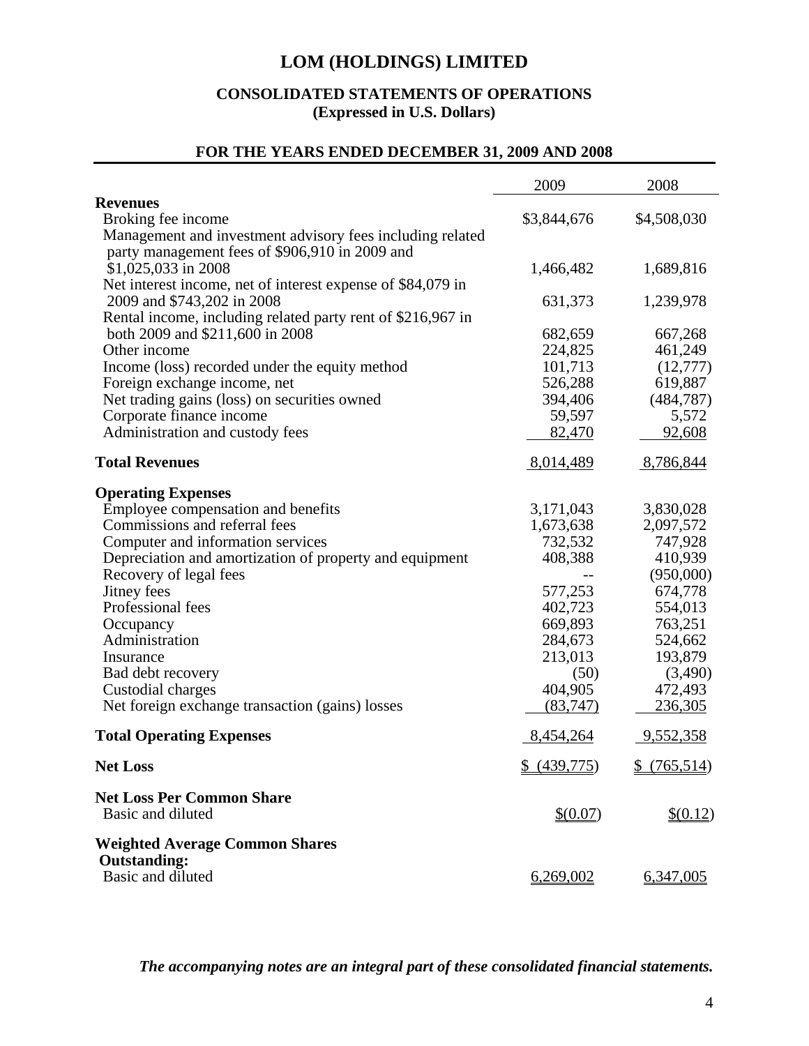# LOM (HOLDINGS) LIMITED

## CONSOLIDATED STATEMENTS OF OPERATIONS
**(Expressed in U.S. Dollars)**

### FOR THE YEARS ENDED DECEMBER 31, 2009 AND 2008

| | 2009 | 2008 |
|---|---|---|
| **Revenues** | | |
| Broking fee income | $3,844,676 | $4,508,030 |
| Management and investment advisory fees including related party management fees of $906,910 in 2009 and $1,025,033 in 2008 | 1,466,482 | 1,689,816 |
| Net interest income, net of interest expense of $84,079 in 2009 and $743,202 in 2008 | 631,373 | 1,239,978 |
| Rental income, including related party rent of $216,967 in both 2009 and $211,600 in 2008 | 682,659 | 667,268 |
| Other income | 224,825 | 461,249 |
| Income (loss) recorded under the equity method | 101,713 | (12,777) |
| Foreign exchange income, net | 526,288 | 619,887 |
| Net trading gains (loss) on securities owned | 394,406 | (484,787) |
| Corporate finance income | 59,597 | 5,572 |
| Administration and custody fees | 82,470 | 92,608 |
| **Total Revenues** | 8,014,489 | 8,786,844 |
| **Operating Expenses** | | |
| Employee compensation and benefits | 3,171,043 | 3,830,028 |
| Commissions and referral fees | 1,673,638 | 2,097,572 |
| Computer and information services | 732,532 | 747,928 |
| Depreciation and amortization of property and equipment | 408,388 | 410,939 |
| Recovery of legal fees | -- | (950,000) |
| Jitney fees | 577,253 | 674,778 |
| Professional fees | 402,723 | 554,013 |
| Occupancy | 669,893 | 763,251 |
| Administration | 284,673 | 524,662 |
| Insurance | 213,013 | 193,879 |
| Bad debt recovery | (50) | (3,490) |
| Custodial charges | 404,905 | 472,493 |
| Net foreign exchange transaction (gains) losses | (83,747) | 236,305 |
| **Total Operating Expenses** | 8,454,264 | 9,552,358 |
| **Net Loss** | $ (439,775) | $ (765,514) |
| **Net Loss Per Common Share** | | |
| Basic and diluted | $(0.07) | $(0.12) |
| **Weighted Average Common Shares Outstanding:** | | |
| Basic and diluted | 6,269,002 | 6,347,005 |

*The accompanying notes are an integral part of these consolidated financial statements.*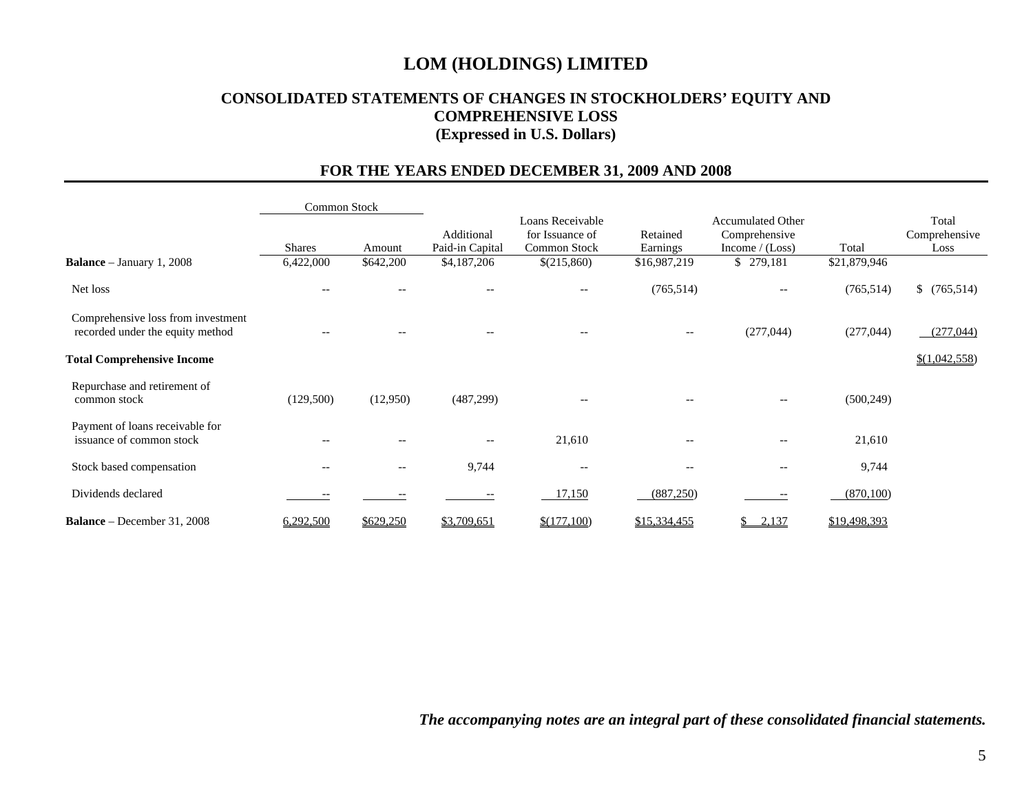# LOM (HOLDINGS) LIMITED

## CONSOLIDATED STATEMENTS OF CHANGES IN STOCKHOLDERS' EQUITY AND COMPREHENSIVE LOSS
## (Expressed in U.S. Dollars)

### FOR THE YEARS ENDED DECEMBER 31, 2009 AND 2008

| | Common Stock | | | | | | | |
|---|---|---|---|---|---|---|---|---|
| | Shares | Amount | Additional Paid-in Capital | Loans Receivable for Issuance of Common Stock | Retained Earnings | Accumulated Other Comprehensive Income / (Loss) | Total | Total Comprehensive Loss |
| **Balance** – January 1, 2008 | 6,422,000 | $642,200 | $4,187,206 | $(215,860) | $16,987,219 | $ 279,181 | $21,879,946 | |
| Net loss | -- | -- | -- | -- | (765,514) | -- | (765,514) | $ (765,514) |
| Comprehensive loss from investment recorded under the equity method | -- | -- | -- | -- | -- | (277,044) | (277,044) | (277,044) |
| **Total Comprehensive Income** | | | | | | | | $(1,042,558) |
| Repurchase and retirement of common stock | (129,500) | (12,950) | (487,299) | -- | -- | -- | (500,249) | |
| Payment of loans receivable for issuance of common stock | -- | -- | -- | 21,610 | -- | -- | 21,610 | |
| Stock based compensation | -- | -- | 9,744 | -- | -- | -- | 9,744 | |
| Dividends declared | -- | -- | -- | 17,150 | (887,250) | -- | (870,100) | |
| **Balance** – December 31, 2008 | 6,292,500 | $629,250 | $3,709,651 | $(177,100) | $15,334,455 | $ 2,137 | $19,498,393 | |

***The accompanying notes are an integral part of these consolidated financial statements.***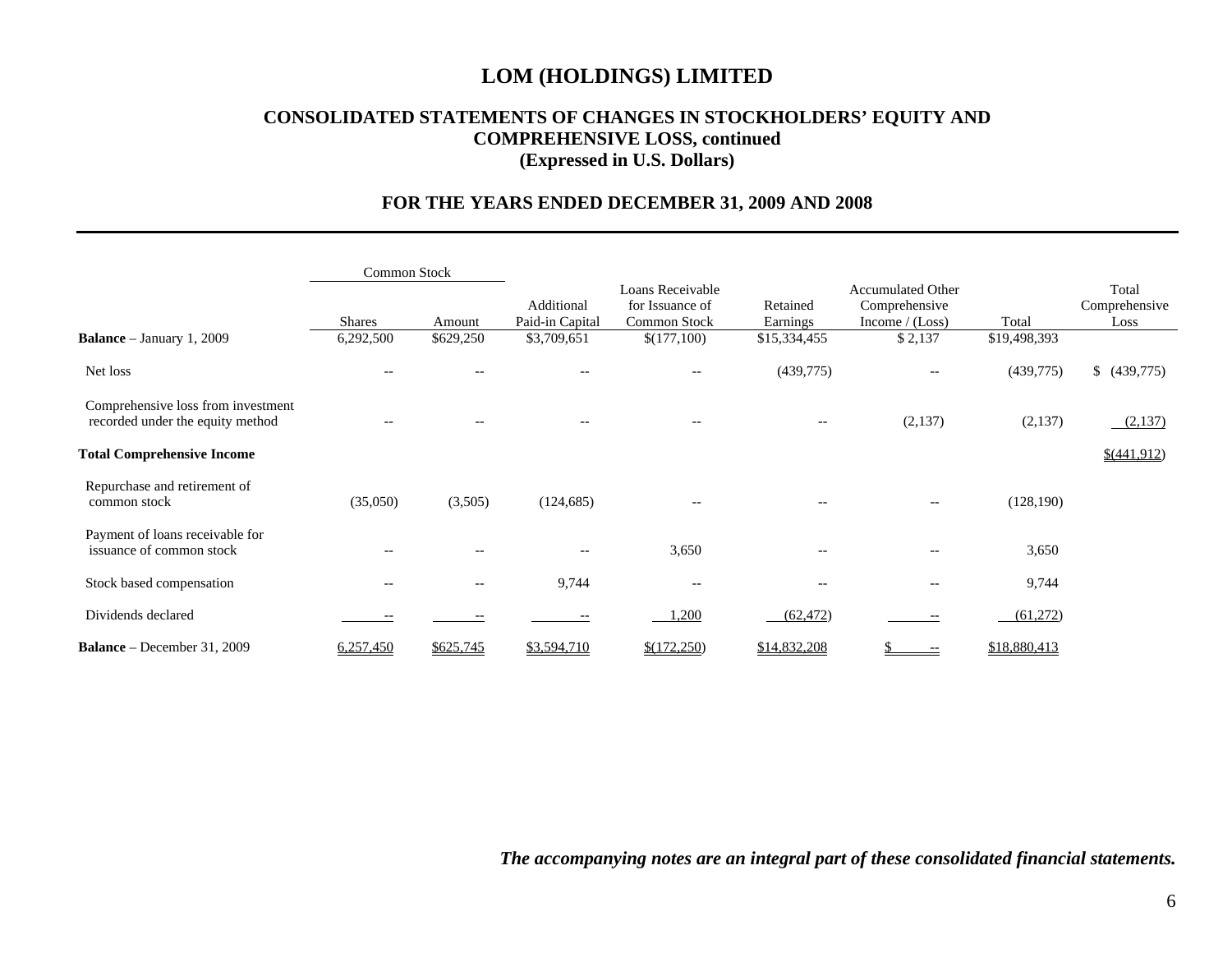# LOM (HOLDINGS) LIMITED

## CONSOLIDATED STATEMENTS OF CHANGES IN STOCKHOLDERS' EQUITY AND COMPREHENSIVE LOSS, continued
### (Expressed in U.S. Dollars)

### FOR THE YEARS ENDED DECEMBER 31, 2009 AND 2008

| | Common Stock | | | | | | | |
|---|---|---|---|---|---|---|---|---|
| | Shares | Amount | Additional Paid-in Capital | Loans Receivable for Issuance of Common Stock | Retained Earnings | Accumulated Other Comprehensive Income / (Loss) | Total | Total Comprehensive Loss |
| **Balance** – January 1, 2009 | 6,292,500 | $629,250 | $3,709,651 | $(177,100) | $15,334,455 | $ 2,137 | $19,498,393 | |
| Net loss | -- | -- | -- | -- | (439,775) | -- | (439,775) | $ (439,775) |
| Comprehensive loss from investment recorded under the equity method | -- | -- | -- | -- | -- | (2,137) | (2,137) | (2,137) |
| **Total Comprehensive Income** | | | | | | | | $(441,912) |
| Repurchase and retirement of common stock | (35,050) | (3,505) | (124,685) | -- | -- | -- | (128,190) | |
| Payment of loans receivable for issuance of common stock | -- | -- | -- | 3,650 | -- | -- | 3,650 | |
| Stock based compensation | -- | -- | 9,744 | -- | -- | -- | 9,744 | |
| Dividends declared | -- | -- | -- | 1,200 | (62,472) | -- | (61,272) | |
| **Balance** – December 31, 2009 | 6,257,450 | $625,745 | $3,594,710 | $(172,250) | $14,832,208 | $ -- | $18,880,413 | |

***The accompanying notes are an integral part of these consolidated financial statements.***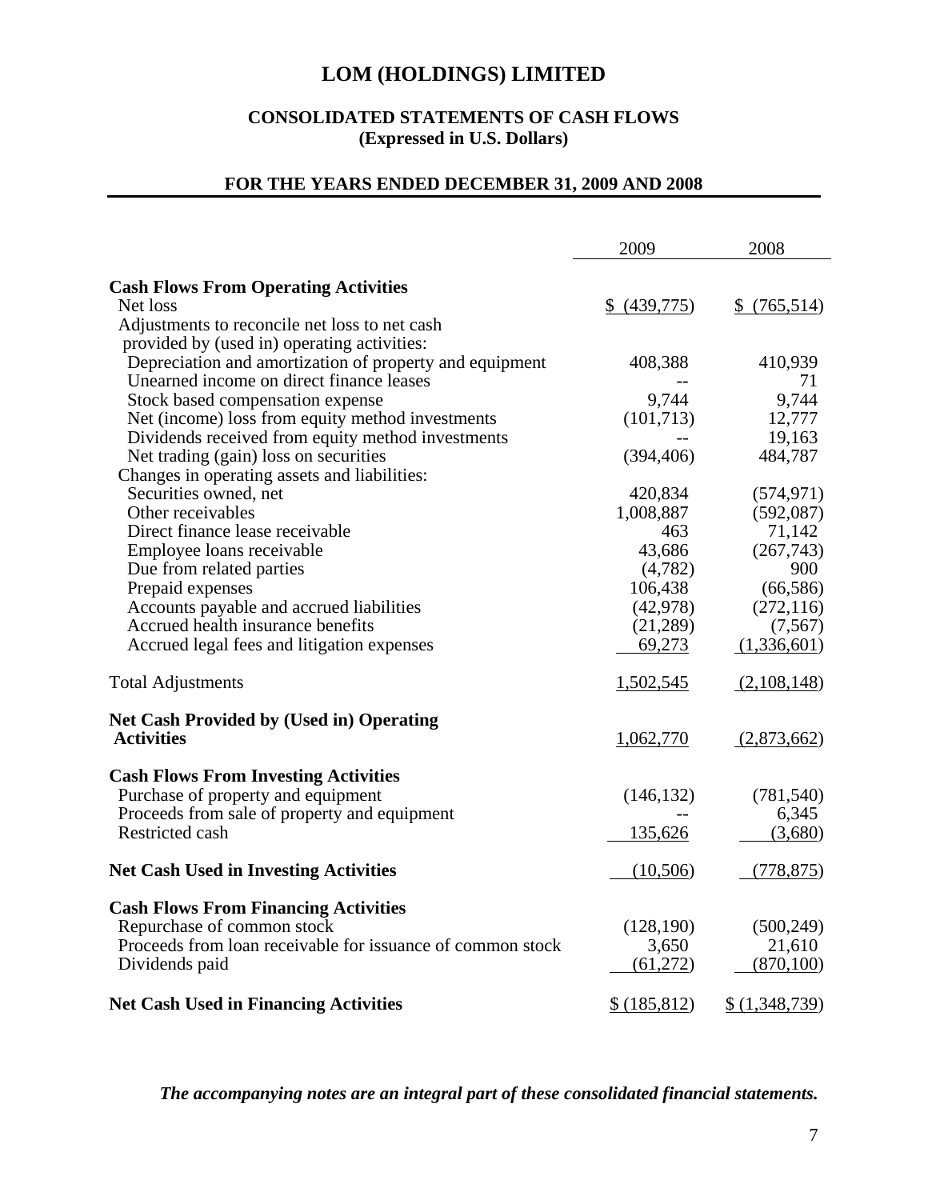# LOM (HOLDINGS) LIMITED

## CONSOLIDATED STATEMENTS OF CASH FLOWS
**(Expressed in U.S. Dollars)**

### FOR THE YEARS ENDED DECEMBER 31, 2009 AND 2008

| | 2009 | 2008 |
|---|---|---|
| **Cash Flows From Operating Activities** | | |
| Net loss | $ (439,775) | $ (765,514) |
| Adjustments to reconcile net loss to net cash provided by (used in) operating activities: | | |
| Depreciation and amortization of property and equipment | 408,388 | 410,939 |
| Unearned income on direct finance leases | -- | 71 |
| Stock based compensation expense | 9,744 | 9,744 |
| Net (income) loss from equity method investments | (101,713) | 12,777 |
| Dividends received from equity method investments | -- | 19,163 |
| Net trading (gain) loss on securities | (394,406) | 484,787 |
| Changes in operating assets and liabilities: | | |
| Securities owned, net | 420,834 | (574,971) |
| Other receivables | 1,008,887 | (592,087) |
| Direct finance lease receivable | 463 | 71,142 |
| Employee loans receivable | 43,686 | (267,743) |
| Due from related parties | (4,782) | 900 |
| Prepaid expenses | 106,438 | (66,586) |
| Accounts payable and accrued liabilities | (42,978) | (272,116) |
| Accrued health insurance benefits | (21,289) | (7,567) |
| Accrued legal fees and litigation expenses | 69,273 | (1,336,601) |
| Total Adjustments | 1,502,545 | (2,108,148) |
| **Net Cash Provided by (Used in) Operating Activities** | 1,062,770 | (2,873,662) |
| **Cash Flows From Investing Activities** | | |
| Purchase of property and equipment | (146,132) | (781,540) |
| Proceeds from sale of property and equipment | -- | 6,345 |
| Restricted cash | 135,626 | (3,680) |
| **Net Cash Used in Investing Activities** | (10,506) | (778,875) |
| **Cash Flows From Financing Activities** | | |
| Repurchase of common stock | (128,190) | (500,249) |
| Proceeds from loan receivable for issuance of common stock | 3,650 | 21,610 |
| Dividends paid | (61,272) | (870,100) |
| **Net Cash Used in Financing Activities** | $ (185,812) | $ (1,348,739) |

***The accompanying notes are an integral part of these consolidated financial statements.***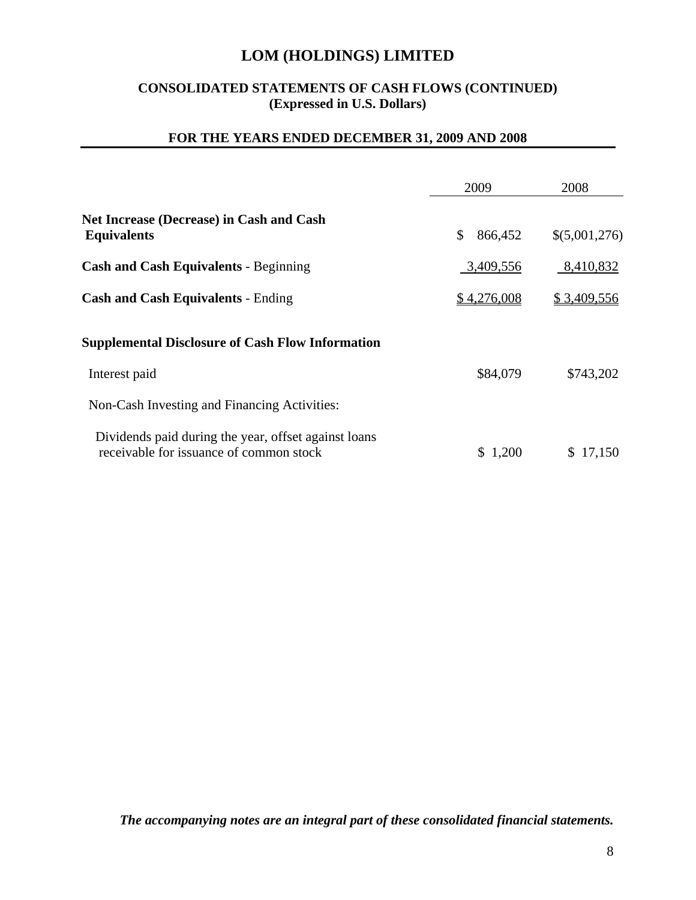# LOM (HOLDINGS) LIMITED

## CONSOLIDATED STATEMENTS OF CASH FLOWS (CONTINUED)
### (Expressed in U.S. Dollars)

### FOR THE YEARS ENDED DECEMBER 31, 2009 AND 2008

| | 2009 | 2008 |
|---|---|---|
| **Net Increase (Decrease) in Cash and Cash Equivalents** | $ 866,452 | $(5,001,276) |
| **Cash and Cash Equivalents** - Beginning | 3,409,556 | 8,410,832 |
| **Cash and Cash Equivalents** - Ending | $ 4,276,008 | $ 3,409,556 |
| | | |
| **Supplemental Disclosure of Cash Flow Information** | | |
| Interest paid | $84,079 | $743,202 |
| Non-Cash Investing and Financing Activities: | | |
| Dividends paid during the year, offset against loans receivable for issuance of common stock | $ 1,200 | $ 17,150 |

***The accompanying notes are an integral part of these consolidated financial statements.***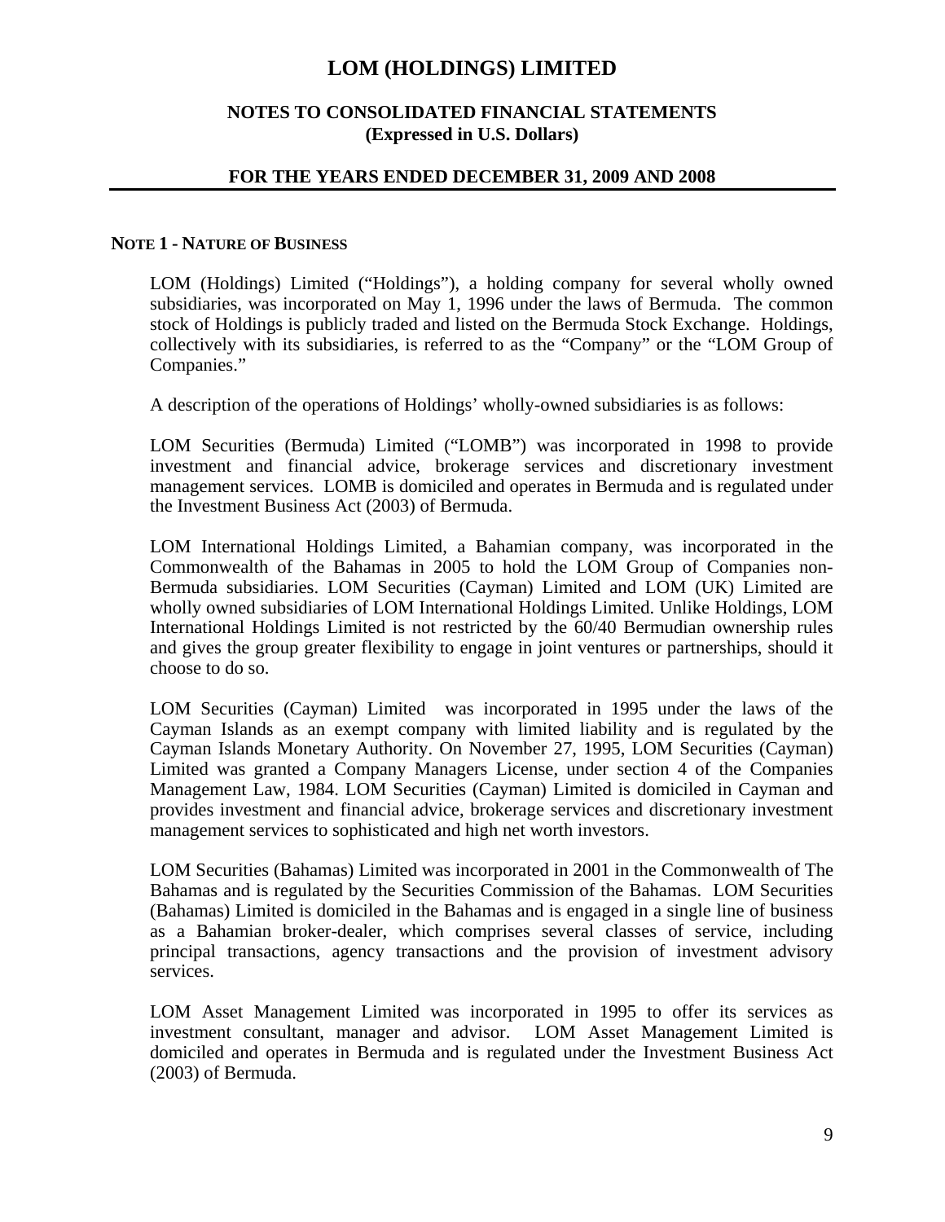# LOM (HOLDINGS) LIMITED

## NOTES TO CONSOLIDATED FINANCIAL STATEMENTS
## (Expressed in U.S. Dollars)

## FOR THE YEARS ENDED DECEMBER 31, 2009 AND 2008

### NOTE 1 - NATURE OF BUSINESS

LOM (Holdings) Limited ("Holdings"), a holding company for several wholly owned subsidiaries, was incorporated on May 1, 1996 under the laws of Bermuda. The common stock of Holdings is publicly traded and listed on the Bermuda Stock Exchange. Holdings, collectively with its subsidiaries, is referred to as the "Company" or the "LOM Group of Companies."

A description of the operations of Holdings' wholly-owned subsidiaries is as follows:

LOM Securities (Bermuda) Limited ("LOMB") was incorporated in 1998 to provide investment and financial advice, brokerage services and discretionary investment management services. LOMB is domiciled and operates in Bermuda and is regulated under the Investment Business Act (2003) of Bermuda.

LOM International Holdings Limited, a Bahamian company, was incorporated in the Commonwealth of the Bahamas in 2005 to hold the LOM Group of Companies non-Bermuda subsidiaries. LOM Securities (Cayman) Limited and LOM (UK) Limited are wholly owned subsidiaries of LOM International Holdings Limited. Unlike Holdings, LOM International Holdings Limited is not restricted by the 60/40 Bermudian ownership rules and gives the group greater flexibility to engage in joint ventures or partnerships, should it choose to do so.

LOM Securities (Cayman) Limited was incorporated in 1995 under the laws of the Cayman Islands as an exempt company with limited liability and is regulated by the Cayman Islands Monetary Authority. On November 27, 1995, LOM Securities (Cayman) Limited was granted a Company Managers License, under section 4 of the Companies Management Law, 1984. LOM Securities (Cayman) Limited is domiciled in Cayman and provides investment and financial advice, brokerage services and discretionary investment management services to sophisticated and high net worth investors.

LOM Securities (Bahamas) Limited was incorporated in 2001 in the Commonwealth of The Bahamas and is regulated by the Securities Commission of the Bahamas. LOM Securities (Bahamas) Limited is domiciled in the Bahamas and is engaged in a single line of business as a Bahamian broker-dealer, which comprises several classes of service, including principal transactions, agency transactions and the provision of investment advisory services.

LOM Asset Management Limited was incorporated in 1995 to offer its services as investment consultant, manager and advisor. LOM Asset Management Limited is domiciled and operates in Bermuda and is regulated under the Investment Business Act (2003) of Bermuda.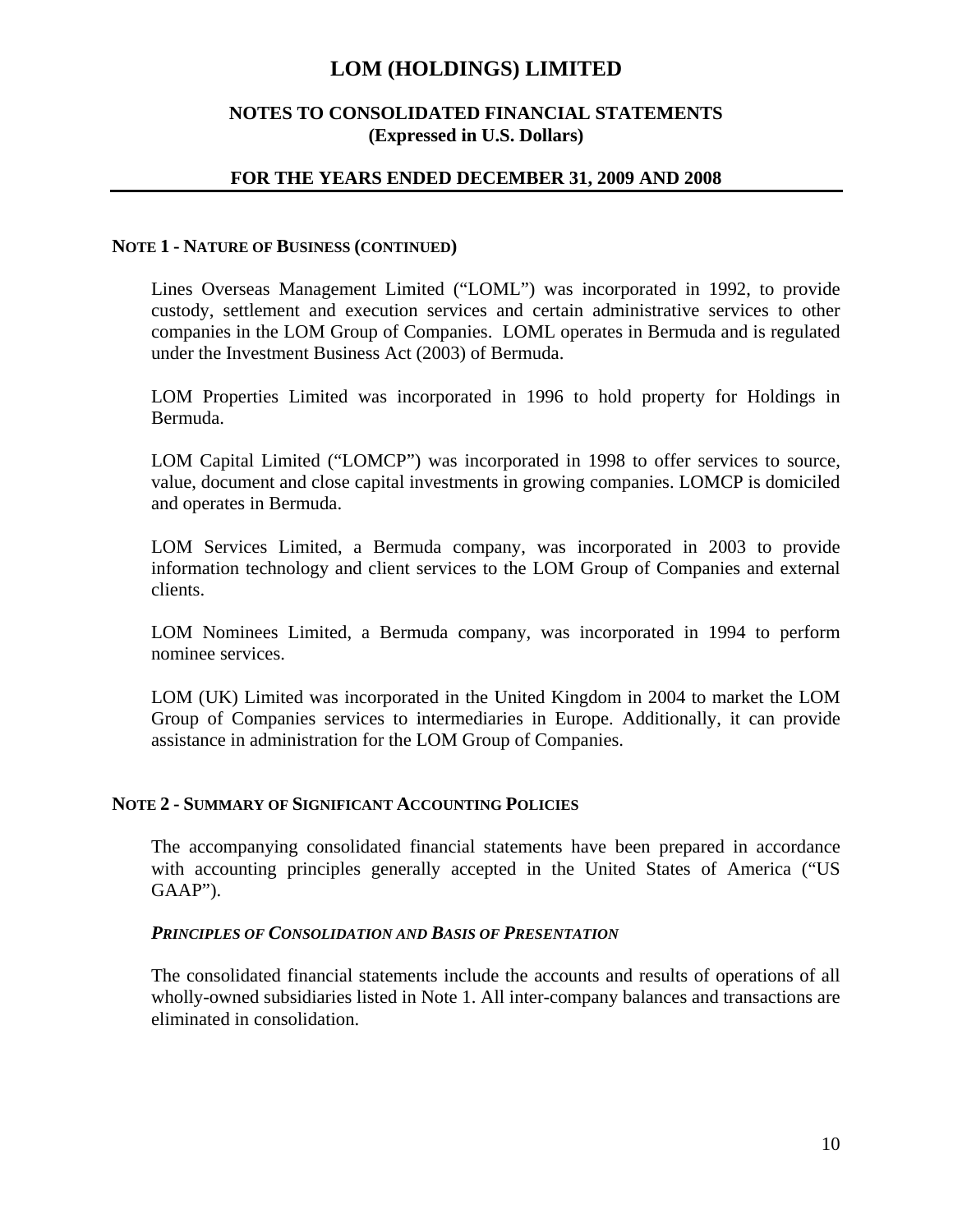# LOM (HOLDINGS) LIMITED

## NOTES TO CONSOLIDATED FINANCIAL STATEMENTS
## (Expressed in U.S. Dollars)

## FOR THE YEARS ENDED DECEMBER 31, 2009 AND 2008

### NOTE 1 - NATURE OF BUSINESS (CONTINUED)

Lines Overseas Management Limited ("LOML") was incorporated in 1992, to provide custody, settlement and execution services and certain administrative services to other companies in the LOM Group of Companies. LOML operates in Bermuda and is regulated under the Investment Business Act (2003) of Bermuda.

LOM Properties Limited was incorporated in 1996 to hold property for Holdings in Bermuda.

LOM Capital Limited ("LOMCP") was incorporated in 1998 to offer services to source, value, document and close capital investments in growing companies. LOMCP is domiciled and operates in Bermuda.

LOM Services Limited, a Bermuda company, was incorporated in 2003 to provide information technology and client services to the LOM Group of Companies and external clients.

LOM Nominees Limited, a Bermuda company, was incorporated in 1994 to perform nominee services.

LOM (UK) Limited was incorporated in the United Kingdom in 2004 to market the LOM Group of Companies services to intermediaries in Europe. Additionally, it can provide assistance in administration for the LOM Group of Companies.

### NOTE 2 - SUMMARY OF SIGNIFICANT ACCOUNTING POLICIES

The accompanying consolidated financial statements have been prepared in accordance with accounting principles generally accepted in the United States of America ("US GAAP").

#### *PRINCIPLES OF CONSOLIDATION AND BASIS OF PRESENTATION*

The consolidated financial statements include the accounts and results of operations of all wholly-owned subsidiaries listed in Note 1. All inter-company balances and transactions are eliminated in consolidation.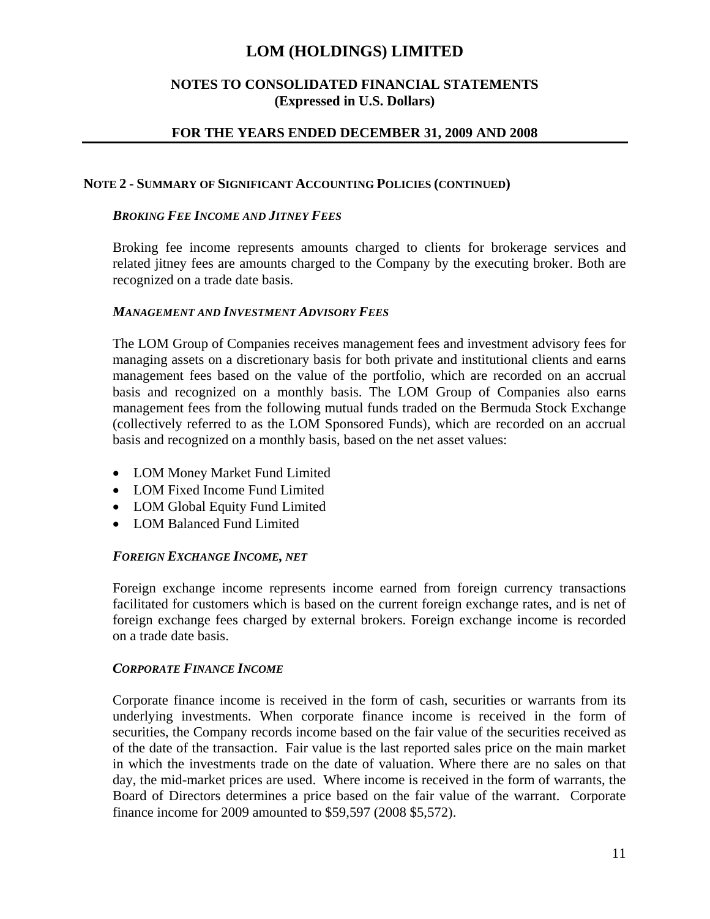# LOM (HOLDINGS) LIMITED

## NOTES TO CONSOLIDATED FINANCIAL STATEMENTS (Expressed in U.S. Dollars)

## FOR THE YEARS ENDED DECEMBER 31, 2009 AND 2008

### NOTE 2 - SUMMARY OF SIGNIFICANT ACCOUNTING POLICIES (CONTINUED)

***BROKING FEE INCOME AND JITNEY FEES***

Broking fee income represents amounts charged to clients for brokerage services and related jitney fees are amounts charged to the Company by the executing broker. Both are recognized on a trade date basis.

***MANAGEMENT AND INVESTMENT ADVISORY FEES***

The LOM Group of Companies receives management fees and investment advisory fees for managing assets on a discretionary basis for both private and institutional clients and earns management fees based on the value of the portfolio, which are recorded on an accrual basis and recognized on a monthly basis. The LOM Group of Companies also earns management fees from the following mutual funds traded on the Bermuda Stock Exchange (collectively referred to as the LOM Sponsored Funds), which are recorded on an accrual basis and recognized on a monthly basis, based on the net asset values:

- LOM Money Market Fund Limited
- LOM Fixed Income Fund Limited
- LOM Global Equity Fund Limited
- LOM Balanced Fund Limited

***FOREIGN EXCHANGE INCOME, NET***

Foreign exchange income represents income earned from foreign currency transactions facilitated for customers which is based on the current foreign exchange rates, and is net of foreign exchange fees charged by external brokers. Foreign exchange income is recorded on a trade date basis.

***CORPORATE FINANCE INCOME***

Corporate finance income is received in the form of cash, securities or warrants from its underlying investments. When corporate finance income is received in the form of securities, the Company records income based on the fair value of the securities received as of the date of the transaction. Fair value is the last reported sales price on the main market in which the investments trade on the date of valuation. Where there are no sales on that day, the mid-market prices are used. Where income is received in the form of warrants, the Board of Directors determines a price based on the fair value of the warrant. Corporate finance income for 2009 amounted to $59,597 (2008 $5,572).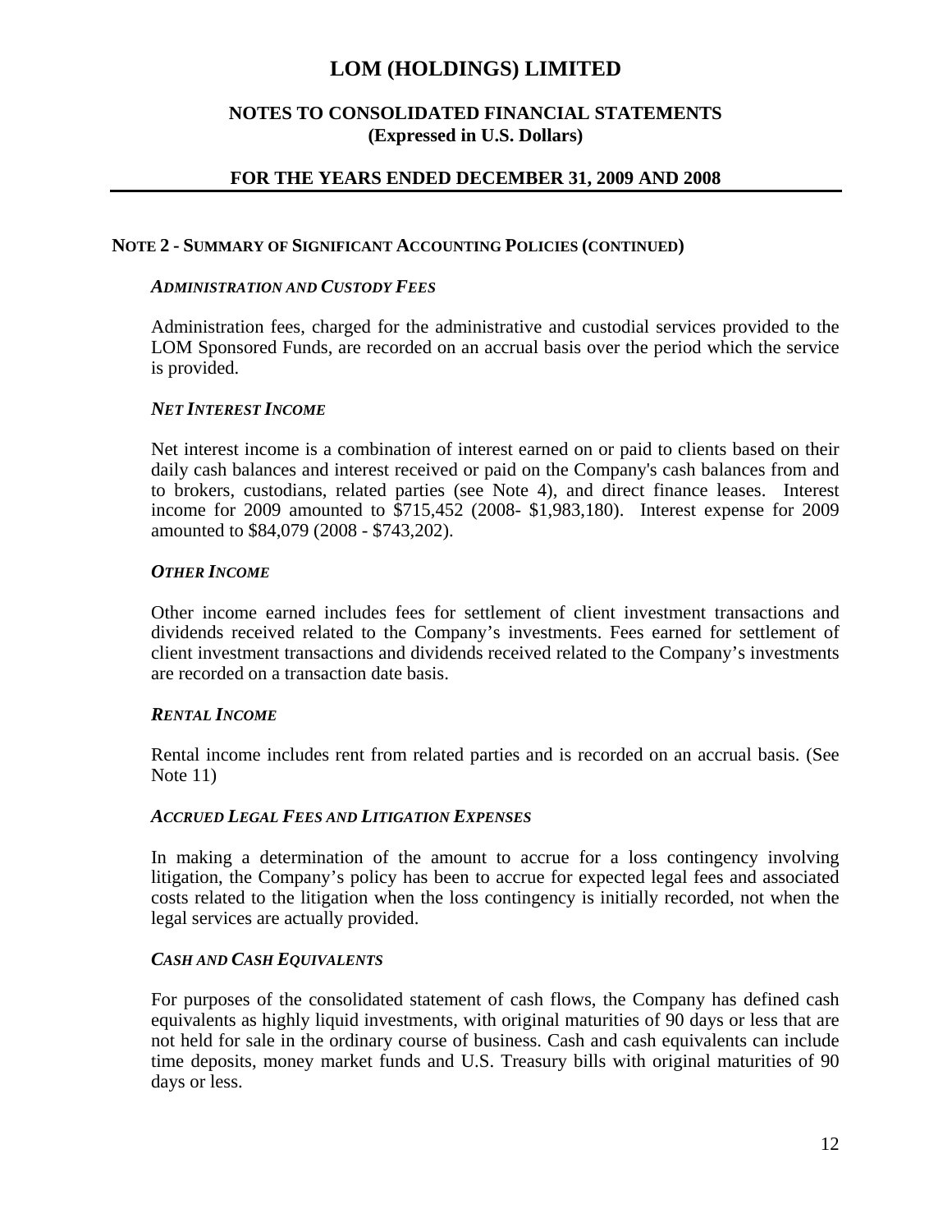# LOM (HOLDINGS) LIMITED

## NOTES TO CONSOLIDATED FINANCIAL STATEMENTS
## (Expressed in U.S. Dollars)

## FOR THE YEARS ENDED DECEMBER 31, 2009 AND 2008

### NOTE 2 - SUMMARY OF SIGNIFICANT ACCOUNTING POLICIES (CONTINUED)

#### *ADMINISTRATION AND CUSTODY FEES*

Administration fees, charged for the administrative and custodial services provided to the LOM Sponsored Funds, are recorded on an accrual basis over the period which the service is provided.

#### *NET INTEREST INCOME*

Net interest income is a combination of interest earned on or paid to clients based on their daily cash balances and interest received or paid on the Company's cash balances from and to brokers, custodians, related parties (see Note 4), and direct finance leases. Interest income for 2009 amounted to $715,452 (2008- $1,983,180). Interest expense for 2009 amounted to $84,079 (2008 - $743,202).

#### *OTHER INCOME*

Other income earned includes fees for settlement of client investment transactions and dividends received related to the Company's investments. Fees earned for settlement of client investment transactions and dividends received related to the Company's investments are recorded on a transaction date basis.

#### *RENTAL INCOME*

Rental income includes rent from related parties and is recorded on an accrual basis. (See Note 11)

#### *ACCRUED LEGAL FEES AND LITIGATION EXPENSES*

In making a determination of the amount to accrue for a loss contingency involving litigation, the Company's policy has been to accrue for expected legal fees and associated costs related to the litigation when the loss contingency is initially recorded, not when the legal services are actually provided.

#### *CASH AND CASH EQUIVALENTS*

For purposes of the consolidated statement of cash flows, the Company has defined cash equivalents as highly liquid investments, with original maturities of 90 days or less that are not held for sale in the ordinary course of business. Cash and cash equivalents can include time deposits, money market funds and U.S. Treasury bills with original maturities of 90 days or less.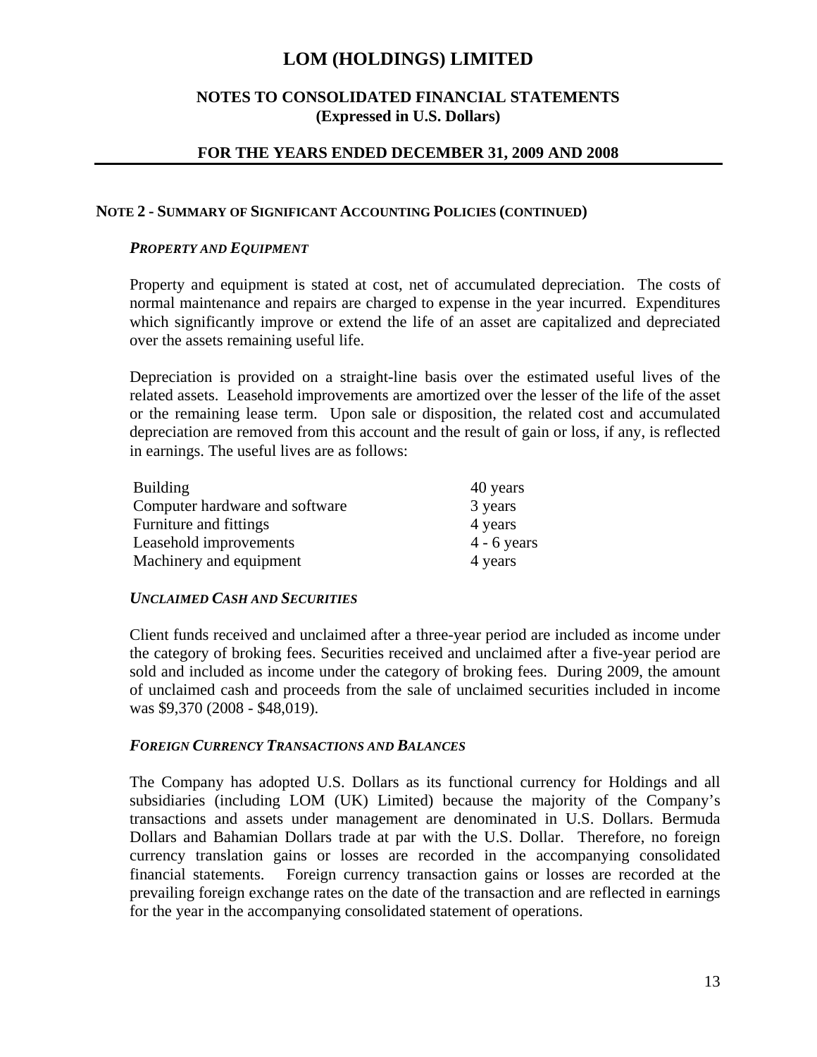# LOM (HOLDINGS) LIMITED

## NOTES TO CONSOLIDATED FINANCIAL STATEMENTS (Expressed in U.S. Dollars)

## FOR THE YEARS ENDED DECEMBER 31, 2009 AND 2008

### NOTE 2 - SUMMARY OF SIGNIFICANT ACCOUNTING POLICIES (CONTINUED)

***PROPERTY AND EQUIPMENT***

Property and equipment is stated at cost, net of accumulated depreciation. The costs of normal maintenance and repairs are charged to expense in the year incurred. Expenditures which significantly improve or extend the life of an asset are capitalized and depreciated over the assets remaining useful life.

Depreciation is provided on a straight-line basis over the estimated useful lives of the related assets. Leasehold improvements are amortized over the lesser of the life of the asset or the remaining lease term. Upon sale or disposition, the related cost and accumulated depreciation are removed from this account and the result of gain or loss, if any, is reflected in earnings. The useful lives are as follows:

| | |
|---|---|
| Building | 40 years |
| Computer hardware and software | 3 years |
| Furniture and fittings | 4 years |
| Leasehold improvements | 4 - 6 years |
| Machinery and equipment | 4 years |

***UNCLAIMED CASH AND SECURITIES***

Client funds received and unclaimed after a three-year period are included as income under the category of broking fees. Securities received and unclaimed after a five-year period are sold and included as income under the category of broking fees. During 2009, the amount of unclaimed cash and proceeds from the sale of unclaimed securities included in income was $9,370 (2008 - $48,019).

***FOREIGN CURRENCY TRANSACTIONS AND BALANCES***

The Company has adopted U.S. Dollars as its functional currency for Holdings and all subsidiaries (including LOM (UK) Limited) because the majority of the Company's transactions and assets under management are denominated in U.S. Dollars. Bermuda Dollars and Bahamian Dollars trade at par with the U.S. Dollar. Therefore, no foreign currency translation gains or losses are recorded in the accompanying consolidated financial statements. Foreign currency transaction gains or losses are recorded at the prevailing foreign exchange rates on the date of the transaction and are reflected in earnings for the year in the accompanying consolidated statement of operations.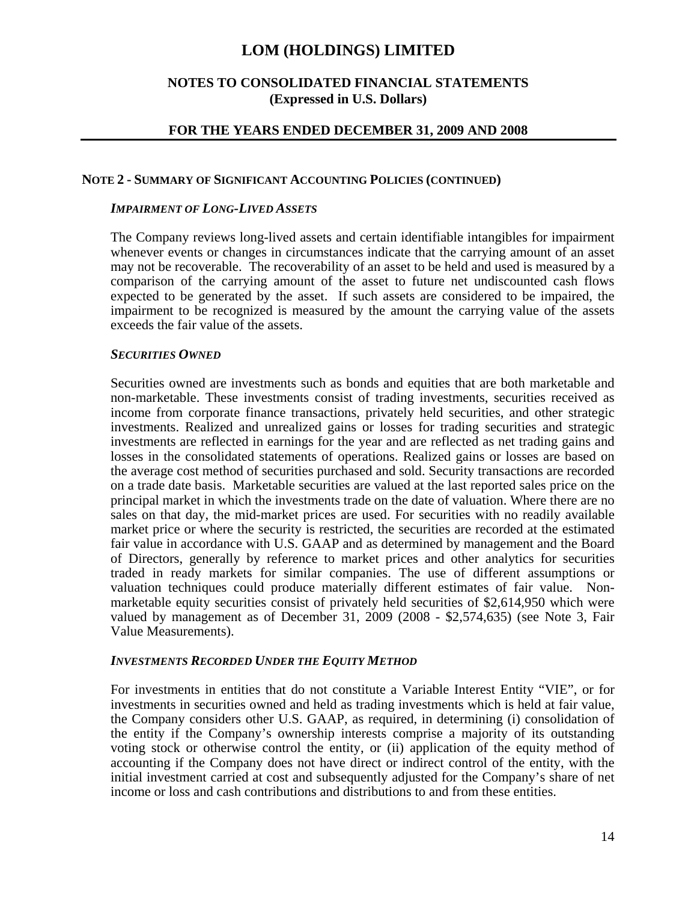# LOM (HOLDINGS) LIMITED

## NOTES TO CONSOLIDATED FINANCIAL STATEMENTS
## (Expressed in U.S. Dollars)

## FOR THE YEARS ENDED DECEMBER 31, 2009 AND 2008

### NOTE 2 - SUMMARY OF SIGNIFICANT ACCOUNTING POLICIES (CONTINUED)

***IMPAIRMENT OF LONG-LIVED ASSETS***

The Company reviews long-lived assets and certain identifiable intangibles for impairment whenever events or changes in circumstances indicate that the carrying amount of an asset may not be recoverable. The recoverability of an asset to be held and used is measured by a comparison of the carrying amount of the asset to future net undiscounted cash flows expected to be generated by the asset. If such assets are considered to be impaired, the impairment to be recognized is measured by the amount the carrying value of the assets exceeds the fair value of the assets.

***SECURITIES OWNED***

Securities owned are investments such as bonds and equities that are both marketable and non-marketable. These investments consist of trading investments, securities received as income from corporate finance transactions, privately held securities, and other strategic investments. Realized and unrealized gains or losses for trading securities and strategic investments are reflected in earnings for the year and are reflected as net trading gains and losses in the consolidated statements of operations. Realized gains or losses are based on the average cost method of securities purchased and sold. Security transactions are recorded on a trade date basis. Marketable securities are valued at the last reported sales price on the principal market in which the investments trade on the date of valuation. Where there are no sales on that day, the mid-market prices are used. For securities with no readily available market price or where the security is restricted, the securities are recorded at the estimated fair value in accordance with U.S. GAAP and as determined by management and the Board of Directors, generally by reference to market prices and other analytics for securities traded in ready markets for similar companies. The use of different assumptions or valuation techniques could produce materially different estimates of fair value. Non-marketable equity securities consist of privately held securities of $2,614,950 which were valued by management as of December 31, 2009 (2008 - $2,574,635) (see Note 3, Fair Value Measurements).

***INVESTMENTS RECORDED UNDER THE EQUITY METHOD***

For investments in entities that do not constitute a Variable Interest Entity "VIE", or for investments in securities owned and held as trading investments which is held at fair value, the Company considers other U.S. GAAP, as required, in determining (i) consolidation of the entity if the Company's ownership interests comprise a majority of its outstanding voting stock or otherwise control the entity, or (ii) application of the equity method of accounting if the Company does not have direct or indirect control of the entity, with the initial investment carried at cost and subsequently adjusted for the Company's share of net income or loss and cash contributions and distributions to and from these entities.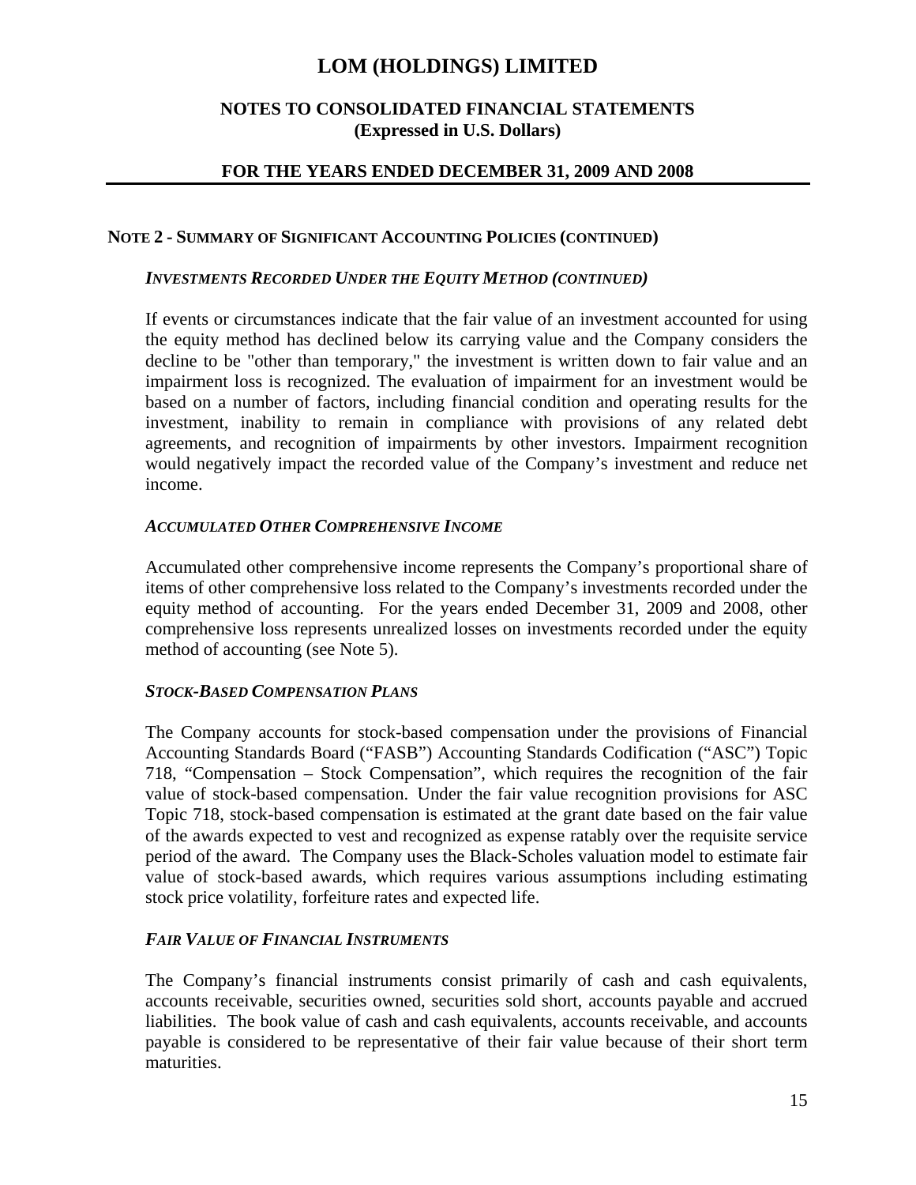# LOM (HOLDINGS) LIMITED

## NOTES TO CONSOLIDATED FINANCIAL STATEMENTS
## (Expressed in U.S. Dollars)

## FOR THE YEARS ENDED DECEMBER 31, 2009 AND 2008

### NOTE 2 - SUMMARY OF SIGNIFICANT ACCOUNTING POLICIES (CONTINUED)

#### *INVESTMENTS RECORDED UNDER THE EQUITY METHOD (CONTINUED)*

If events or circumstances indicate that the fair value of an investment accounted for using the equity method has declined below its carrying value and the Company considers the decline to be "other than temporary," the investment is written down to fair value and an impairment loss is recognized. The evaluation of impairment for an investment would be based on a number of factors, including financial condition and operating results for the investment, inability to remain in compliance with provisions of any related debt agreements, and recognition of impairments by other investors. Impairment recognition would negatively impact the recorded value of the Company's investment and reduce net income.

#### *ACCUMULATED OTHER COMPREHENSIVE INCOME*

Accumulated other comprehensive income represents the Company's proportional share of items of other comprehensive loss related to the Company's investments recorded under the equity method of accounting. For the years ended December 31, 2009 and 2008, other comprehensive loss represents unrealized losses on investments recorded under the equity method of accounting (see Note 5).

#### *STOCK-BASED COMPENSATION PLANS*

The Company accounts for stock-based compensation under the provisions of Financial Accounting Standards Board ("FASB") Accounting Standards Codification ("ASC") Topic 718, "Compensation – Stock Compensation", which requires the recognition of the fair value of stock-based compensation. Under the fair value recognition provisions for ASC Topic 718, stock-based compensation is estimated at the grant date based on the fair value of the awards expected to vest and recognized as expense ratably over the requisite service period of the award. The Company uses the Black-Scholes valuation model to estimate fair value of stock-based awards, which requires various assumptions including estimating stock price volatility, forfeiture rates and expected life.

#### *FAIR VALUE OF FINANCIAL INSTRUMENTS*

The Company's financial instruments consist primarily of cash and cash equivalents, accounts receivable, securities owned, securities sold short, accounts payable and accrued liabilities. The book value of cash and cash equivalents, accounts receivable, and accounts payable is considered to be representative of their fair value because of their short term maturities.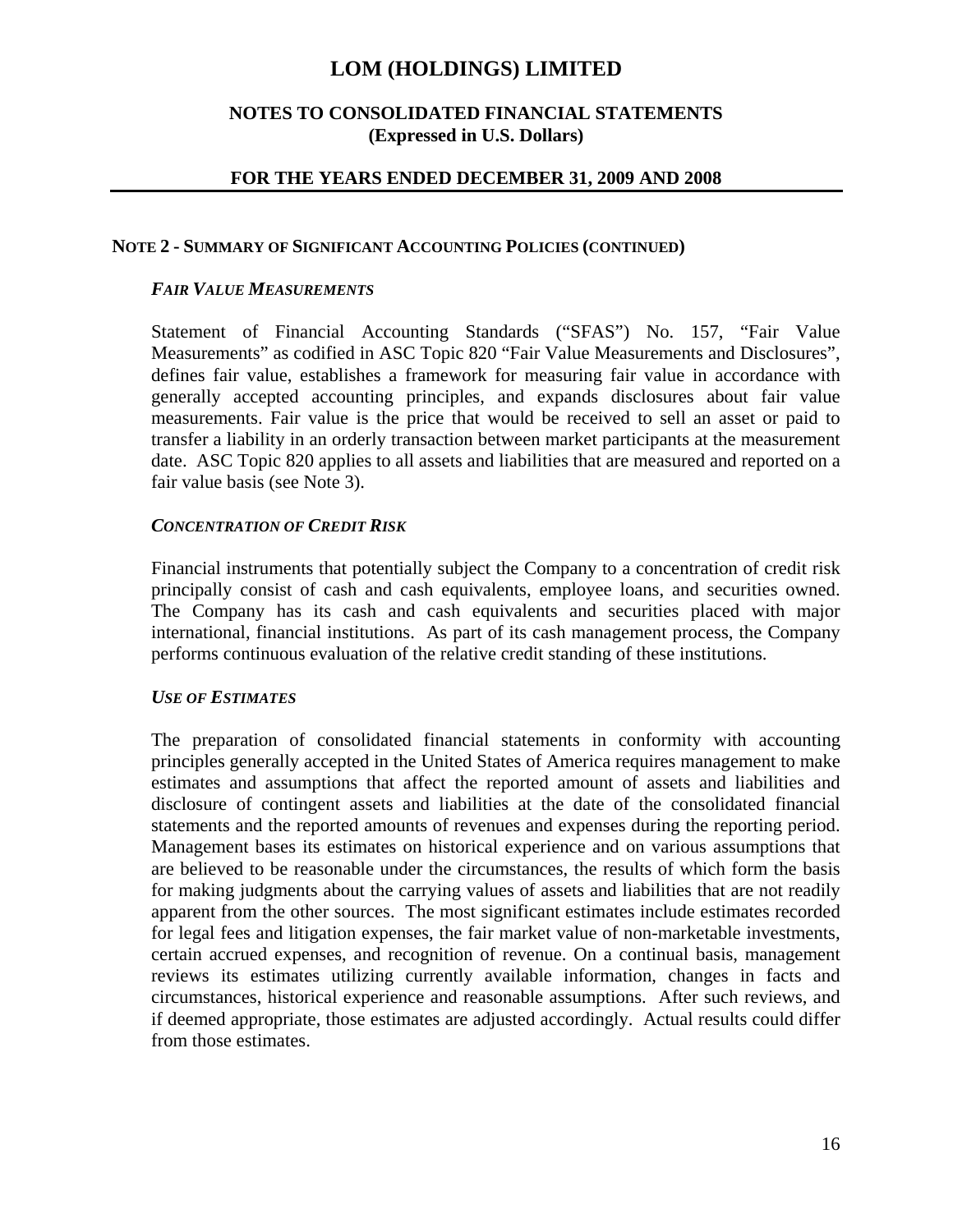# LOM (HOLDINGS) LIMITED

## NOTES TO CONSOLIDATED FINANCIAL STATEMENTS
**(Expressed in U.S. Dollars)**

### FOR THE YEARS ENDED DECEMBER 31, 2009 AND 2008

---

**NOTE 2 - SUMMARY OF SIGNIFICANT ACCOUNTING POLICIES (CONTINUED)**

***FAIR VALUE MEASUREMENTS***

Statement of Financial Accounting Standards ("SFAS") No. 157, "Fair Value Measurements" as codified in ASC Topic 820 "Fair Value Measurements and Disclosures", defines fair value, establishes a framework for measuring fair value in accordance with generally accepted accounting principles, and expands disclosures about fair value measurements. Fair value is the price that would be received to sell an asset or paid to transfer a liability in an orderly transaction between market participants at the measurement date. ASC Topic 820 applies to all assets and liabilities that are measured and reported on a fair value basis (see Note 3).

***CONCENTRATION OF CREDIT RISK***

Financial instruments that potentially subject the Company to a concentration of credit risk principally consist of cash and cash equivalents, employee loans, and securities owned. The Company has its cash and cash equivalents and securities placed with major international, financial institutions. As part of its cash management process, the Company performs continuous evaluation of the relative credit standing of these institutions.

***USE OF ESTIMATES***

The preparation of consolidated financial statements in conformity with accounting principles generally accepted in the United States of America requires management to make estimates and assumptions that affect the reported amount of assets and liabilities and disclosure of contingent assets and liabilities at the date of the consolidated financial statements and the reported amounts of revenues and expenses during the reporting period. Management bases its estimates on historical experience and on various assumptions that are believed to be reasonable under the circumstances, the results of which form the basis for making judgments about the carrying values of assets and liabilities that are not readily apparent from the other sources. The most significant estimates include estimates recorded for legal fees and litigation expenses, the fair market value of non-marketable investments, certain accrued expenses, and recognition of revenue. On a continual basis, management reviews its estimates utilizing currently available information, changes in facts and circumstances, historical experience and reasonable assumptions. After such reviews, and if deemed appropriate, those estimates are adjusted accordingly. Actual results could differ from those estimates.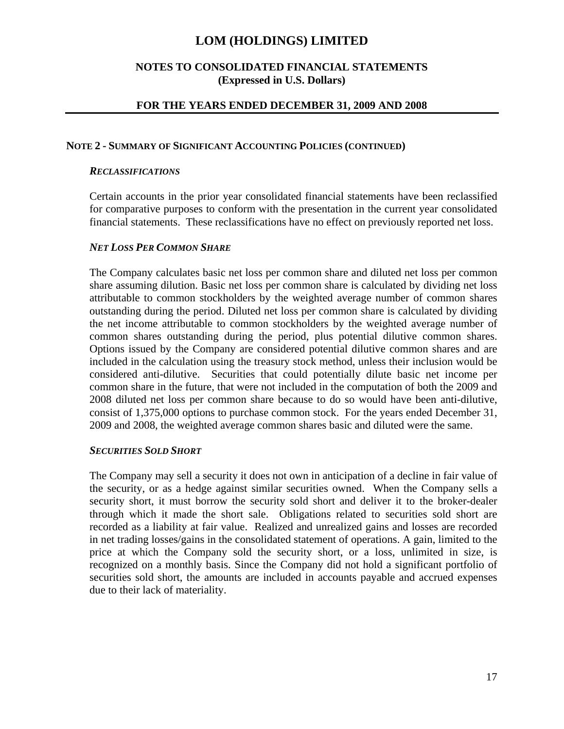# LOM (HOLDINGS) LIMITED

## NOTES TO CONSOLIDATED FINANCIAL STATEMENTS (Expressed in U.S. Dollars)

## FOR THE YEARS ENDED DECEMBER 31, 2009 AND 2008

### NOTE 2 - SUMMARY OF SIGNIFICANT ACCOUNTING POLICIES (CONTINUED)

***RECLASSIFICATIONS***

Certain accounts in the prior year consolidated financial statements have been reclassified for comparative purposes to conform with the presentation in the current year consolidated financial statements. These reclassifications have no effect on previously reported net loss.

***NET LOSS PER COMMON SHARE***

The Company calculates basic net loss per common share and diluted net loss per common share assuming dilution. Basic net loss per common share is calculated by dividing net loss attributable to common stockholders by the weighted average number of common shares outstanding during the period. Diluted net loss per common share is calculated by dividing the net income attributable to common stockholders by the weighted average number of common shares outstanding during the period, plus potential dilutive common shares. Options issued by the Company are considered potential dilutive common shares and are included in the calculation using the treasury stock method, unless their inclusion would be considered anti-dilutive. Securities that could potentially dilute basic net income per common share in the future, that were not included in the computation of both the 2009 and 2008 diluted net loss per common share because to do so would have been anti-dilutive, consist of 1,375,000 options to purchase common stock. For the years ended December 31, 2009 and 2008, the weighted average common shares basic and diluted were the same.

***SECURITIES SOLD SHORT***

The Company may sell a security it does not own in anticipation of a decline in fair value of the security, or as a hedge against similar securities owned. When the Company sells a security short, it must borrow the security sold short and deliver it to the broker-dealer through which it made the short sale. Obligations related to securities sold short are recorded as a liability at fair value. Realized and unrealized gains and losses are recorded in net trading losses/gains in the consolidated statement of operations. A gain, limited to the price at which the Company sold the security short, or a loss, unlimited in size, is recognized on a monthly basis. Since the Company did not hold a significant portfolio of securities sold short, the amounts are included in accounts payable and accrued expenses due to their lack of materiality.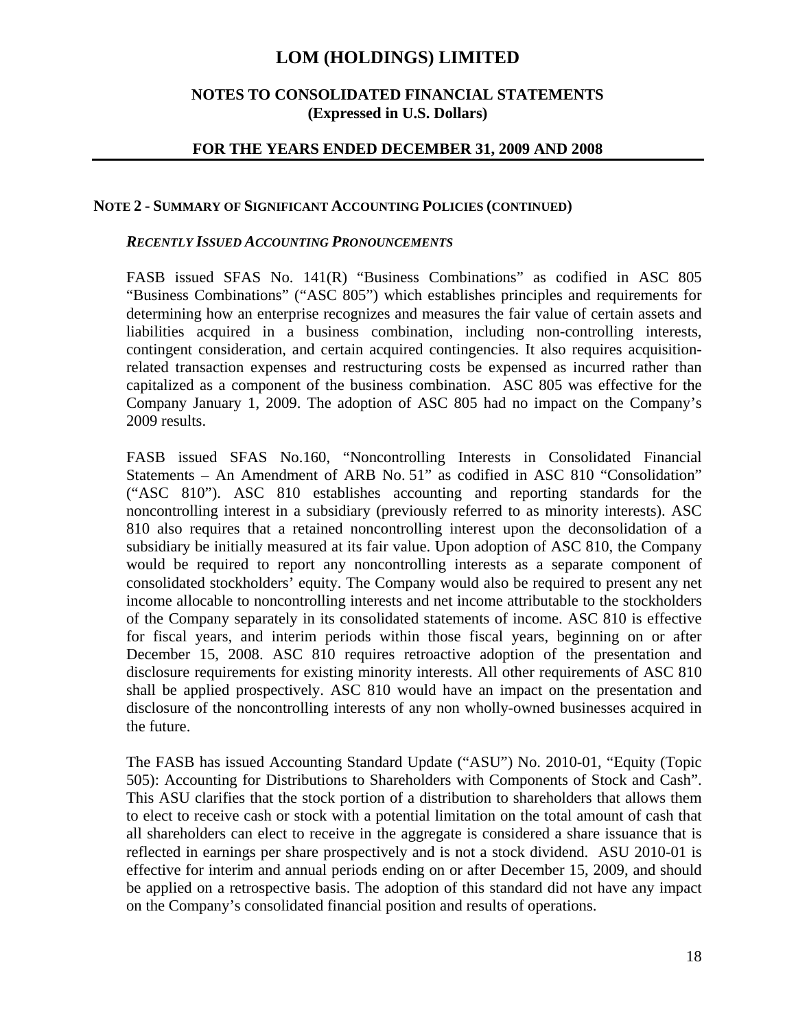# LOM (HOLDINGS) LIMITED

## NOTES TO CONSOLIDATED FINANCIAL STATEMENTS
## (Expressed in U.S. Dollars)

## FOR THE YEARS ENDED DECEMBER 31, 2009 AND 2008

### NOTE 2 - SUMMARY OF SIGNIFICANT ACCOUNTING POLICIES (CONTINUED)

***RECENTLY ISSUED ACCOUNTING PRONOUNCEMENTS***

FASB issued SFAS No. 141(R) "Business Combinations" as codified in ASC 805 "Business Combinations" ("ASC 805") which establishes principles and requirements for determining how an enterprise recognizes and measures the fair value of certain assets and liabilities acquired in a business combination, including non-controlling interests, contingent consideration, and certain acquired contingencies. It also requires acquisition-related transaction expenses and restructuring costs be expensed as incurred rather than capitalized as a component of the business combination. ASC 805 was effective for the Company January 1, 2009. The adoption of ASC 805 had no impact on the Company's 2009 results.

FASB issued SFAS No.160, "Noncontrolling Interests in Consolidated Financial Statements – An Amendment of ARB No. 51" as codified in ASC 810 "Consolidation" ("ASC 810"). ASC 810 establishes accounting and reporting standards for the noncontrolling interest in a subsidiary (previously referred to as minority interests). ASC 810 also requires that a retained noncontrolling interest upon the deconsolidation of a subsidiary be initially measured at its fair value. Upon adoption of ASC 810, the Company would be required to report any noncontrolling interests as a separate component of consolidated stockholders' equity. The Company would also be required to present any net income allocable to noncontrolling interests and net income attributable to the stockholders of the Company separately in its consolidated statements of income. ASC 810 is effective for fiscal years, and interim periods within those fiscal years, beginning on or after December 15, 2008. ASC 810 requires retroactive adoption of the presentation and disclosure requirements for existing minority interests. All other requirements of ASC 810 shall be applied prospectively. ASC 810 would have an impact on the presentation and disclosure of the noncontrolling interests of any non wholly-owned businesses acquired in the future.

The FASB has issued Accounting Standard Update ("ASU") No. 2010-01, "Equity (Topic 505): Accounting for Distributions to Shareholders with Components of Stock and Cash". This ASU clarifies that the stock portion of a distribution to shareholders that allows them to elect to receive cash or stock with a potential limitation on the total amount of cash that all shareholders can elect to receive in the aggregate is considered a share issuance that is reflected in earnings per share prospectively and is not a stock dividend. ASU 2010-01 is effective for interim and annual periods ending on or after December 15, 2009, and should be applied on a retrospective basis. The adoption of this standard did not have any impact on the Company's consolidated financial position and results of operations.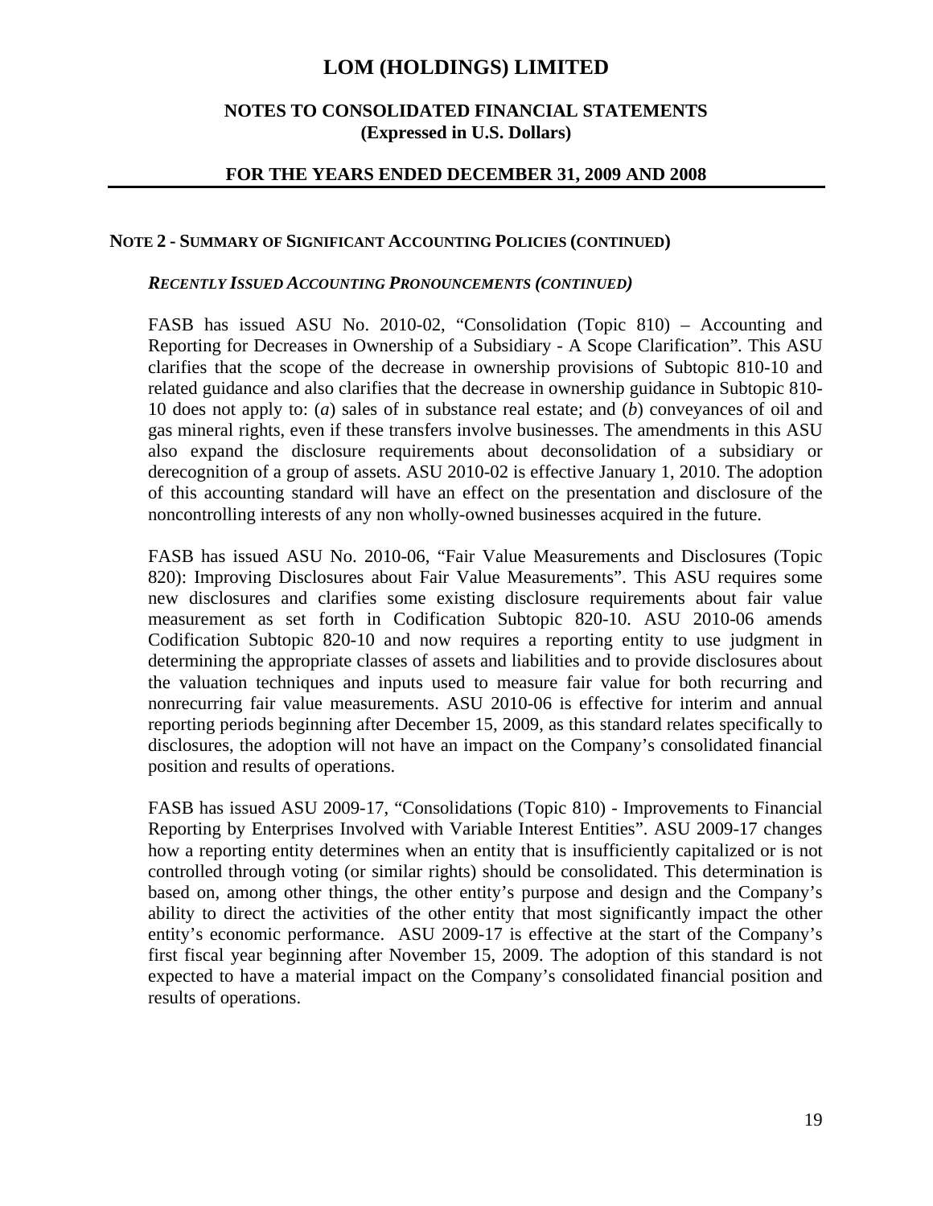# LOM (HOLDINGS) LIMITED

## NOTES TO CONSOLIDATED FINANCIAL STATEMENTS (Expressed in U.S. Dollars)

## FOR THE YEARS ENDED DECEMBER 31, 2009 AND 2008

### NOTE 2 - SUMMARY OF SIGNIFICANT ACCOUNTING POLICIES (CONTINUED)

***RECENTLY ISSUED ACCOUNTING PRONOUNCEMENTS (CONTINUED)***

FASB has issued ASU No. 2010-02, "Consolidation (Topic 810) – Accounting and Reporting for Decreases in Ownership of a Subsidiary - A Scope Clarification". This ASU clarifies that the scope of the decrease in ownership provisions of Subtopic 810-10 and related guidance and also clarifies that the decrease in ownership guidance in Subtopic 810-10 does not apply to: (*a*) sales of in substance real estate; and (*b*) conveyances of oil and gas mineral rights, even if these transfers involve businesses. The amendments in this ASU also expand the disclosure requirements about deconsolidation of a subsidiary or derecognition of a group of assets. ASU 2010-02 is effective January 1, 2010. The adoption of this accounting standard will have an effect on the presentation and disclosure of the noncontrolling interests of any non wholly-owned businesses acquired in the future.

FASB has issued ASU No. 2010-06, "Fair Value Measurements and Disclosures (Topic 820): Improving Disclosures about Fair Value Measurements". This ASU requires some new disclosures and clarifies some existing disclosure requirements about fair value measurement as set forth in Codification Subtopic 820-10. ASU 2010-06 amends Codification Subtopic 820-10 and now requires a reporting entity to use judgment in determining the appropriate classes of assets and liabilities and to provide disclosures about the valuation techniques and inputs used to measure fair value for both recurring and nonrecurring fair value measurements. ASU 2010-06 is effective for interim and annual reporting periods beginning after December 15, 2009, as this standard relates specifically to disclosures, the adoption will not have an impact on the Company's consolidated financial position and results of operations.

FASB has issued ASU 2009-17, "Consolidations (Topic 810) - Improvements to Financial Reporting by Enterprises Involved with Variable Interest Entities". ASU 2009-17 changes how a reporting entity determines when an entity that is insufficiently capitalized or is not controlled through voting (or similar rights) should be consolidated. This determination is based on, among other things, the other entity's purpose and design and the Company's ability to direct the activities of the other entity that most significantly impact the other entity's economic performance. ASU 2009-17 is effective at the start of the Company's first fiscal year beginning after November 15, 2009. The adoption of this standard is not expected to have a material impact on the Company's consolidated financial position and results of operations.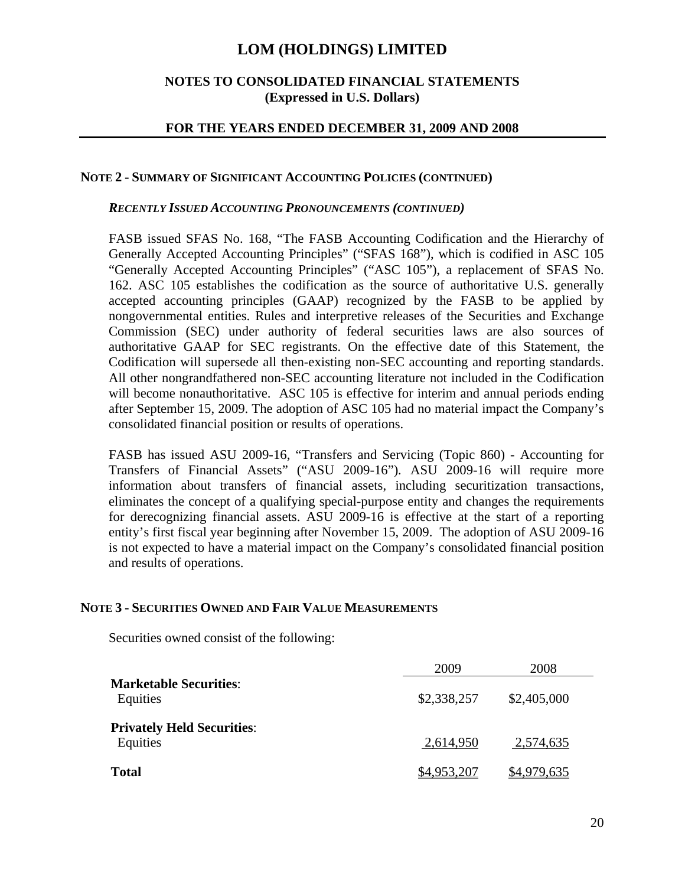# LOM (HOLDINGS) LIMITED

## NOTES TO CONSOLIDATED FINANCIAL STATEMENTS
**(Expressed in U.S. Dollars)**

**FOR THE YEARS ENDED DECEMBER 31, 2009 AND 2008**

### NOTE 2 - SUMMARY OF SIGNIFICANT ACCOUNTING POLICIES (CONTINUED)

***RECENTLY ISSUED ACCOUNTING PRONOUNCEMENTS (CONTINUED)***

FASB issued SFAS No. 168, "The FASB Accounting Codification and the Hierarchy of Generally Accepted Accounting Principles" ("SFAS 168"), which is codified in ASC 105 "Generally Accepted Accounting Principles" ("ASC 105"), a replacement of SFAS No. 162. ASC 105 establishes the codification as the source of authoritative U.S. generally accepted accounting principles (GAAP) recognized by the FASB to be applied by nongovernmental entities. Rules and interpretive releases of the Securities and Exchange Commission (SEC) under authority of federal securities laws are also sources of authoritative GAAP for SEC registrants. On the effective date of this Statement, the Codification will supersede all then-existing non-SEC accounting and reporting standards. All other nongrandfathered non-SEC accounting literature not included in the Codification will become nonauthoritative. ASC 105 is effective for interim and annual periods ending after September 15, 2009. The adoption of ASC 105 had no material impact the Company's consolidated financial position or results of operations.

FASB has issued ASU 2009-16, "Transfers and Servicing (Topic 860) - Accounting for Transfers of Financial Assets" ("ASU 2009-16"). ASU 2009-16 will require more information about transfers of financial assets, including securitization transactions, eliminates the concept of a qualifying special-purpose entity and changes the requirements for derecognizing financial assets. ASU 2009-16 is effective at the start of a reporting entity's first fiscal year beginning after November 15, 2009. The adoption of ASU 2009-16 is not expected to have a material impact on the Company's consolidated financial position and results of operations.

### NOTE 3 - SECURITIES OWNED AND FAIR VALUE MEASUREMENTS

Securities owned consist of the following:

| | 2009 | 2008 |
|---|---|---|
| **Marketable Securities**: | | |
| Equities | $2,338,257 | $2,405,000 |
| **Privately Held Securities**: | | |
| Equities | 2,614,950 | 2,574,635 |
| **Total** | $4,953,207 | $4,979,635 |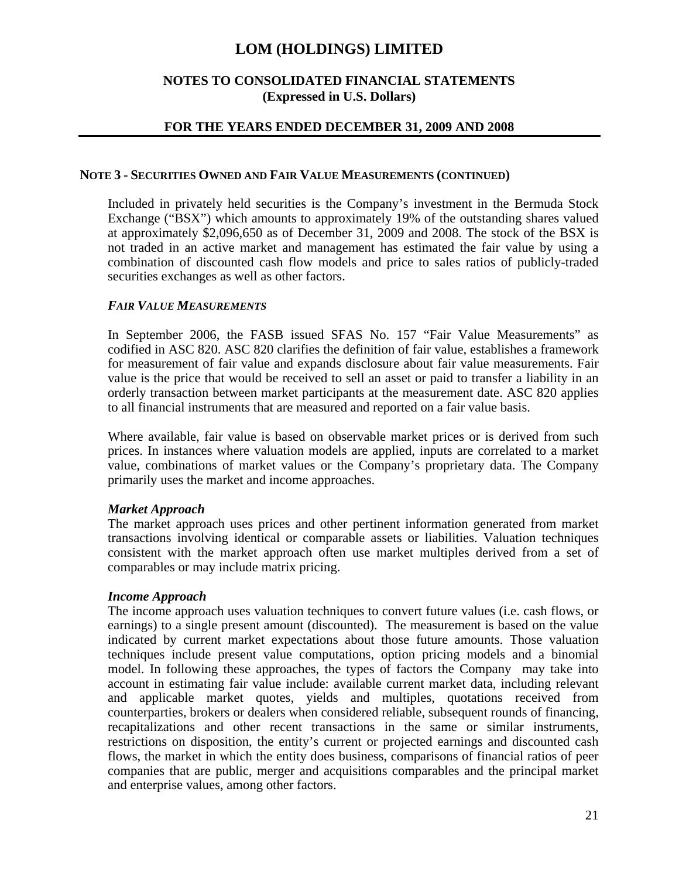# LOM (HOLDINGS) LIMITED

## NOTES TO CONSOLIDATED FINANCIAL STATEMENTS
## (Expressed in U.S. Dollars)

## FOR THE YEARS ENDED DECEMBER 31, 2009 AND 2008

### NOTE 3 - SECURITIES OWNED AND FAIR VALUE MEASUREMENTS (CONTINUED)

Included in privately held securities is the Company's investment in the Bermuda Stock Exchange ("BSX") which amounts to approximately 19% of the outstanding shares valued at approximately $2,096,650 as of December 31, 2009 and 2008. The stock of the BSX is not traded in an active market and management has estimated the fair value by using a combination of discounted cash flow models and price to sales ratios of publicly-traded securities exchanges as well as other factors.

***FAIR VALUE MEASUREMENTS***

In September 2006, the FASB issued SFAS No. 157 "Fair Value Measurements" as codified in ASC 820. ASC 820 clarifies the definition of fair value, establishes a framework for measurement of fair value and expands disclosure about fair value measurements. Fair value is the price that would be received to sell an asset or paid to transfer a liability in an orderly transaction between market participants at the measurement date. ASC 820 applies to all financial instruments that are measured and reported on a fair value basis.

Where available, fair value is based on observable market prices or is derived from such prices. In instances where valuation models are applied, inputs are correlated to a market value, combinations of market values or the Company's proprietary data. The Company primarily uses the market and income approaches.

***Market Approach***
The market approach uses prices and other pertinent information generated from market transactions involving identical or comparable assets or liabilities. Valuation techniques consistent with the market approach often use market multiples derived from a set of comparables or may include matrix pricing.

***Income Approach***
The income approach uses valuation techniques to convert future values (i.e. cash flows, or earnings) to a single present amount (discounted). The measurement is based on the value indicated by current market expectations about those future amounts. Those valuation techniques include present value computations, option pricing models and a binomial model. In following these approaches, the types of factors the Company may take into account in estimating fair value include: available current market data, including relevant and applicable market quotes, yields and multiples, quotations received from counterparties, brokers or dealers when considered reliable, subsequent rounds of financing, recapitalizations and other recent transactions in the same or similar instruments, restrictions on disposition, the entity's current or projected earnings and discounted cash flows, the market in which the entity does business, comparisons of financial ratios of peer companies that are public, merger and acquisitions comparables and the principal market and enterprise values, among other factors.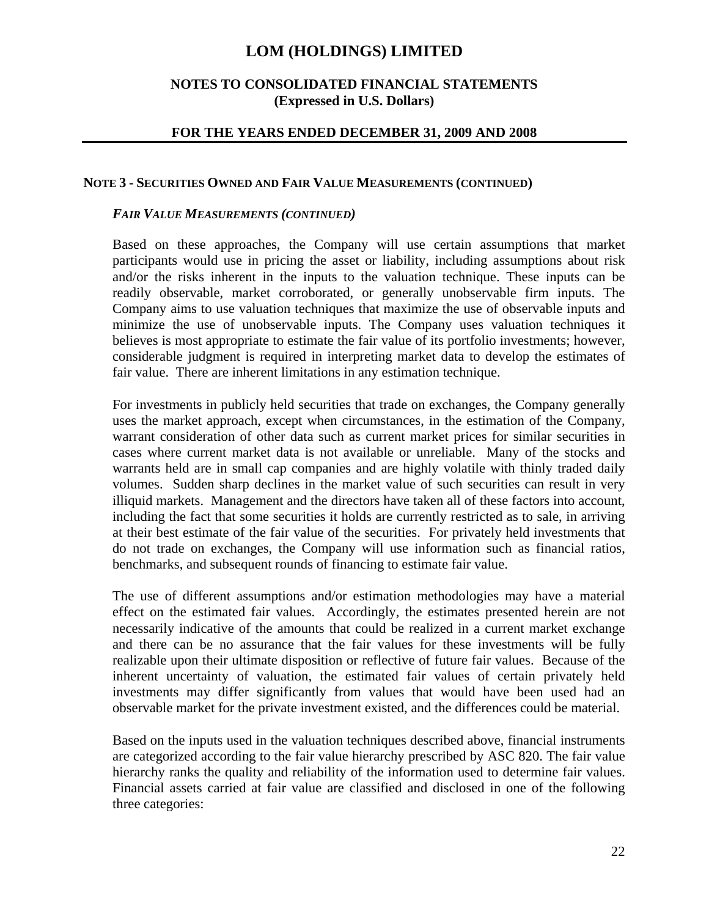# LOM (HOLDINGS) LIMITED

## NOTES TO CONSOLIDATED FINANCIAL STATEMENTS (Expressed in U.S. Dollars)

## FOR THE YEARS ENDED DECEMBER 31, 2009 AND 2008

### NOTE 3 - SECURITIES OWNED AND FAIR VALUE MEASUREMENTS (CONTINUED)

***FAIR VALUE MEASUREMENTS (CONTINUED)***

Based on these approaches, the Company will use certain assumptions that market participants would use in pricing the asset or liability, including assumptions about risk and/or the risks inherent in the inputs to the valuation technique. These inputs can be readily observable, market corroborated, or generally unobservable firm inputs. The Company aims to use valuation techniques that maximize the use of observable inputs and minimize the use of unobservable inputs. The Company uses valuation techniques it believes is most appropriate to estimate the fair value of its portfolio investments; however, considerable judgment is required in interpreting market data to develop the estimates of fair value. There are inherent limitations in any estimation technique.

For investments in publicly held securities that trade on exchanges, the Company generally uses the market approach, except when circumstances, in the estimation of the Company, warrant consideration of other data such as current market prices for similar securities in cases where current market data is not available or unreliable. Many of the stocks and warrants held are in small cap companies and are highly volatile with thinly traded daily volumes. Sudden sharp declines in the market value of such securities can result in very illiquid markets. Management and the directors have taken all of these factors into account, including the fact that some securities it holds are currently restricted as to sale, in arriving at their best estimate of the fair value of the securities. For privately held investments that do not trade on exchanges, the Company will use information such as financial ratios, benchmarks, and subsequent rounds of financing to estimate fair value.

The use of different assumptions and/or estimation methodologies may have a material effect on the estimated fair values. Accordingly, the estimates presented herein are not necessarily indicative of the amounts that could be realized in a current market exchange and there can be no assurance that the fair values for these investments will be fully realizable upon their ultimate disposition or reflective of future fair values. Because of the inherent uncertainty of valuation, the estimated fair values of certain privately held investments may differ significantly from values that would have been used had an observable market for the private investment existed, and the differences could be material.

Based on the inputs used in the valuation techniques described above, financial instruments are categorized according to the fair value hierarchy prescribed by ASC 820. The fair value hierarchy ranks the quality and reliability of the information used to determine fair values. Financial assets carried at fair value are classified and disclosed in one of the following three categories: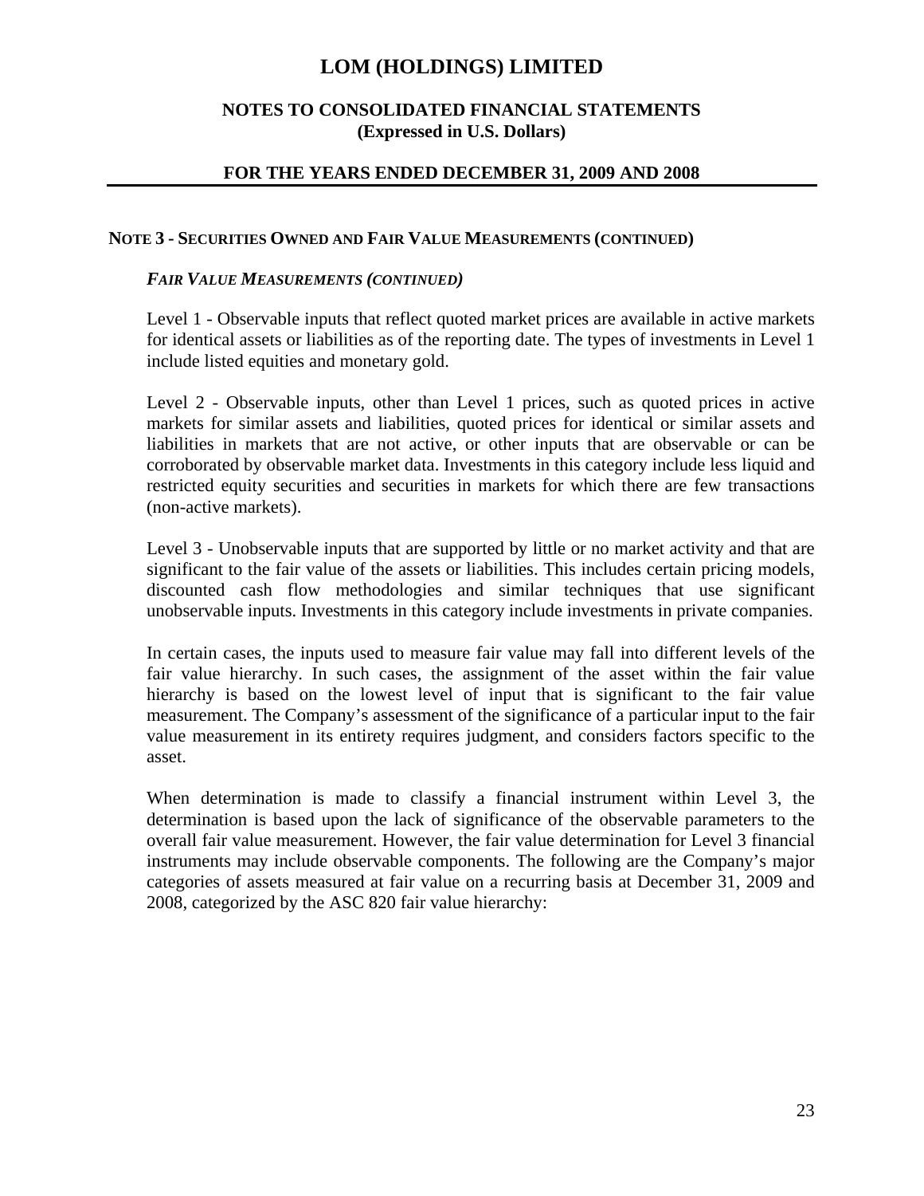# LOM (HOLDINGS) LIMITED

**NOTES TO CONSOLIDATED FINANCIAL STATEMENTS**
**(Expressed in U.S. Dollars)**

**FOR THE YEARS ENDED DECEMBER 31, 2009 AND 2008**

## NOTE 3 - SECURITIES OWNED AND FAIR VALUE MEASUREMENTS (CONTINUED)

***FAIR VALUE MEASUREMENTS (CONTINUED)***

Level 1 - Observable inputs that reflect quoted market prices are available in active markets for identical assets or liabilities as of the reporting date. The types of investments in Level 1 include listed equities and monetary gold.

Level 2 - Observable inputs, other than Level 1 prices, such as quoted prices in active markets for similar assets and liabilities, quoted prices for identical or similar assets and liabilities in markets that are not active, or other inputs that are observable or can be corroborated by observable market data. Investments in this category include less liquid and restricted equity securities and securities in markets for which there are few transactions (non-active markets).

Level 3 - Unobservable inputs that are supported by little or no market activity and that are significant to the fair value of the assets or liabilities. This includes certain pricing models, discounted cash flow methodologies and similar techniques that use significant unobservable inputs. Investments in this category include investments in private companies.

In certain cases, the inputs used to measure fair value may fall into different levels of the fair value hierarchy. In such cases, the assignment of the asset within the fair value hierarchy is based on the lowest level of input that is significant to the fair value measurement. The Company's assessment of the significance of a particular input to the fair value measurement in its entirety requires judgment, and considers factors specific to the asset.

When determination is made to classify a financial instrument within Level 3, the determination is based upon the lack of significance of the observable parameters to the overall fair value measurement. However, the fair value determination for Level 3 financial instruments may include observable components. The following are the Company's major categories of assets measured at fair value on a recurring basis at December 31, 2009 and 2008, categorized by the ASC 820 fair value hierarchy: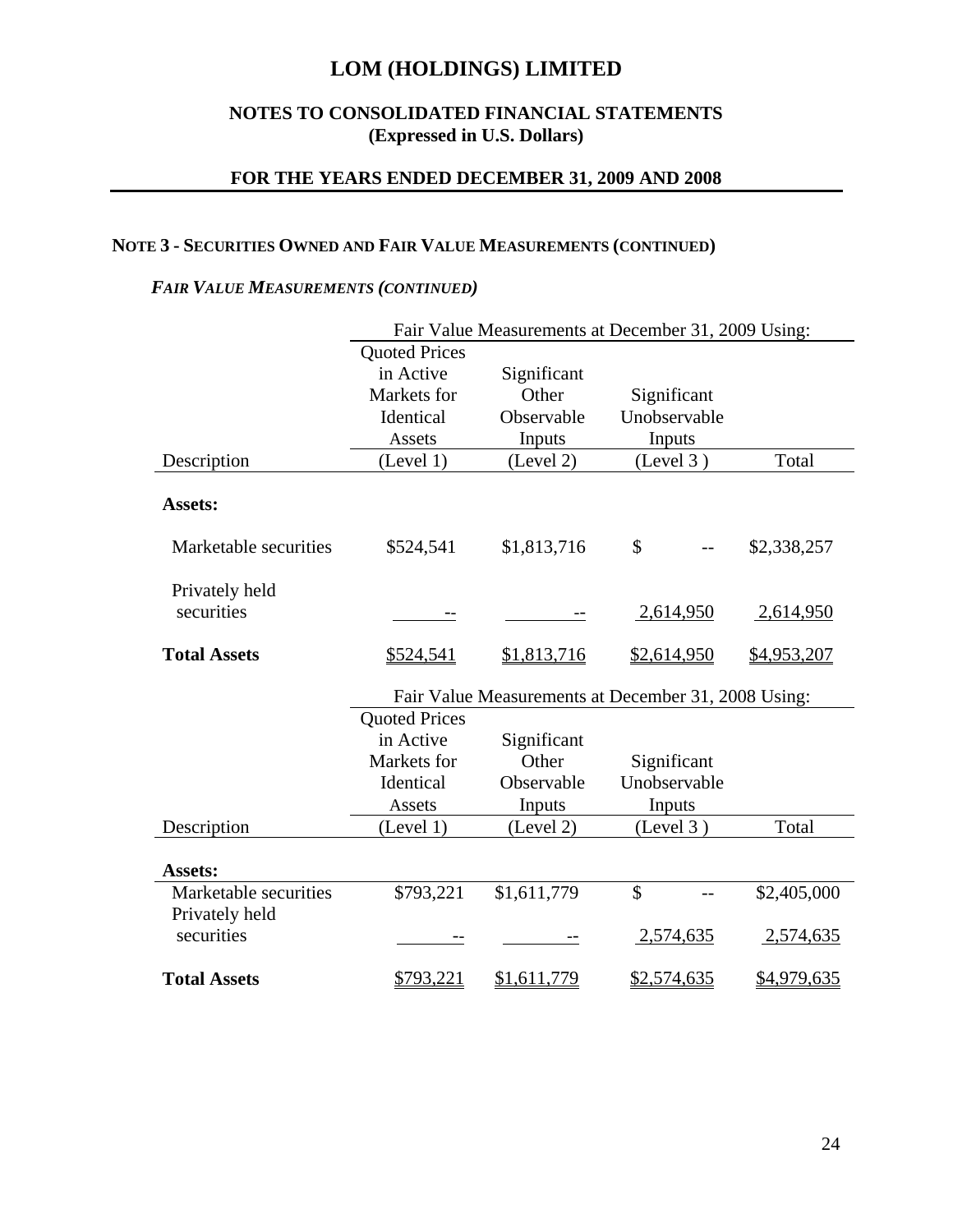# LOM (HOLDINGS) LIMITED

## NOTES TO CONSOLIDATED FINANCIAL STATEMENTS
## (Expressed in U.S. Dollars)

## FOR THE YEARS ENDED DECEMBER 31, 2009 AND 2008

### NOTE 3 - SECURITIES OWNED AND FAIR VALUE MEASUREMENTS (CONTINUED)

#### *FAIR VALUE MEASUREMENTS (CONTINUED)*

| | Fair Value Measurements at December 31, 2009 Using: | | | |
|---|---|---|---|---|
| Description | Quoted Prices in Active Markets for Identical Assets (Level 1) | Significant Other Observable Inputs (Level 2) | Significant Unobservable Inputs (Level 3 ) | Total |
| **Assets:** | | | | |
| Marketable securities | $524,541 | $1,813,716 | $ -- | $2,338,257 |
| Privately held securities | -- | -- | 2,614,950 | 2,614,950 |
| **Total Assets** | $524,541 | $1,813,716 | $2,614,950 | $4,953,207 |

| | Fair Value Measurements at December 31, 2008 Using: | | | |
|---|---|---|---|---|
| Description | Quoted Prices in Active Markets for Identical Assets (Level 1) | Significant Other Observable Inputs (Level 2) | Significant Unobservable Inputs (Level 3 ) | Total |
| **Assets:** | | | | |
| Marketable securities | $793,221 | $1,611,779 | $ -- | $2,405,000 |
| Privately held securities | -- | -- | 2,574,635 | 2,574,635 |
| **Total Assets** | $793,221 | $1,611,779 | $2,574,635 | $4,979,635 |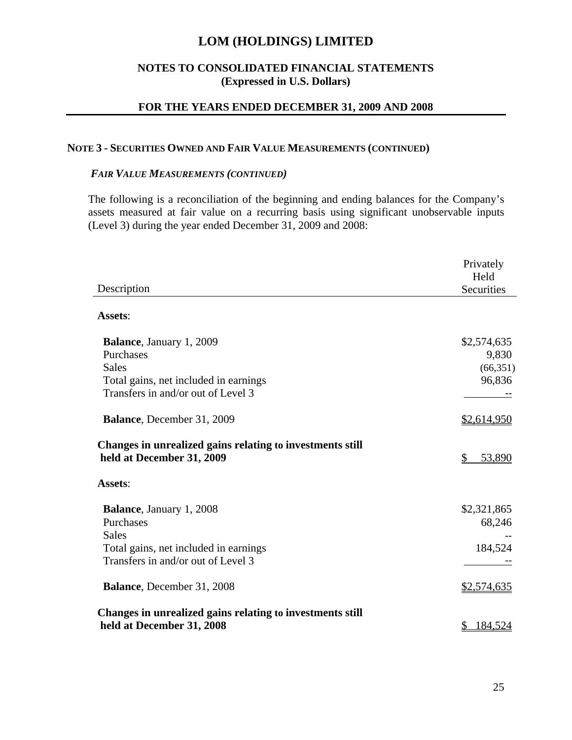# LOM (HOLDINGS) LIMITED

## NOTES TO CONSOLIDATED FINANCIAL STATEMENTS
## (Expressed in U.S. Dollars)

## FOR THE YEARS ENDED DECEMBER 31, 2009 AND 2008

### NOTE 3 - SECURITIES OWNED AND FAIR VALUE MEASUREMENTS (CONTINUED)

***FAIR VALUE MEASUREMENTS (CONTINUED)***

The following is a reconciliation of the beginning and ending balances for the Company's assets measured at fair value on a recurring basis using significant unobservable inputs (Level 3) during the year ended December 31, 2009 and 2008:

| Description | Privately Held Securities |
|---|---|
| **Assets**: | |
| **Balance**, January 1, 2009 | $2,574,635 |
| Purchases | 9,830 |
| Sales | (66,351) |
| Total gains, net included in earnings | 96,836 |
| Transfers in and/or out of Level 3 | -- |
| **Balance**, December 31, 2009 | $2,614,950 |
| **Changes in unrealized gains relating to investments still held at December 31, 2009** | $ 53,890 |
| **Assets**: | |
| **Balance**, January 1, 2008 | $2,321,865 |
| Purchases | 68,246 |
| Sales | -- |
| Total gains, net included in earnings | 184,524 |
| Transfers in and/or out of Level 3 | -- |
| **Balance**, December 31, 2008 | $2,574,635 |
| **Changes in unrealized gains relating to investments still held at December 31, 2008** | $ 184,524 |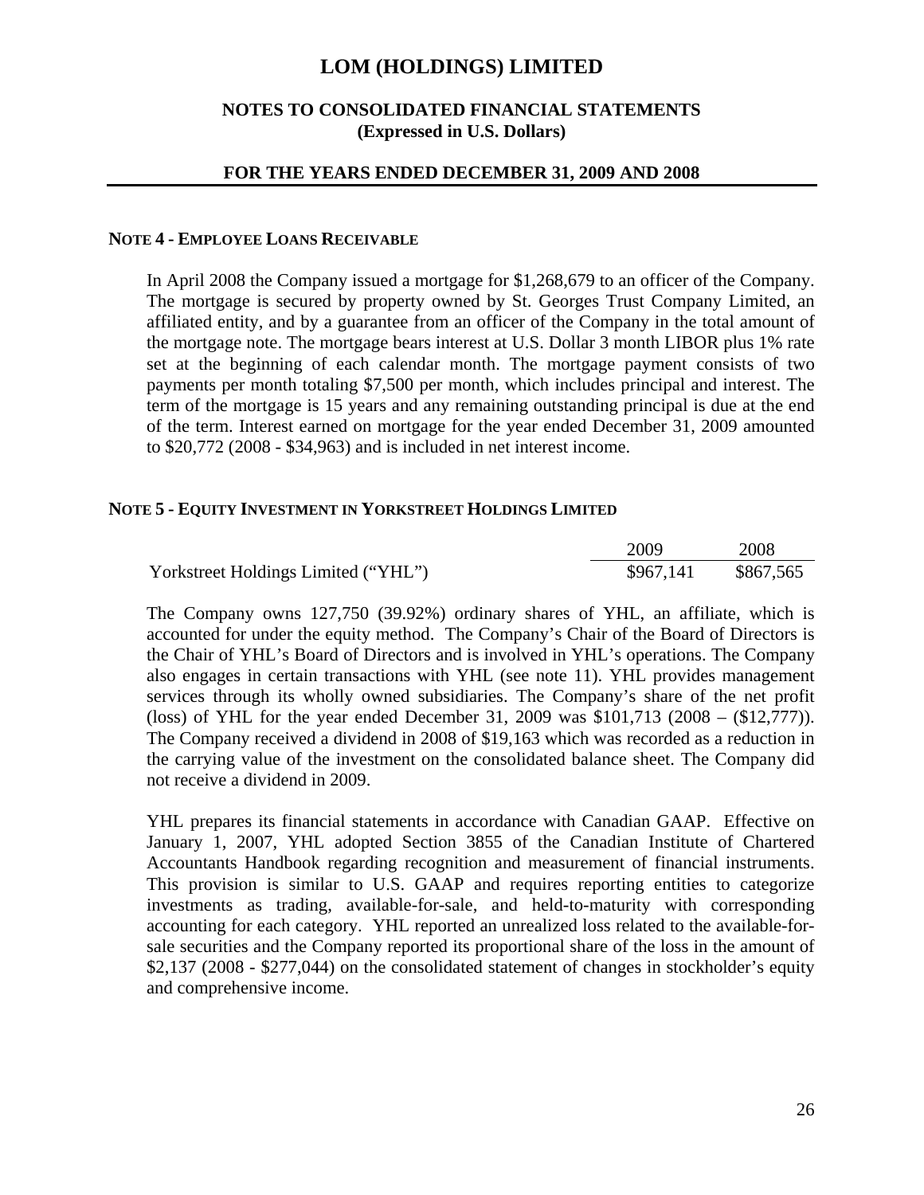# LOM (HOLDINGS) LIMITED

## NOTES TO CONSOLIDATED FINANCIAL STATEMENTS (Expressed in U.S. Dollars)

## FOR THE YEARS ENDED DECEMBER 31, 2009 AND 2008

### NOTE 4 - EMPLOYEE LOANS RECEIVABLE

In April 2008 the Company issued a mortgage for $1,268,679 to an officer of the Company. The mortgage is secured by property owned by St. Georges Trust Company Limited, an affiliated entity, and by a guarantee from an officer of the Company in the total amount of the mortgage note. The mortgage bears interest at U.S. Dollar 3 month LIBOR plus 1% rate set at the beginning of each calendar month. The mortgage payment consists of two payments per month totaling $7,500 per month, which includes principal and interest. The term of the mortgage is 15 years and any remaining outstanding principal is due at the end of the term. Interest earned on mortgage for the year ended December 31, 2009 amounted to $20,772 (2008 - $34,963) and is included in net interest income.

### NOTE 5 - EQUITY INVESTMENT IN YORKSTREET HOLDINGS LIMITED

| | 2009 | 2008 |
|---|---|---|
| Yorkstreet Holdings Limited ("YHL") | $967,141 | $867,565 |

The Company owns 127,750 (39.92%) ordinary shares of YHL, an affiliate, which is accounted for under the equity method. The Company's Chair of the Board of Directors is the Chair of YHL's Board of Directors and is involved in YHL's operations. The Company also engages in certain transactions with YHL (see note 11). YHL provides management services through its wholly owned subsidiaries. The Company's share of the net profit (loss) of YHL for the year ended December 31, 2009 was $101,713 (2008 – ($12,777)). The Company received a dividend in 2008 of $19,163 which was recorded as a reduction in the carrying value of the investment on the consolidated balance sheet. The Company did not receive a dividend in 2009.

YHL prepares its financial statements in accordance with Canadian GAAP. Effective on January 1, 2007, YHL adopted Section 3855 of the Canadian Institute of Chartered Accountants Handbook regarding recognition and measurement of financial instruments. This provision is similar to U.S. GAAP and requires reporting entities to categorize investments as trading, available-for-sale, and held-to-maturity with corresponding accounting for each category. YHL reported an unrealized loss related to the available-for-sale securities and the Company reported its proportional share of the loss in the amount of $2,137 (2008 - $277,044) on the consolidated statement of changes in stockholder's equity and comprehensive income.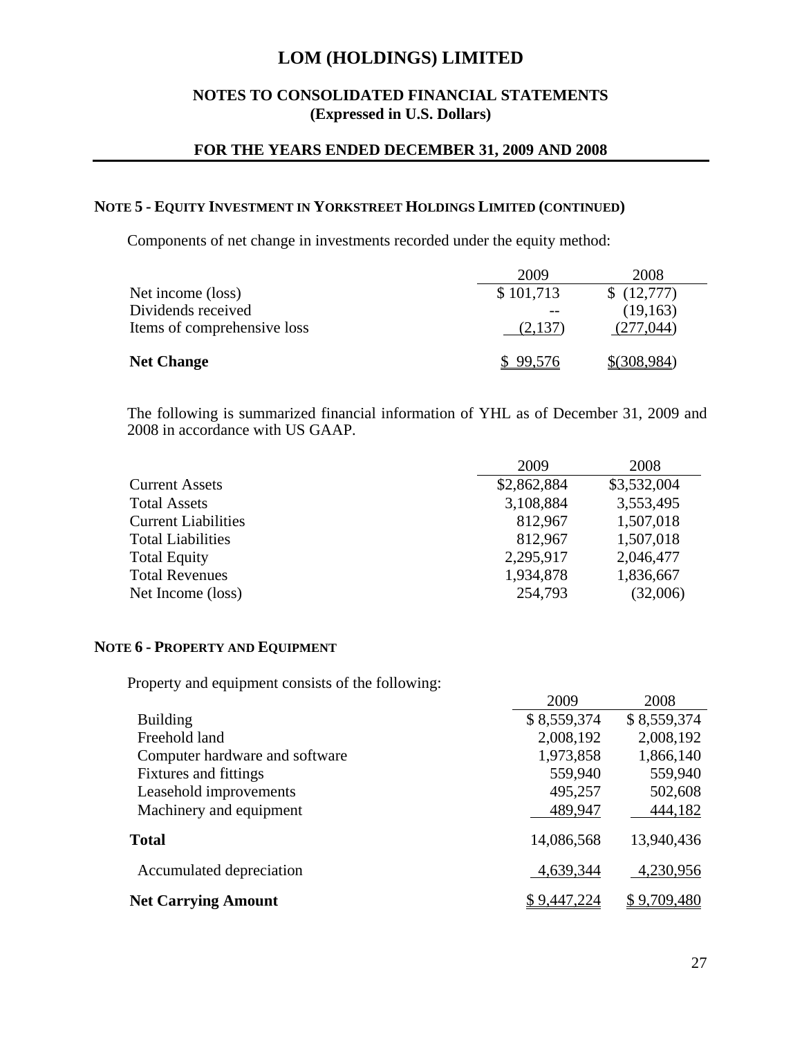# LOM (HOLDINGS) LIMITED

## NOTES TO CONSOLIDATED FINANCIAL STATEMENTS
## (Expressed in U.S. Dollars)

## FOR THE YEARS ENDED DECEMBER 31, 2009 AND 2008

### NOTE 5 - EQUITY INVESTMENT IN YORKSTREET HOLDINGS LIMITED (CONTINUED)

Components of net change in investments recorded under the equity method:

| | 2009 | 2008 |
|---|---|---|
| Net income (loss) | $ 101,713 | $ (12,777) |
| Dividends received | -- | (19,163) |
| Items of comprehensive loss | (2,137) | (277,044) |
| **Net Change** | $ 99,576 | $(308,984) |

The following is summarized financial information of YHL as of December 31, 2009 and 2008 in accordance with US GAAP.

| | 2009 | 2008 |
|---|---|---|
| Current Assets | $2,862,884 | $3,532,004 |
| Total Assets | 3,108,884 | 3,553,495 |
| Current Liabilities | 812,967 | 1,507,018 |
| Total Liabilities | 812,967 | 1,507,018 |
| Total Equity | 2,295,917 | 2,046,477 |
| Total Revenues | 1,934,878 | 1,836,667 |
| Net Income (loss) | 254,793 | (32,006) |

### NOTE 6 - PROPERTY AND EQUIPMENT

Property and equipment consists of the following:

| | 2009 | 2008 |
|---|---|---|
| Building | $ 8,559,374 | $ 8,559,374 |
| Freehold land | 2,008,192 | 2,008,192 |
| Computer hardware and software | 1,973,858 | 1,866,140 |
| Fixtures and fittings | 559,940 | 559,940 |
| Leasehold improvements | 495,257 | 502,608 |
| Machinery and equipment | 489,947 | 444,182 |
| **Total** | 14,086,568 | 13,940,436 |
| Accumulated depreciation | 4,639,344 | 4,230,956 |
| **Net Carrying Amount** | $ 9,447,224 | $ 9,709,480 |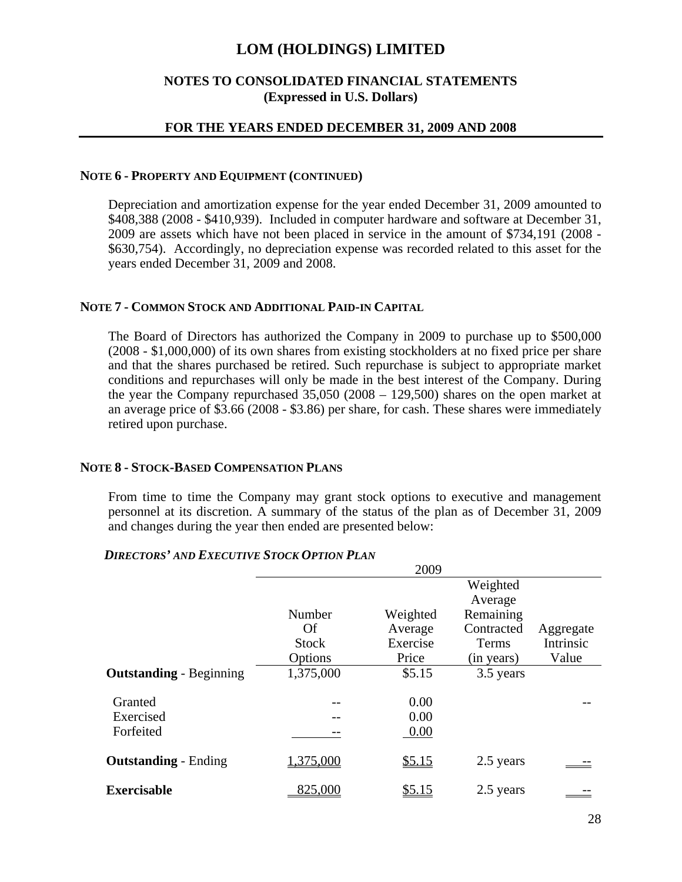# LOM (HOLDINGS) LIMITED

## NOTES TO CONSOLIDATED FINANCIAL STATEMENTS
## (Expressed in U.S. Dollars)

## FOR THE YEARS ENDED DECEMBER 31, 2009 AND 2008

### NOTE 6 - PROPERTY AND EQUIPMENT (CONTINUED)

Depreciation and amortization expense for the year ended December 31, 2009 amounted to $408,388 (2008 - $410,939). Included in computer hardware and software at December 31, 2009 are assets which have not been placed in service in the amount of $734,191 (2008 - $630,754). Accordingly, no depreciation expense was recorded related to this asset for the years ended December 31, 2009 and 2008.

### NOTE 7 - COMMON STOCK AND ADDITIONAL PAID-IN CAPITAL

The Board of Directors has authorized the Company in 2009 to purchase up to $500,000 (2008 - $1,000,000) of its own shares from existing stockholders at no fixed price per share and that the shares purchased be retired. Such repurchase is subject to appropriate market conditions and repurchases will only be made in the best interest of the Company. During the year the Company repurchased 35,050 (2008 – 129,500) shares on the open market at an average price of $3.66 (2008 - $3.86) per share, for cash. These shares were immediately retired upon purchase.

### NOTE 8 - STOCK-BASED COMPENSATION PLANS

From time to time the Company may grant stock options to executive and management personnel at its discretion. A summary of the status of the plan as of December 31, 2009 and changes during the year then ended are presented below:

***DIRECTORS' AND EXECUTIVE STOCK OPTION PLAN***

| | 2009 | | | |
|---|---|---|---|---|
| | Number Of Stock Options | Weighted Average Exercise Price | Weighted Average Remaining Contracted Terms (in years) | Aggregate Intrinsic Value |
| **Outstanding** - Beginning | 1,375,000 | $5.15 | 3.5 years | |
| Granted | -- | 0.00 | | -- |
| Exercised | -- | 0.00 | | |
| Forfeited | -- | 0.00 | | |
| **Outstanding** - Ending | 1,375,000 | $5.15 | 2.5 years | -- |
| **Exercisable** | 825,000 | $5.15 | 2.5 years | -- |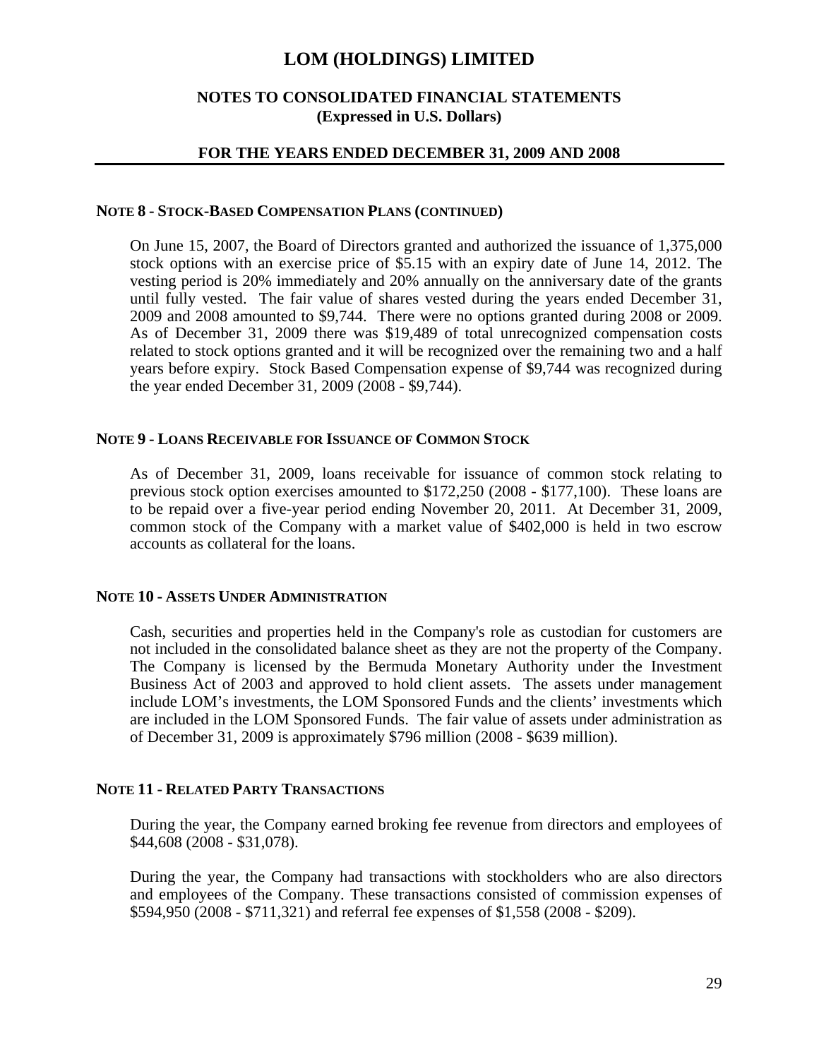## NOTE 8 - STOCK-BASED COMPENSATION PLANS (CONTINUED)

On June 15, 2007, the Board of Directors granted and authorized the issuance of 1,375,000 stock options with an exercise price of $5.15 with an expiry date of June 14, 2012. The vesting period is 20% immediately and 20% annually on the anniversary date of the grants until fully vested. The fair value of shares vested during the years ended December 31, 2009 and 2008 amounted to $9,744. There were no options granted during 2008 or 2009. As of December 31, 2009 there was $19,489 of total unrecognized compensation costs related to stock options granted and it will be recognized over the remaining two and a half years before expiry. Stock Based Compensation expense of $9,744 was recognized during the year ended December 31, 2009 (2008 - $9,744).

## NOTE 9 - LOANS RECEIVABLE FOR ISSUANCE OF COMMON STOCK

As of December 31, 2009, loans receivable for issuance of common stock relating to previous stock option exercises amounted to $172,250 (2008 - $177,100). These loans are to be repaid over a five-year period ending November 20, 2011. At December 31, 2009, common stock of the Company with a market value of $402,000 is held in two escrow accounts as collateral for the loans.

## NOTE 10 - ASSETS UNDER ADMINISTRATION

Cash, securities and properties held in the Company's role as custodian for customers are not included in the consolidated balance sheet as they are not the property of the Company. The Company is licensed by the Bermuda Monetary Authority under the Investment Business Act of 2003 and approved to hold client assets. The assets under management include LOM's investments, the LOM Sponsored Funds and the clients' investments which are included in the LOM Sponsored Funds. The fair value of assets under administration as of December 31, 2009 is approximately $796 million (2008 - $639 million).

## NOTE 11 - RELATED PARTY TRANSACTIONS

During the year, the Company earned broking fee revenue from directors and employees of $44,608 (2008 - $31,078).

During the year, the Company had transactions with stockholders who are also directors and employees of the Company. These transactions consisted of commission expenses of $594,950 (2008 - $711,321) and referral fee expenses of $1,558 (2008 - $209).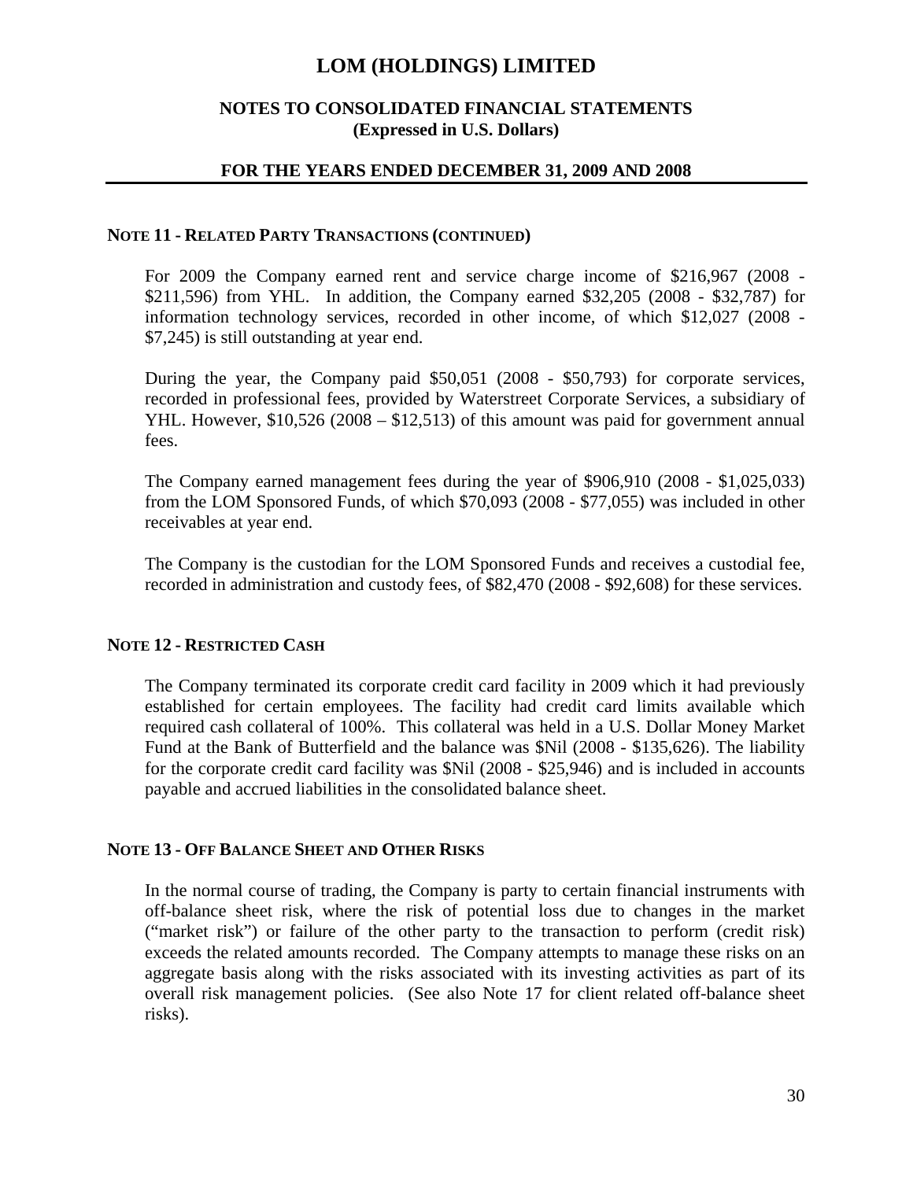# LOM (HOLDINGS) LIMITED

## NOTES TO CONSOLIDATED FINANCIAL STATEMENTS
## (Expressed in U.S. Dollars)

## FOR THE YEARS ENDED DECEMBER 31, 2009 AND 2008

### NOTE 11 - RELATED PARTY TRANSACTIONS (CONTINUED)

For 2009 the Company earned rent and service charge income of $216,967 (2008 - $211,596) from YHL. In addition, the Company earned $32,205 (2008 - $32,787) for information technology services, recorded in other income, of which $12,027 (2008 - $7,245) is still outstanding at year end.

During the year, the Company paid $50,051 (2008 - $50,793) for corporate services, recorded in professional fees, provided by Waterstreet Corporate Services, a subsidiary of YHL. However, $10,526 (2008 – $12,513) of this amount was paid for government annual fees.

The Company earned management fees during the year of $906,910 (2008 - $1,025,033) from the LOM Sponsored Funds, of which $70,093 (2008 - $77,055) was included in other receivables at year end.

The Company is the custodian for the LOM Sponsored Funds and receives a custodial fee, recorded in administration and custody fees, of $82,470 (2008 - $92,608) for these services.

### NOTE 12 - RESTRICTED CASH

The Company terminated its corporate credit card facility in 2009 which it had previously established for certain employees. The facility had credit card limits available which required cash collateral of 100%. This collateral was held in a U.S. Dollar Money Market Fund at the Bank of Butterfield and the balance was $Nil (2008 - $135,626). The liability for the corporate credit card facility was $Nil (2008 - $25,946) and is included in accounts payable and accrued liabilities in the consolidated balance sheet.

### NOTE 13 - OFF BALANCE SHEET AND OTHER RISKS

In the normal course of trading, the Company is party to certain financial instruments with off-balance sheet risk, where the risk of potential loss due to changes in the market ("market risk") or failure of the other party to the transaction to perform (credit risk) exceeds the related amounts recorded. The Company attempts to manage these risks on an aggregate basis along with the risks associated with its investing activities as part of its overall risk management policies. (See also Note 17 for client related off-balance sheet risks).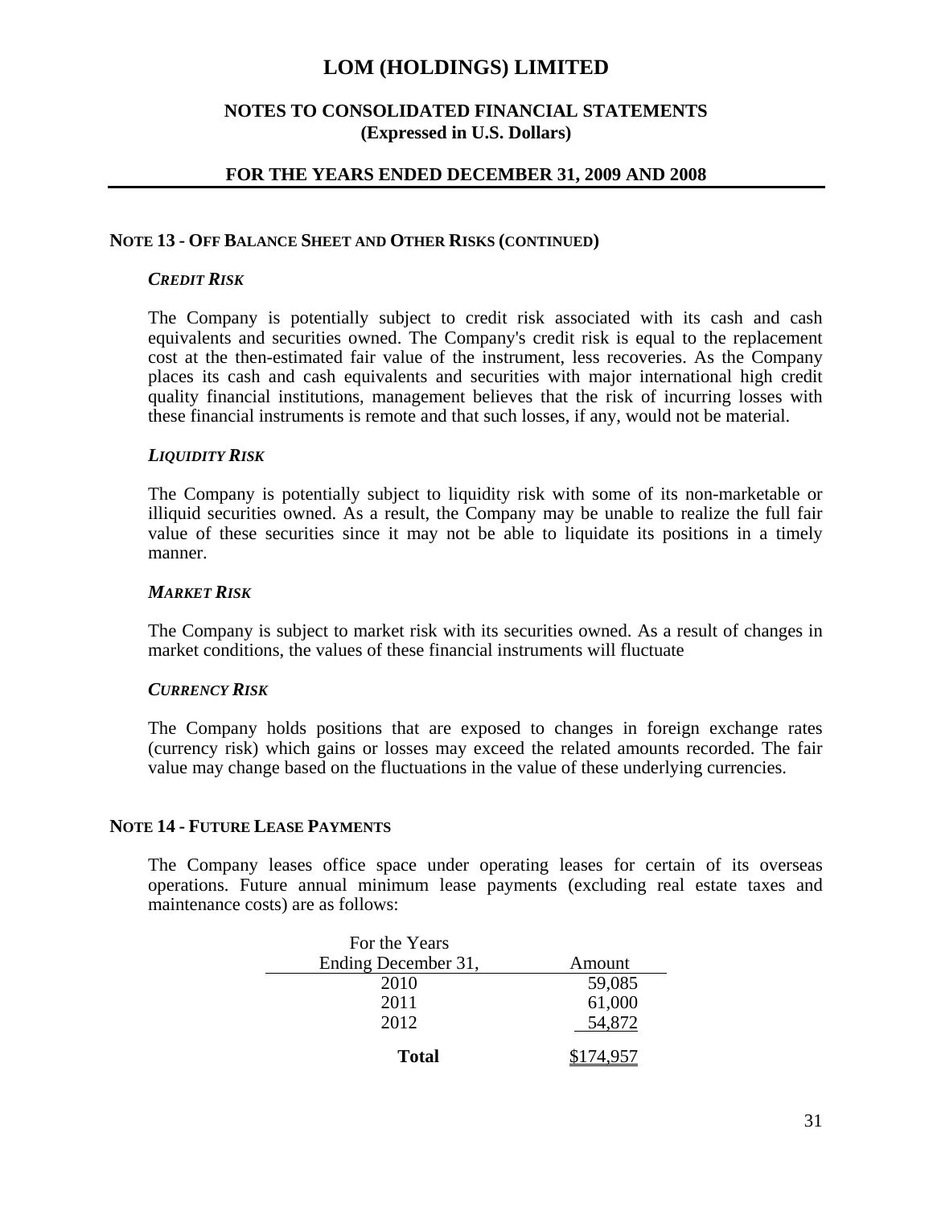# LOM (HOLDINGS) LIMITED

## NOTES TO CONSOLIDATED FINANCIAL STATEMENTS
## (Expressed in U.S. Dollars)

## FOR THE YEARS ENDED DECEMBER 31, 2009 AND 2008

### NOTE 13 - OFF BALANCE SHEET AND OTHER RISKS (CONTINUED)

***CREDIT RISK***

The Company is potentially subject to credit risk associated with its cash and cash equivalents and securities owned. The Company's credit risk is equal to the replacement cost at the then-estimated fair value of the instrument, less recoveries. As the Company places its cash and cash equivalents and securities with major international high credit quality financial institutions, management believes that the risk of incurring losses with these financial instruments is remote and that such losses, if any, would not be material.

***LIQUIDITY RISK***

The Company is potentially subject to liquidity risk with some of its non-marketable or illiquid securities owned. As a result, the Company may be unable to realize the full fair value of these securities since it may not be able to liquidate its positions in a timely manner.

***MARKET RISK***

The Company is subject to market risk with its securities owned. As a result of changes in market conditions, the values of these financial instruments will fluctuate

***CURRENCY RISK***

The Company holds positions that are exposed to changes in foreign exchange rates (currency risk) which gains or losses may exceed the related amounts recorded. The fair value may change based on the fluctuations in the value of these underlying currencies.

### NOTE 14 - FUTURE LEASE PAYMENTS

The Company leases office space under operating leases for certain of its overseas operations. Future annual minimum lease payments (excluding real estate taxes and maintenance costs) are as follows:

| For the Years Ending December 31, | Amount |
|---|---|
| 2010 | 59,085 |
| 2011 | 61,000 |
| 2012 | 54,872 |
| **Total** | $174,957 |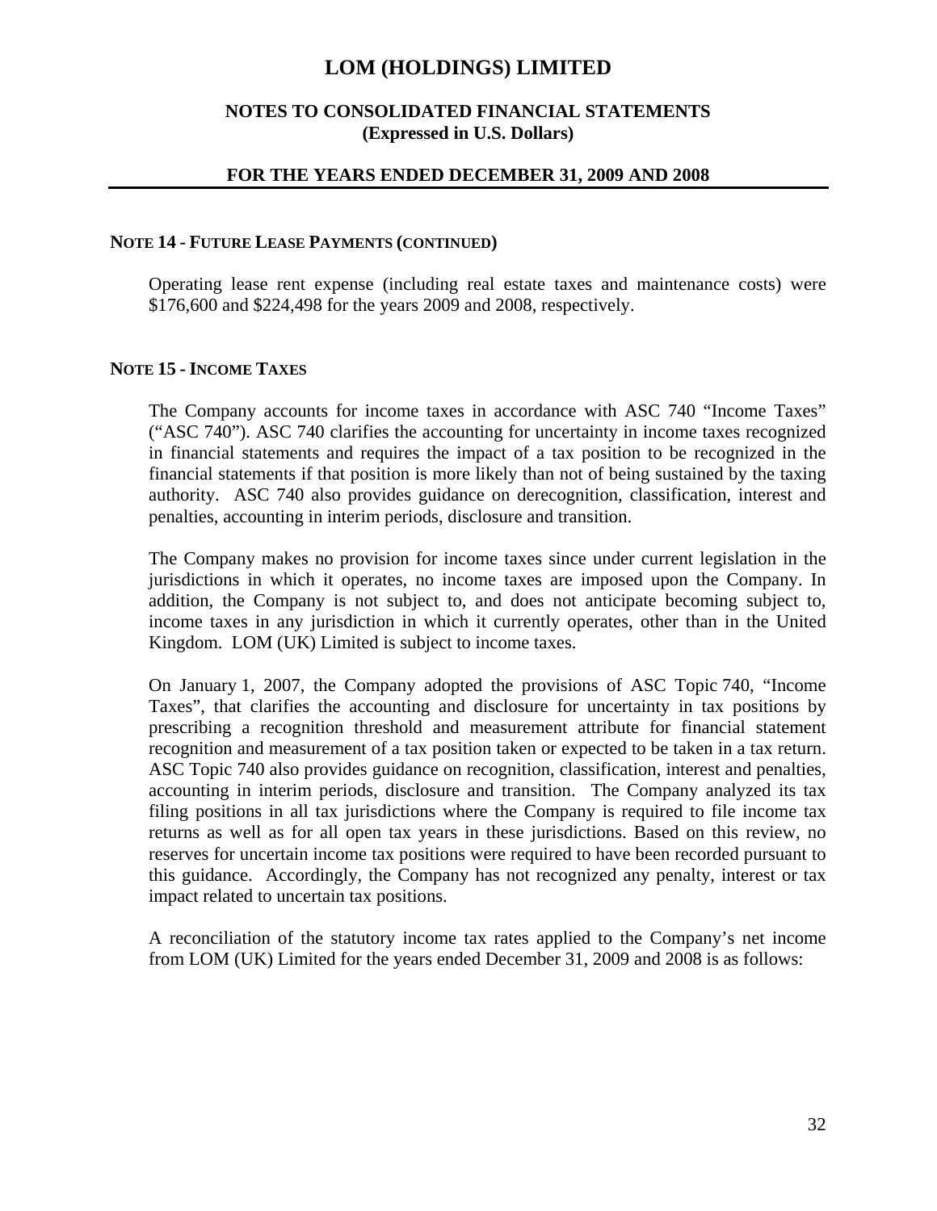# LOM (HOLDINGS) LIMITED

## NOTES TO CONSOLIDATED FINANCIAL STATEMENTS
**(Expressed in U.S. Dollars)**

**FOR THE YEARS ENDED DECEMBER 31, 2009 AND 2008**

### NOTE 14 - FUTURE LEASE PAYMENTS (CONTINUED)

Operating lease rent expense (including real estate taxes and maintenance costs) were \$176,600 and \$224,498 for the years 2009 and 2008, respectively.

### NOTE 15 - INCOME TAXES

The Company accounts for income taxes in accordance with ASC 740 "Income Taxes" ("ASC 740"). ASC 740 clarifies the accounting for uncertainty in income taxes recognized in financial statements and requires the impact of a tax position to be recognized in the financial statements if that position is more likely than not of being sustained by the taxing authority. ASC 740 also provides guidance on derecognition, classification, interest and penalties, accounting in interim periods, disclosure and transition.

The Company makes no provision for income taxes since under current legislation in the jurisdictions in which it operates, no income taxes are imposed upon the Company. In addition, the Company is not subject to, and does not anticipate becoming subject to, income taxes in any jurisdiction in which it currently operates, other than in the United Kingdom. LOM (UK) Limited is subject to income taxes.

On January 1, 2007, the Company adopted the provisions of ASC Topic 740, "Income Taxes", that clarifies the accounting and disclosure for uncertainty in tax positions by prescribing a recognition threshold and measurement attribute for financial statement recognition and measurement of a tax position taken or expected to be taken in a tax return. ASC Topic 740 also provides guidance on recognition, classification, interest and penalties, accounting in interim periods, disclosure and transition. The Company analyzed its tax filing positions in all tax jurisdictions where the Company is required to file income tax returns as well as for all open tax years in these jurisdictions. Based on this review, no reserves for uncertain income tax positions were required to have been recorded pursuant to this guidance. Accordingly, the Company has not recognized any penalty, interest or tax impact related to uncertain tax positions.

A reconciliation of the statutory income tax rates applied to the Company's net income from LOM (UK) Limited for the years ended December 31, 2009 and 2008 is as follows: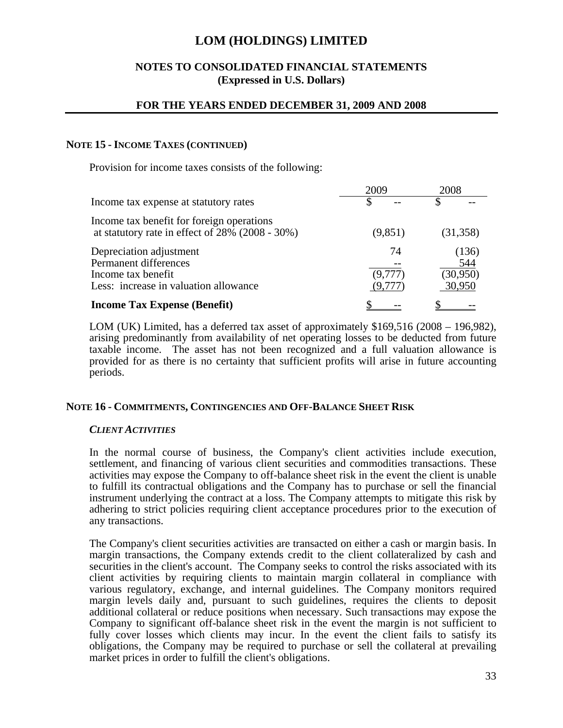# LOM (HOLDINGS) LIMITED

## NOTES TO CONSOLIDATED FINANCIAL STATEMENTS (Expressed in U.S. Dollars)

## FOR THE YEARS ENDED DECEMBER 31, 2009 AND 2008

### NOTE 15 - INCOME TAXES (CONTINUED)

Provision for income taxes consists of the following:

| | 2009 | 2008 |
|---|---|---|
| Income tax expense at statutory rates | $ -- | $ -- |
| Income tax benefit for foreign operations at statutory rate in effect of 28% (2008 - 30%) | (9,851) | (31,358) |
| Depreciation adjustment | 74 | (136) |
| Permanent differences | -- | 544 |
| Income tax benefit | (9,777) | (30,950) |
| Less: increase in valuation allowance | (9,777) | 30,950 |
| **Income Tax Expense (Benefit)** | $ -- | $ -- |

LOM (UK) Limited, has a deferred tax asset of approximately $169,516 (2008 – 196,982), arising predominantly from availability of net operating losses to be deducted from future taxable income. The asset has not been recognized and a full valuation allowance is provided for as there is no certainty that sufficient profits will arise in future accounting periods.

### NOTE 16 - COMMITMENTS, CONTINGENCIES AND OFF-BALANCE SHEET RISK

***CLIENT ACTIVITIES***

In the normal course of business, the Company's client activities include execution, settlement, and financing of various client securities and commodities transactions. These activities may expose the Company to off-balance sheet risk in the event the client is unable to fulfill its contractual obligations and the Company has to purchase or sell the financial instrument underlying the contract at a loss. The Company attempts to mitigate this risk by adhering to strict policies requiring client acceptance procedures prior to the execution of any transactions.

The Company's client securities activities are transacted on either a cash or margin basis. In margin transactions, the Company extends credit to the client collateralized by cash and securities in the client's account. The Company seeks to control the risks associated with its client activities by requiring clients to maintain margin collateral in compliance with various regulatory, exchange, and internal guidelines. The Company monitors required margin levels daily and, pursuant to such guidelines, requires the clients to deposit additional collateral or reduce positions when necessary. Such transactions may expose the Company to significant off-balance sheet risk in the event the margin is not sufficient to fully cover losses which clients may incur. In the event the client fails to satisfy its obligations, the Company may be required to purchase or sell the collateral at prevailing market prices in order to fulfill the client's obligations.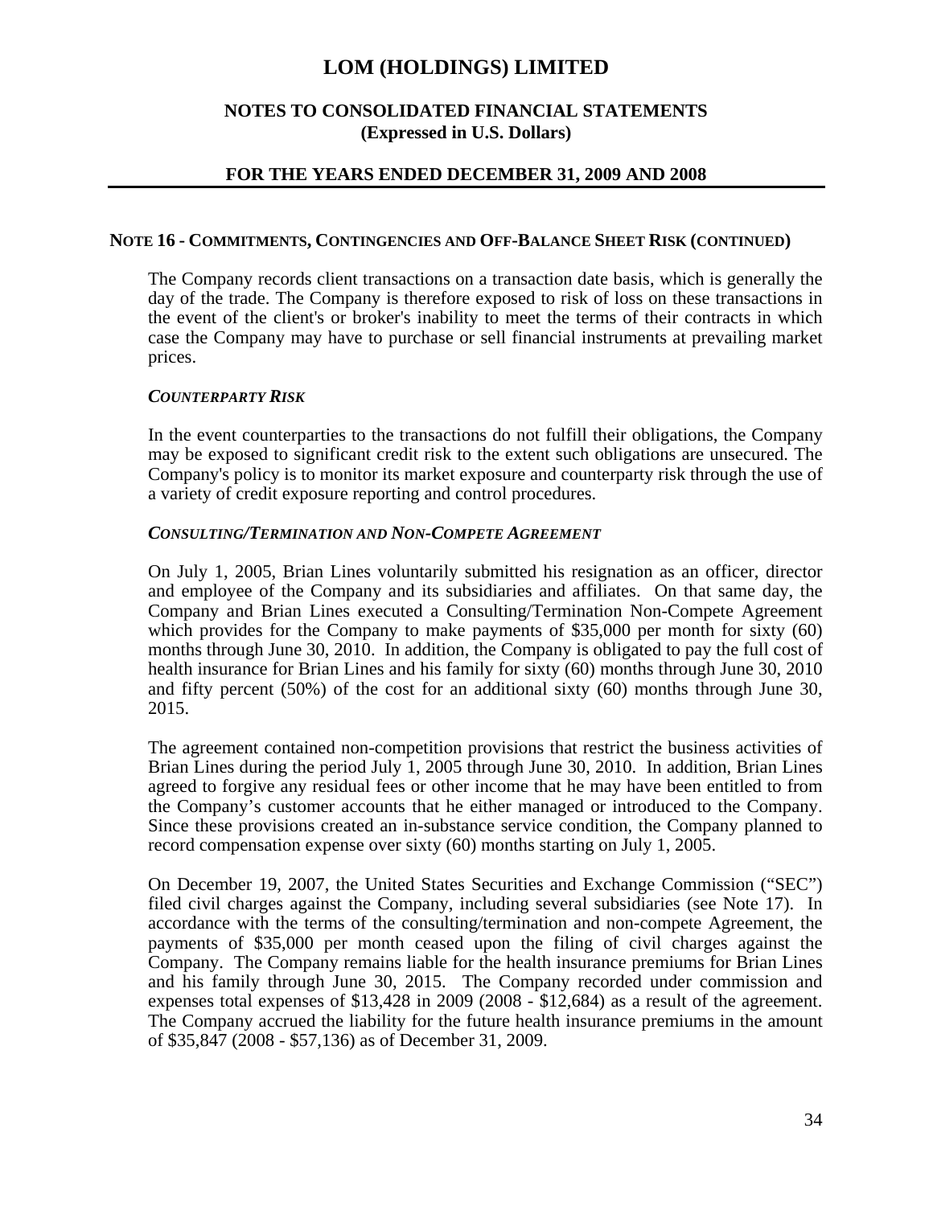# LOM (HOLDINGS) LIMITED

## NOTES TO CONSOLIDATED FINANCIAL STATEMENTS (Expressed in U.S. Dollars)

## FOR THE YEARS ENDED DECEMBER 31, 2009 AND 2008

### NOTE 16 - COMMITMENTS, CONTINGENCIES AND OFF-BALANCE SHEET RISK (CONTINUED)

The Company records client transactions on a transaction date basis, which is generally the day of the trade. The Company is therefore exposed to risk of loss on these transactions in the event of the client's or broker's inability to meet the terms of their contracts in which case the Company may have to purchase or sell financial instruments at prevailing market prices.

#### *COUNTERPARTY RISK*

In the event counterparties to the transactions do not fulfill their obligations, the Company may be exposed to significant credit risk to the extent such obligations are unsecured. The Company's policy is to monitor its market exposure and counterparty risk through the use of a variety of credit exposure reporting and control procedures.

#### *CONSULTING/TERMINATION AND NON-COMPETE AGREEMENT*

On July 1, 2005, Brian Lines voluntarily submitted his resignation as an officer, director and employee of the Company and its subsidiaries and affiliates. On that same day, the Company and Brian Lines executed a Consulting/Termination Non-Compete Agreement which provides for the Company to make payments of $35,000 per month for sixty (60) months through June 30, 2010. In addition, the Company is obligated to pay the full cost of health insurance for Brian Lines and his family for sixty (60) months through June 30, 2010 and fifty percent (50%) of the cost for an additional sixty (60) months through June 30, 2015.

The agreement contained non-competition provisions that restrict the business activities of Brian Lines during the period July 1, 2005 through June 30, 2010. In addition, Brian Lines agreed to forgive any residual fees or other income that he may have been entitled to from the Company's customer accounts that he either managed or introduced to the Company. Since these provisions created an in-substance service condition, the Company planned to record compensation expense over sixty (60) months starting on July 1, 2005.

On December 19, 2007, the United States Securities and Exchange Commission ("SEC") filed civil charges against the Company, including several subsidiaries (see Note 17). In accordance with the terms of the consulting/termination and non-compete Agreement, the payments of $35,000 per month ceased upon the filing of civil charges against the Company. The Company remains liable for the health insurance premiums for Brian Lines and his family through June 30, 2015. The Company recorded under commission and expenses total expenses of $13,428 in 2009 (2008 - $12,684) as a result of the agreement. The Company accrued the liability for the future health insurance premiums in the amount of $35,847 (2008 - $57,136) as of December 31, 2009.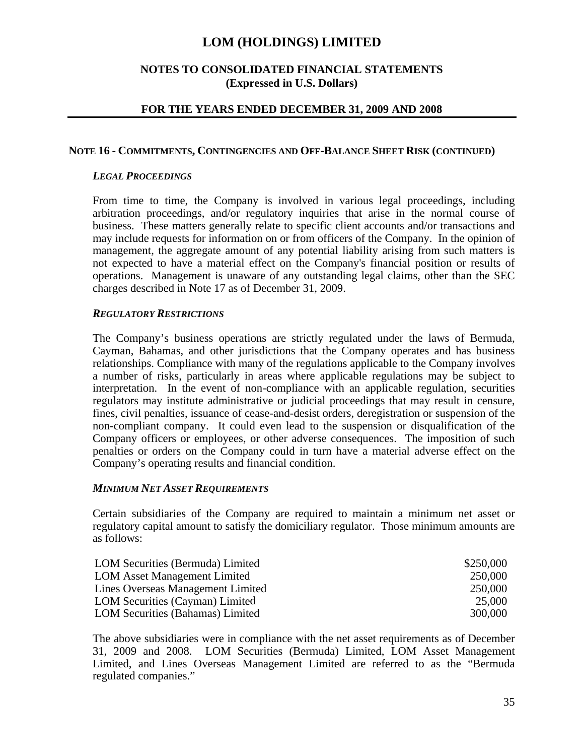# LOM (HOLDINGS) LIMITED

## NOTES TO CONSOLIDATED FINANCIAL STATEMENTS
## (Expressed in U.S. Dollars)

## FOR THE YEARS ENDED DECEMBER 31, 2009 AND 2008

### NOTE 16 - COMMITMENTS, CONTINGENCIES AND OFF-BALANCE SHEET RISK (CONTINUED)

***LEGAL PROCEEDINGS***

From time to time, the Company is involved in various legal proceedings, including arbitration proceedings, and/or regulatory inquiries that arise in the normal course of business. These matters generally relate to specific client accounts and/or transactions and may include requests for information on or from officers of the Company. In the opinion of management, the aggregate amount of any potential liability arising from such matters is not expected to have a material effect on the Company's financial position or results of operations. Management is unaware of any outstanding legal claims, other than the SEC charges described in Note 17 as of December 31, 2009.

***REGULATORY RESTRICTIONS***

The Company's business operations are strictly regulated under the laws of Bermuda, Cayman, Bahamas, and other jurisdictions that the Company operates and has business relationships. Compliance with many of the regulations applicable to the Company involves a number of risks, particularly in areas where applicable regulations may be subject to interpretation. In the event of non-compliance with an applicable regulation, securities regulators may institute administrative or judicial proceedings that may result in censure, fines, civil penalties, issuance of cease-and-desist orders, deregistration or suspension of the non-compliant company. It could even lead to the suspension or disqualification of the Company officers or employees, or other adverse consequences. The imposition of such penalties or orders on the Company could in turn have a material adverse effect on the Company's operating results and financial condition.

***MINIMUM NET ASSET REQUIREMENTS***

Certain subsidiaries of the Company are required to maintain a minimum net asset or regulatory capital amount to satisfy the domiciliary regulator. Those minimum amounts are as follows:

| | |
|---|---:|
| LOM Securities (Bermuda) Limited | $250,000 |
| LOM Asset Management Limited | 250,000 |
| Lines Overseas Management Limited | 250,000 |
| LOM Securities (Cayman) Limited | 25,000 |
| LOM Securities (Bahamas) Limited | 300,000 |

The above subsidiaries were in compliance with the net asset requirements as of December 31, 2009 and 2008. LOM Securities (Bermuda) Limited, LOM Asset Management Limited, and Lines Overseas Management Limited are referred to as the "Bermuda regulated companies."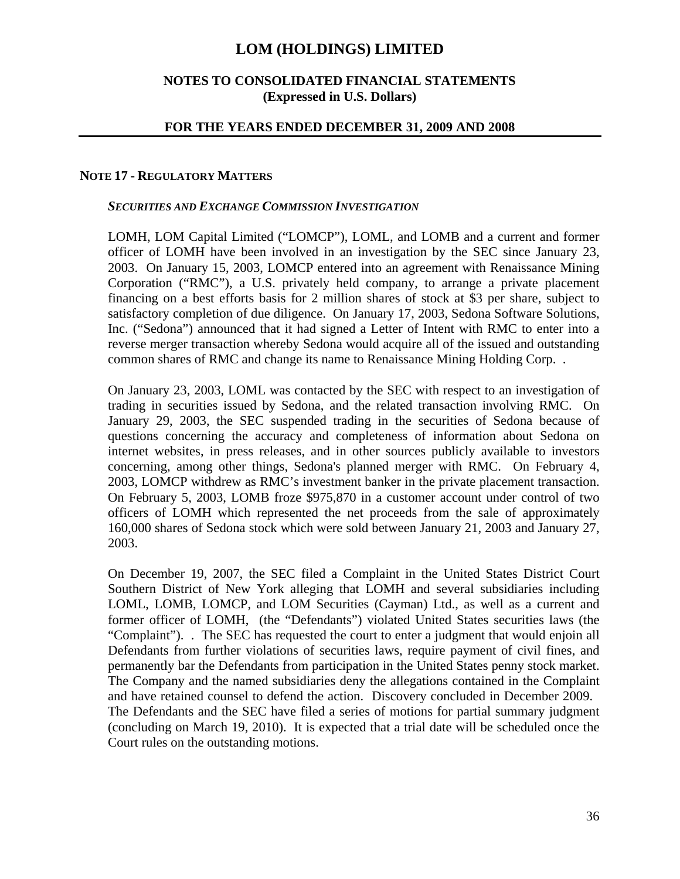# LOM (HOLDINGS) LIMITED

## NOTES TO CONSOLIDATED FINANCIAL STATEMENTS
## (Expressed in U.S. Dollars)

## FOR THE YEARS ENDED DECEMBER 31, 2009 AND 2008

### NOTE 17 - REGULATORY MATTERS

***SECURITIES AND EXCHANGE COMMISSION INVESTIGATION***

LOMH, LOM Capital Limited ("LOMCP"), LOML, and LOMB and a current and former officer of LOMH have been involved in an investigation by the SEC since January 23, 2003. On January 15, 2003, LOMCP entered into an agreement with Renaissance Mining Corporation ("RMC"), a U.S. privately held company, to arrange a private placement financing on a best efforts basis for 2 million shares of stock at $3 per share, subject to satisfactory completion of due diligence. On January 17, 2003, Sedona Software Solutions, Inc. ("Sedona") announced that it had signed a Letter of Intent with RMC to enter into a reverse merger transaction whereby Sedona would acquire all of the issued and outstanding common shares of RMC and change its name to Renaissance Mining Holding Corp. .

On January 23, 2003, LOML was contacted by the SEC with respect to an investigation of trading in securities issued by Sedona, and the related transaction involving RMC. On January 29, 2003, the SEC suspended trading in the securities of Sedona because of questions concerning the accuracy and completeness of information about Sedona on internet websites, in press releases, and in other sources publicly available to investors concerning, among other things, Sedona's planned merger with RMC. On February 4, 2003, LOMCP withdrew as RMC's investment banker in the private placement transaction. On February 5, 2003, LOMB froze $975,870 in a customer account under control of two officers of LOMH which represented the net proceeds from the sale of approximately 160,000 shares of Sedona stock which were sold between January 21, 2003 and January 27, 2003.

On December 19, 2007, the SEC filed a Complaint in the United States District Court Southern District of New York alleging that LOMH and several subsidiaries including LOML, LOMB, LOMCP, and LOM Securities (Cayman) Ltd., as well as a current and former officer of LOMH, (the "Defendants") violated United States securities laws (the "Complaint"). . The SEC has requested the court to enter a judgment that would enjoin all Defendants from further violations of securities laws, require payment of civil fines, and permanently bar the Defendants from participation in the United States penny stock market. The Company and the named subsidiaries deny the allegations contained in the Complaint and have retained counsel to defend the action. Discovery concluded in December 2009. The Defendants and the SEC have filed a series of motions for partial summary judgment (concluding on March 19, 2010). It is expected that a trial date will be scheduled once the Court rules on the outstanding motions.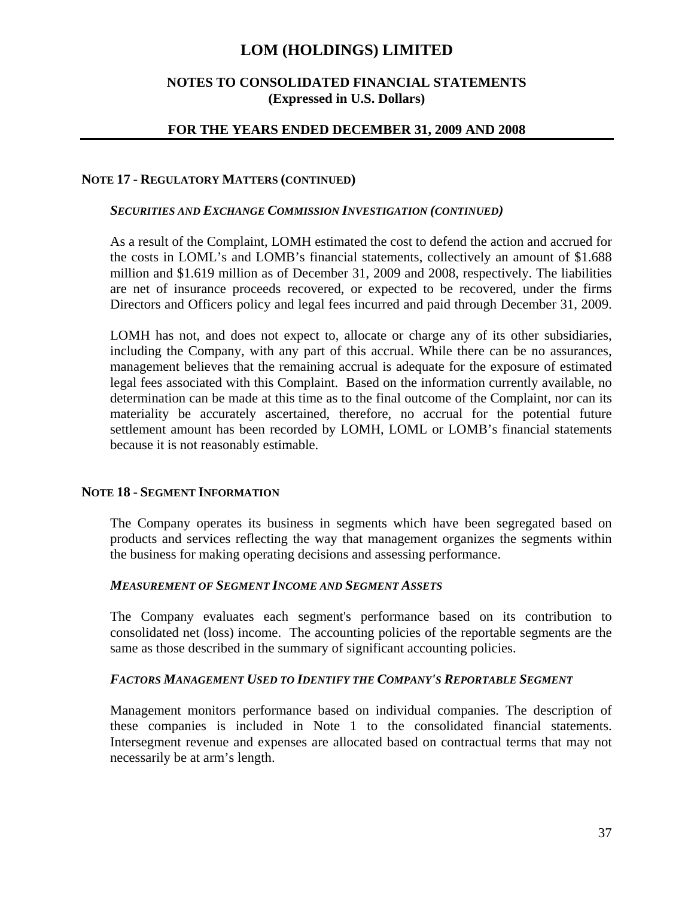## NOTE 17 - REGULATORY MATTERS (CONTINUED)

### *SECURITIES AND EXCHANGE COMMISSION INVESTIGATION (CONTINUED)*

As a result of the Complaint, LOMH estimated the cost to defend the action and accrued for the costs in LOML's and LOMB's financial statements, collectively an amount of $1.688 million and $1.619 million as of December 31, 2009 and 2008, respectively. The liabilities are net of insurance proceeds recovered, or expected to be recovered, under the firms Directors and Officers policy and legal fees incurred and paid through December 31, 2009.

LOMH has not, and does not expect to, allocate or charge any of its other subsidiaries, including the Company, with any part of this accrual. While there can be no assurances, management believes that the remaining accrual is adequate for the exposure of estimated legal fees associated with this Complaint. Based on the information currently available, no determination can be made at this time as to the final outcome of the Complaint, nor can its materiality be accurately ascertained, therefore, no accrual for the potential future settlement amount has been recorded by LOMH, LOML or LOMB's financial statements because it is not reasonably estimable.

## NOTE 18 - SEGMENT INFORMATION

The Company operates its business in segments which have been segregated based on products and services reflecting the way that management organizes the segments within the business for making operating decisions and assessing performance.

### *MEASUREMENT OF SEGMENT INCOME AND SEGMENT ASSETS*

The Company evaluates each segment's performance based on its contribution to consolidated net (loss) income. The accounting policies of the reportable segments are the same as those described in the summary of significant accounting policies.

### *FACTORS MANAGEMENT USED TO IDENTIFY THE COMPANY'S REPORTABLE SEGMENT*

Management monitors performance based on individual companies. The description of these companies is included in Note 1 to the consolidated financial statements. Intersegment revenue and expenses are allocated based on contractual terms that may not necessarily be at arm's length.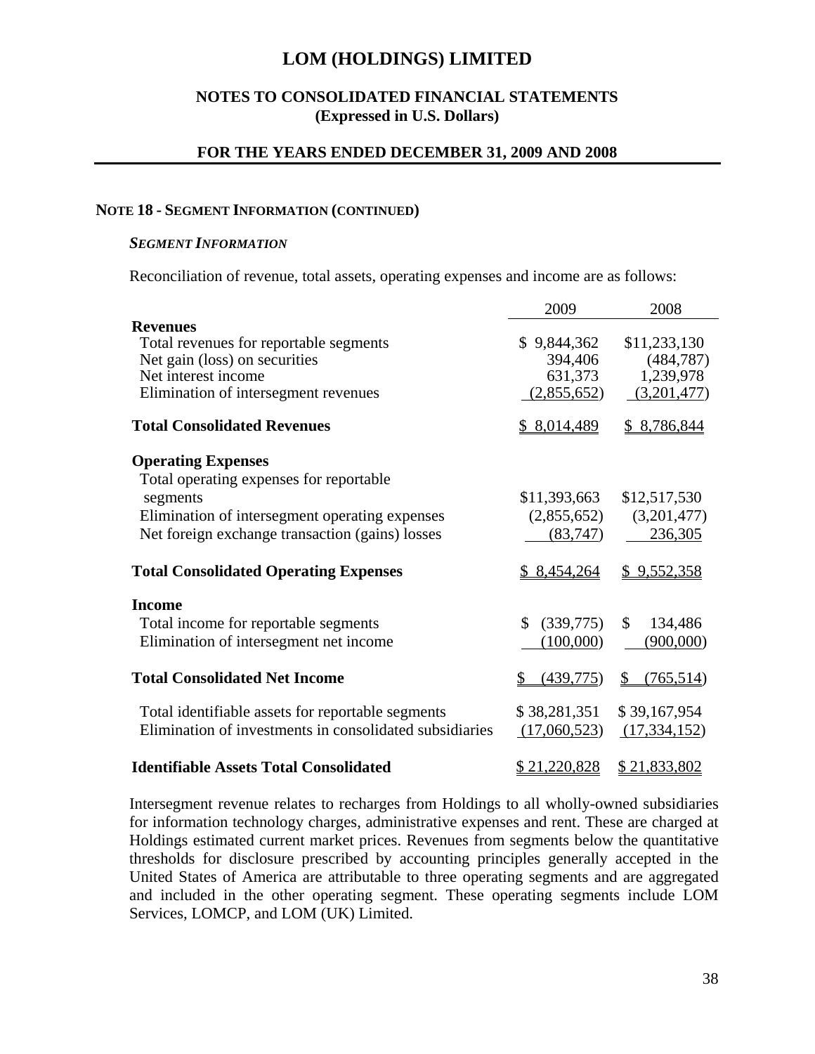# LOM (HOLDINGS) LIMITED

## NOTES TO CONSOLIDATED FINANCIAL STATEMENTS
### (Expressed in U.S. Dollars)

### FOR THE YEARS ENDED DECEMBER 31, 2009 AND 2008

**NOTE 18 - SEGMENT INFORMATION (CONTINUED)**

***SEGMENT INFORMATION***

Reconciliation of revenue, total assets, operating expenses and income are as follows:

| | 2009 | 2008 |
|---|---|---|
| **Revenues** | | |
| Total revenues for reportable segments | $ 9,844,362 | $11,233,130 |
| Net gain (loss) on securities | 394,406 | (484,787) |
| Net interest income | 631,373 | 1,239,978 |
| Elimination of intersegment revenues | (2,855,652) | (3,201,477) |
| **Total Consolidated Revenues** | $ 8,014,489 | $ 8,786,844 |
| **Operating Expenses** | | |
| Total operating expenses for reportable segments | $11,393,663 | $12,517,530 |
| Elimination of intersegment operating expenses | (2,855,652) | (3,201,477) |
| Net foreign exchange transaction (gains) losses | (83,747) | 236,305 |
| **Total Consolidated Operating Expenses** | $ 8,454,264 | $ 9,552,358 |
| **Income** | | |
| Total income for reportable segments | $ (339,775) | $ 134,486 |
| Elimination of intersegment net income | (100,000) | (900,000) |
| **Total Consolidated Net Income** | $ (439,775) | $ (765,514) |
| Total identifiable assets for reportable segments | $ 38,281,351 | $ 39,167,954 |
| Elimination of investments in consolidated subsidiaries | (17,060,523) | (17,334,152) |
| **Identifiable Assets Total Consolidated** | $ 21,220,828 | $ 21,833,802 |

Intersegment revenue relates to recharges from Holdings to all wholly-owned subsidiaries for information technology charges, administrative expenses and rent. These are charged at Holdings estimated current market prices. Revenues from segments below the quantitative thresholds for disclosure prescribed by accounting principles generally accepted in the United States of America are attributable to three operating segments and are aggregated and included in the other operating segment. These operating segments include LOM Services, LOMCP, and LOM (UK) Limited.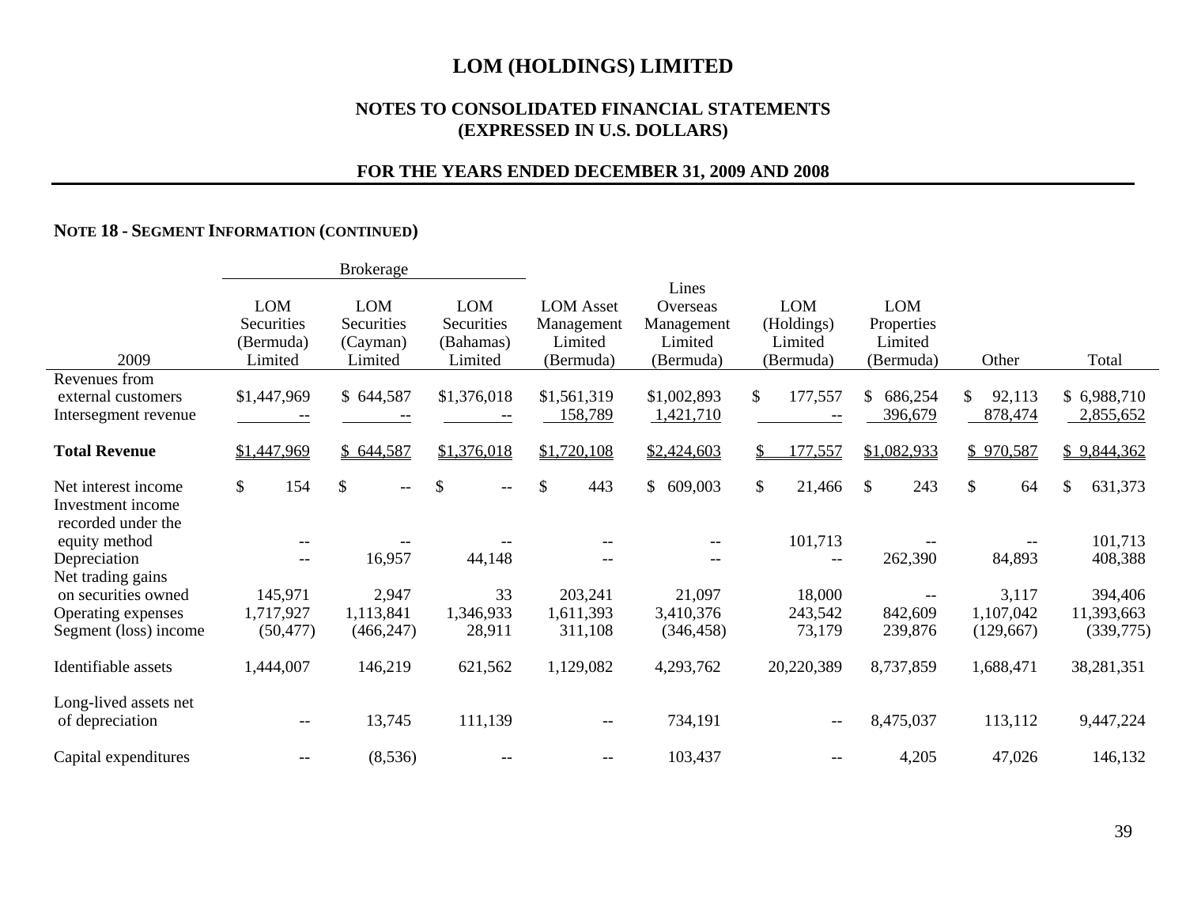# LOM (HOLDINGS) LIMITED

## NOTES TO CONSOLIDATED FINANCIAL STATEMENTS (EXPRESSED IN U.S. DOLLARS)

## FOR THE YEARS ENDED DECEMBER 31, 2009 AND 2008

### NOTE 18 - SEGMENT INFORMATION (CONTINUED)

| | Brokerage | | | | | | | | |
|---|---|---|---|---|---|---|---|---|---|
| 2009 | LOM Securities (Bermuda) Limited | LOM Securities (Cayman) Limited | LOM Securities (Bahamas) Limited | LOM Asset Management Limited (Bermuda) | Lines Overseas Management Limited (Bermuda) | LOM (Holdings) Limited (Bermuda) | LOM Properties Limited (Bermuda) | Other | Total |
| Revenues from external customers | $1,447,969 | $ 644,587 | $1,376,018 | $1,561,319 | $1,002,893 | $ 177,557 | $ 686,254 | $ 92,113 | $ 6,988,710 |
| Intersegment revenue | -- | -- | -- | 158,789 | 1,421,710 | -- | 396,679 | 878,474 | 2,855,652 |
| **Total Revenue** | $1,447,969 | $ 644,587 | $1,376,018 | $1,720,108 | $2,424,603 | $ 177,557 | $1,082,933 | $ 970,587 | $ 9,844,362 |
| Net interest income | $ 154 | $ -- | $ -- | $ 443 | $ 609,003 | $ 21,466 | $ 243 | $ 64 | $ 631,373 |
| Investment income recorded under the equity method | -- | -- | -- | -- | -- | 101,713 | -- | -- | 101,713 |
| Depreciation | -- | 16,957 | 44,148 | -- | -- | -- | 262,390 | 84,893 | 408,388 |
| Net trading gains on securities owned | 145,971 | 2,947 | 33 | 203,241 | 21,097 | 18,000 | -- | 3,117 | 394,406 |
| Operating expenses | 1,717,927 | 1,113,841 | 1,346,933 | 1,611,393 | 3,410,376 | 243,542 | 842,609 | 1,107,042 | 11,393,663 |
| Segment (loss) income | (50,477) | (466,247) | 28,911 | 311,108 | (346,458) | 73,179 | 239,876 | (129,667) | (339,775) |
| Identifiable assets | 1,444,007 | 146,219 | 621,562 | 1,129,082 | 4,293,762 | 20,220,389 | 8,737,859 | 1,688,471 | 38,281,351 |
| Long-lived assets net of depreciation | -- | 13,745 | 111,139 | -- | 734,191 | -- | 8,475,037 | 113,112 | 9,447,224 |
| Capital expenditures | -- | (8,536) | -- | -- | 103,437 | -- | 4,205 | 47,026 | 146,132 |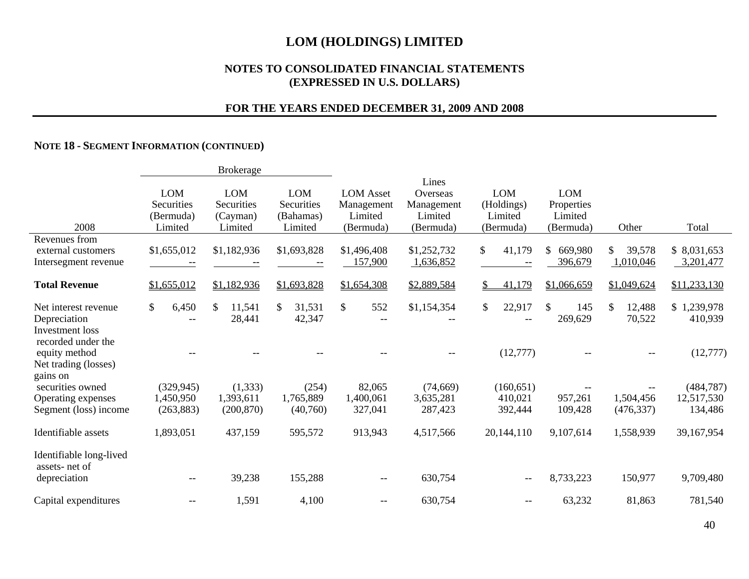# LOM (HOLDINGS) LIMITED

## NOTES TO CONSOLIDATED FINANCIAL STATEMENTS (EXPRESSED IN U.S. DOLLARS)

### FOR THE YEARS ENDED DECEMBER 31, 2009 AND 2008

**NOTE 18 - SEGMENT INFORMATION (CONTINUED)**

| | Brokerage | | | | | | | | |
|---|---|---|---|---|---|---|---|---|---|
| 2008 | LOM Securities (Bermuda) Limited | LOM Securities (Cayman) Limited | LOM Securities (Bahamas) Limited | LOM Asset Management Limited (Bermuda) | Lines Overseas Management Limited (Bermuda) | LOM (Holdings) Limited (Bermuda) | LOM Properties Limited (Bermuda) | Other | Total |
| Revenues from external customers | $1,655,012 | $1,182,936 | $1,693,828 | $1,496,408 | $1,252,732 | $ 41,179 | $ 669,980 | $ 39,578 | $ 8,031,653 |
| Intersegment revenue | -- | -- | -- | 157,900 | 1,636,852 | -- | 396,679 | 1,010,046 | 3,201,477 |
| **Total Revenue** | $1,655,012 | $1,182,936 | $1,693,828 | $1,654,308 | $2,889,584 | $ 41,179 | $1,066,659 | $1,049,624 | $11,233,130 |
| Net interest revenue | $ 6,450 | $ 11,541 | $ 31,531 | $ 552 | $1,154,354 | $ 22,917 | $ 145 | $ 12,488 | $ 1,239,978 |
| Depreciation | -- | 28,441 | 42,347 | -- | -- | -- | 269,629 | 70,522 | 410,939 |
| Investment loss recorded under the equity method | -- | -- | -- | -- | -- | (12,777) | -- | -- | (12,777) |
| Net trading (losses) gains on securities owned | (329,945) | (1,333) | (254) | 82,065 | (74,669) | (160,651) | -- | -- | (484,787) |
| Operating expenses | 1,450,950 | 1,393,611 | 1,765,889 | 1,400,061 | 3,635,281 | 410,021 | 957,261 | 1,504,456 | 12,517,530 |
| Segment (loss) income | (263,883) | (200,870) | (40,760) | 327,041 | 287,423 | 392,444 | 109,428 | (476,337) | 134,486 |
| Identifiable assets | 1,893,051 | 437,159 | 595,572 | 913,943 | 4,517,566 | 20,144,110 | 9,107,614 | 1,558,939 | 39,167,954 |
| Identifiable long-lived assets- net of depreciation | -- | 39,238 | 155,288 | -- | 630,754 | -- | 8,733,223 | 150,977 | 9,709,480 |
| Capital expenditures | -- | 1,591 | 4,100 | -- | 630,754 | -- | 63,232 | 81,863 | 781,540 |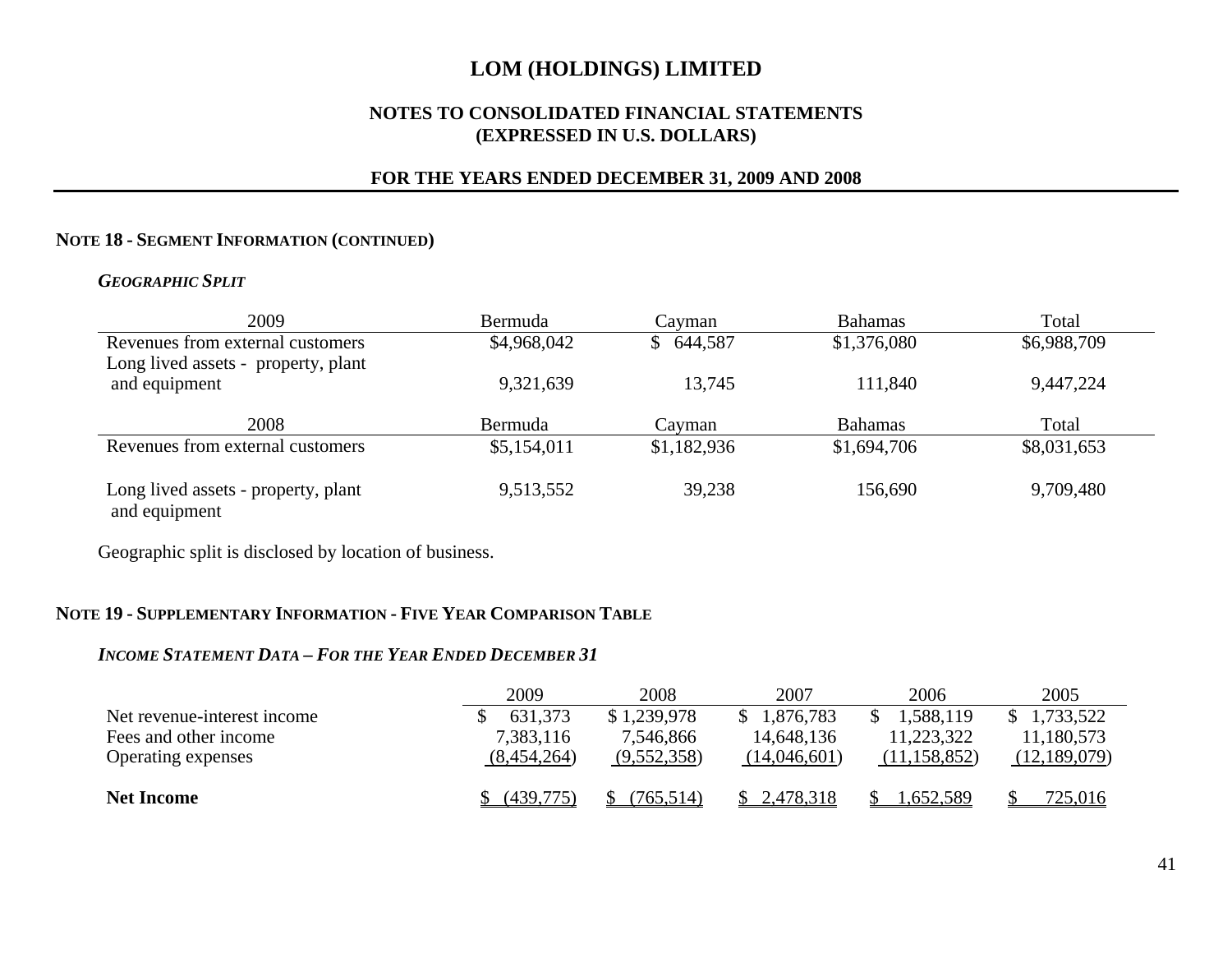# LOM (HOLDINGS) LIMITED

## NOTES TO CONSOLIDATED FINANCIAL STATEMENTS (EXPRESSED IN U.S. DOLLARS)

## FOR THE YEARS ENDED DECEMBER 31, 2009 AND 2008

### NOTE 18 - SEGMENT INFORMATION (CONTINUED)

***GEOGRAPHIC SPLIT***

| 2009 | Bermuda | Cayman | Bahamas | Total |
|---|---|---|---|---|
| Revenues from external customers | $4,968,042 | $ 644,587 | $1,376,080 | $6,988,709 |
| Long lived assets - property, plant and equipment | 9,321,639 | 13,745 | 111,840 | 9,447,224 |

| 2008 | Bermuda | Cayman | Bahamas | Total |
|---|---|---|---|---|
| Revenues from external customers | $5,154,011 | $1,182,936 | $1,694,706 | $8,031,653 |
| Long lived assets - property, plant and equipment | 9,513,552 | 39,238 | 156,690 | 9,709,480 |

Geographic split is disclosed by location of business.

### NOTE 19 - SUPPLEMENTARY INFORMATION - FIVE YEAR COMPARISON TABLE

***INCOME STATEMENT DATA – FOR THE YEAR ENDED DECEMBER 31***

| | 2009 | 2008 | 2007 | 2006 | 2005 |
|---|---|---|---|---|---|
| Net revenue-interest income | $ 631,373 | $ 1,239,978 | $ 1,876,783 | $ 1,588,119 | $ 1,733,522 |
| Fees and other income | 7,383,116 | 7,546,866 | 14,648,136 | 11,223,322 | 11,180,573 |
| Operating expenses | (8,454,264) | (9,552,358) | (14,046,601) | (11,158,852) | (12,189,079) |
| **Net Income** | $ (439,775) | $ (765,514) | $ 2,478,318 | $ 1,652,589 | $ 725,016 |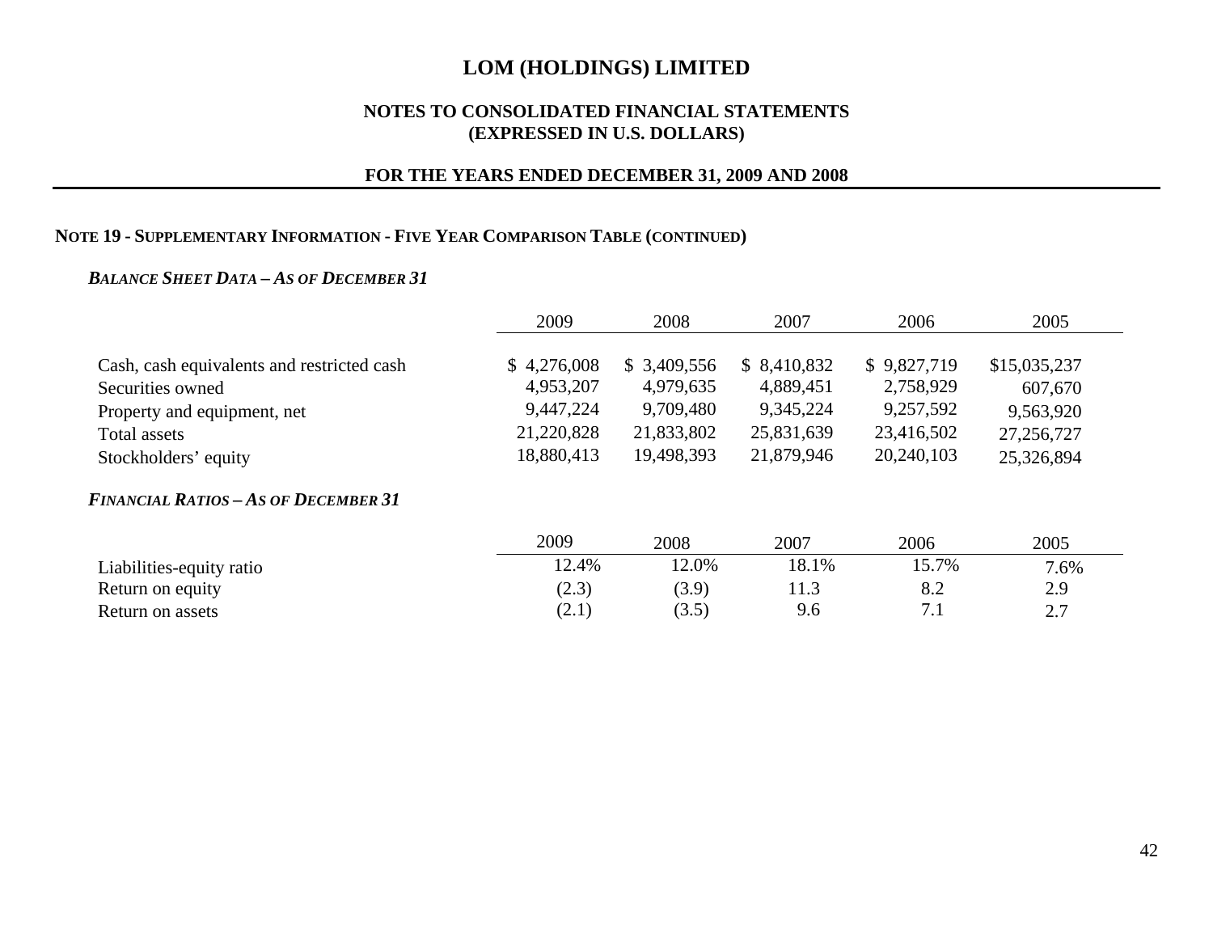# LOM (HOLDINGS) LIMITED

## NOTES TO CONSOLIDATED FINANCIAL STATEMENTS
## (EXPRESSED IN U.S. DOLLARS)

## FOR THE YEARS ENDED DECEMBER 31, 2009 AND 2008

### NOTE 19 - SUPPLEMENTARY INFORMATION - FIVE YEAR COMPARISON TABLE (CONTINUED)

***BALANCE SHEET DATA – AS OF DECEMBER 31***

| | 2009 | 2008 | 2007 | 2006 | 2005 |
|---|---|---|---|---|---|
| Cash, cash equivalents and restricted cash | $ 4,276,008 | $ 3,409,556 | $ 8,410,832 | $ 9,827,719 | $15,035,237 |
| Securities owned | 4,953,207 | 4,979,635 | 4,889,451 | 2,758,929 | 607,670 |
| Property and equipment, net | 9,447,224 | 9,709,480 | 9,345,224 | 9,257,592 | 9,563,920 |
| Total assets | 21,220,828 | 21,833,802 | 25,831,639 | 23,416,502 | 27,256,727 |
| Stockholders' equity | 18,880,413 | 19,498,393 | 21,879,946 | 20,240,103 | 25,326,894 |

***FINANCIAL RATIOS – AS OF DECEMBER 31***

| | 2009 | 2008 | 2007 | 2006 | 2005 |
|---|---|---|---|---|---|
| Liabilities-equity ratio | 12.4% | 12.0% | 18.1% | 15.7% | 7.6% |
| Return on equity | (2.3) | (3.9) | 11.3 | 8.2 | 2.9 |
| Return on assets | (2.1) | (3.5) | 9.6 | 7.1 | 2.7 |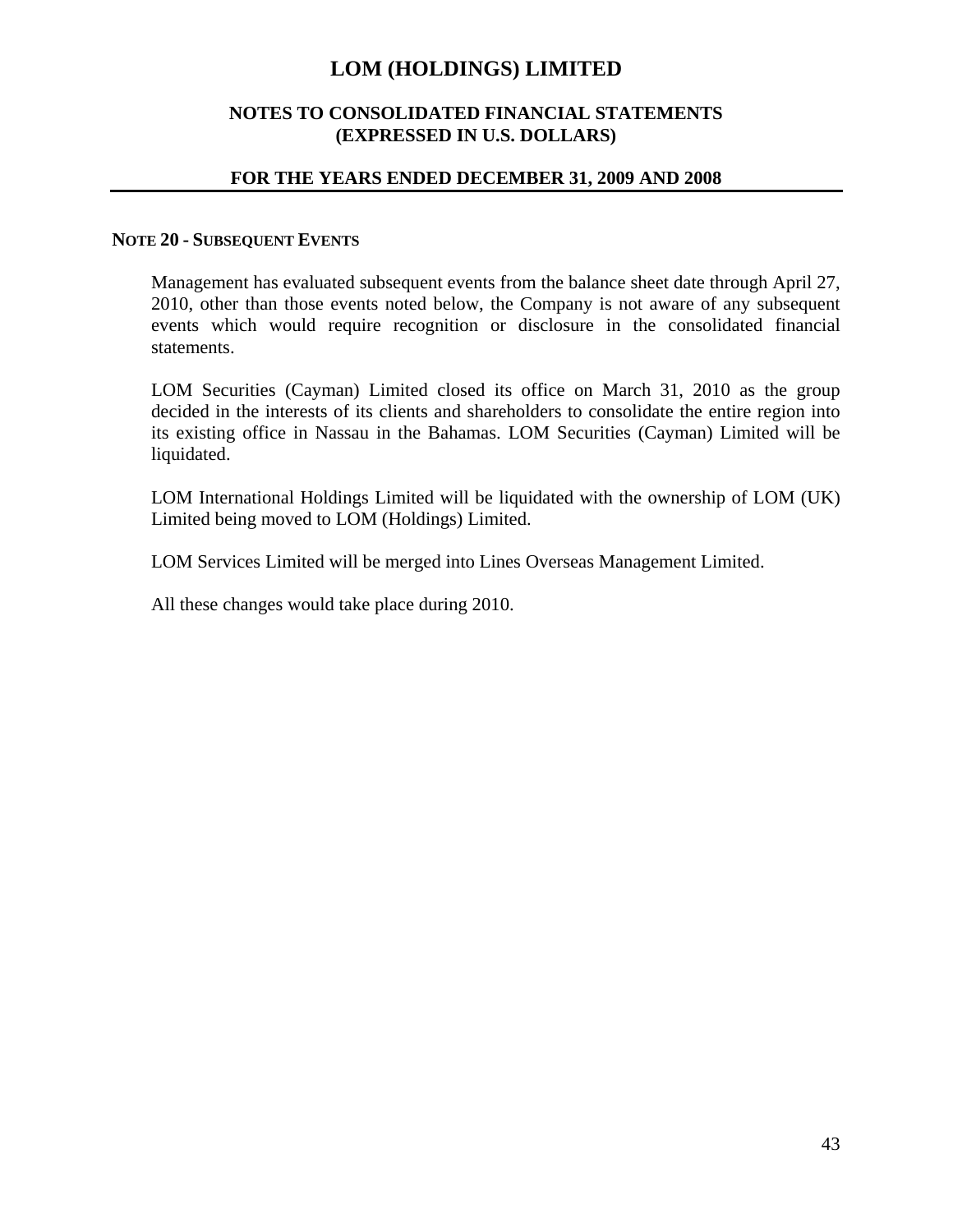# LOM (HOLDINGS) LIMITED

## NOTES TO CONSOLIDATED FINANCIAL STATEMENTS (EXPRESSED IN U.S. DOLLARS)

## FOR THE YEARS ENDED DECEMBER 31, 2009 AND 2008

### NOTE 20 - SUBSEQUENT EVENTS

Management has evaluated subsequent events from the balance sheet date through April 27, 2010, other than those events noted below, the Company is not aware of any subsequent events which would require recognition or disclosure in the consolidated financial statements.

LOM Securities (Cayman) Limited closed its office on March 31, 2010 as the group decided in the interests of its clients and shareholders to consolidate the entire region into its existing office in Nassau in the Bahamas. LOM Securities (Cayman) Limited will be liquidated.

LOM International Holdings Limited will be liquidated with the ownership of LOM (UK) Limited being moved to LOM (Holdings) Limited.

LOM Services Limited will be merged into Lines Overseas Management Limited.

All these changes would take place during 2010.